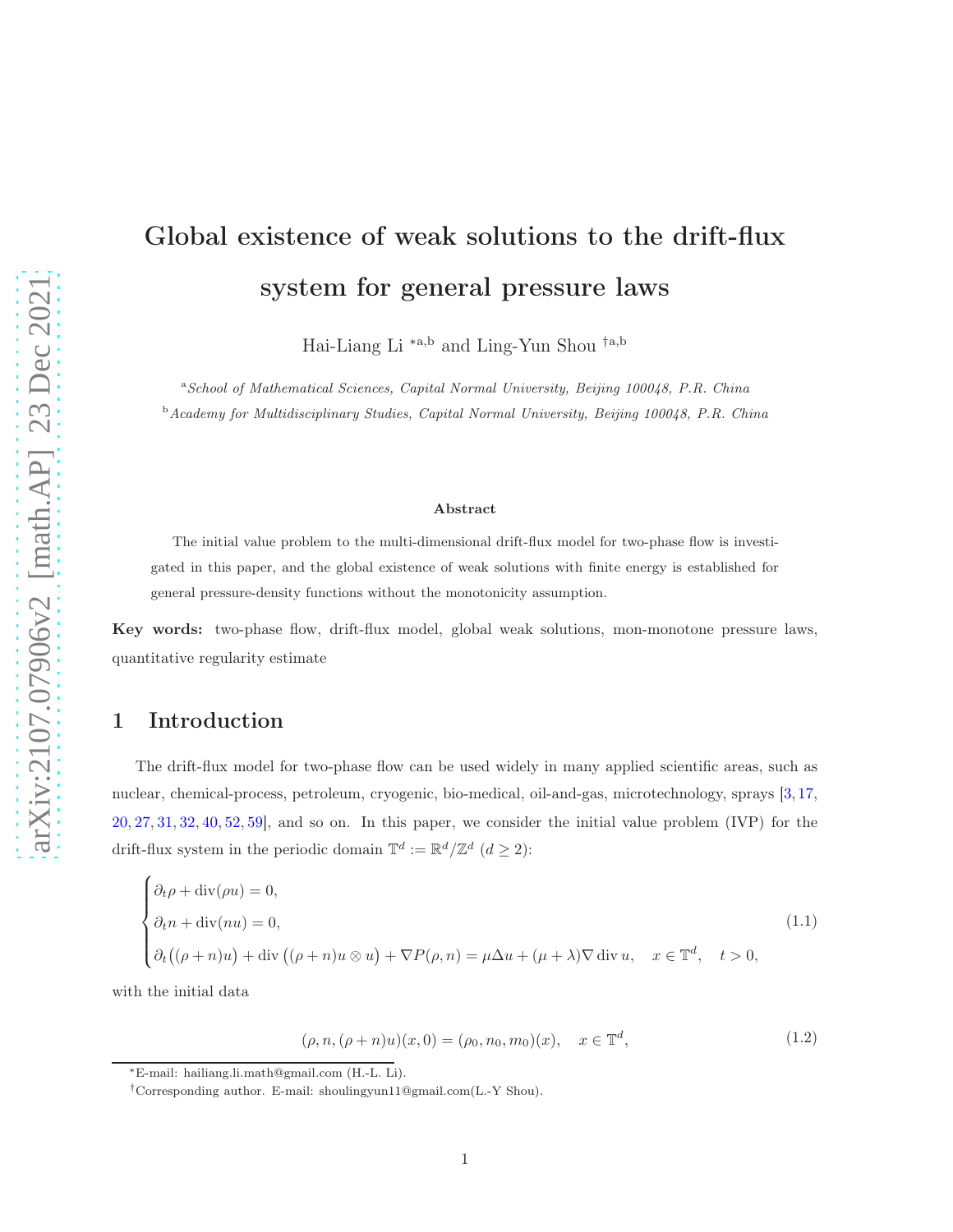# Global existence of weak solutions to the drift-flux system for general pressure laws

Hai-Liang Li [*a,b] and Ling-Yun Shou [†a,b]

[a] *School of Mathematical Sciences, Capital Normal University, Beijing 100048, P.R. China*

[b] *Academy for Multidisciplinary Studies, Capital Normal University, Beijing 100048, P.R. China*

## Abstract

The initial value problem to the multi-dimensional drift-flux model for two-phase flow is investigated in this paper, and the global existence of weak solutions with finite energy is established for general pressure-density functions without the monotonicity assumption.

**Key words:** two-phase flow, drift-flux model, global weak solutions, mon-monotone pressure laws, quantitative regularity estimate

## 1 Introduction

The drift-flux model for two-phase flow can be used widely in many applied scientific areas, such as nuclear, chemical-process, petroleum, cryogenic, bio-medical, oil-and-gas, microtechnology, sprays [3, 17, 20, 27, 31, 32, 40, 52, 59], and so on. In this paper, we consider the initial value problem (IVP) for the drift-flux system in the periodic domain $\mathbb{T}^d := \mathbb{R}^d/\mathbb{Z}^d$ $(d \geq 2)$:

$$
\begin{cases}
\partial_t \rho + \operatorname{div}(\rho u) = 0, \\
\partial_t n + \operatorname{div}(n u) = 0, \\
\partial_t \big((\rho + n)u\big) + \operatorname{div}\big((\rho + n)u \otimes u\big) + \nabla P(\rho, n) = \mu \Delta u + (\mu + \lambda)\nabla \operatorname{div} u, \quad x \in \mathbb{T}^d, \quad t > 0,
\end{cases}
\tag{1.1}
$$

with the initial data

$$
(\rho, n, (\rho + n)u)(x, 0) = (\rho_0, n_0, m_0)(x), \quad x \in \mathbb{T}^d,
\tag{1.2}
$$

[*] E-mail: hailiang.li.math@gmail.com (H.-L. Li).

[†] Corresponding author. E-mail: shoulingyun11@gmail.com(L.-Y Shou).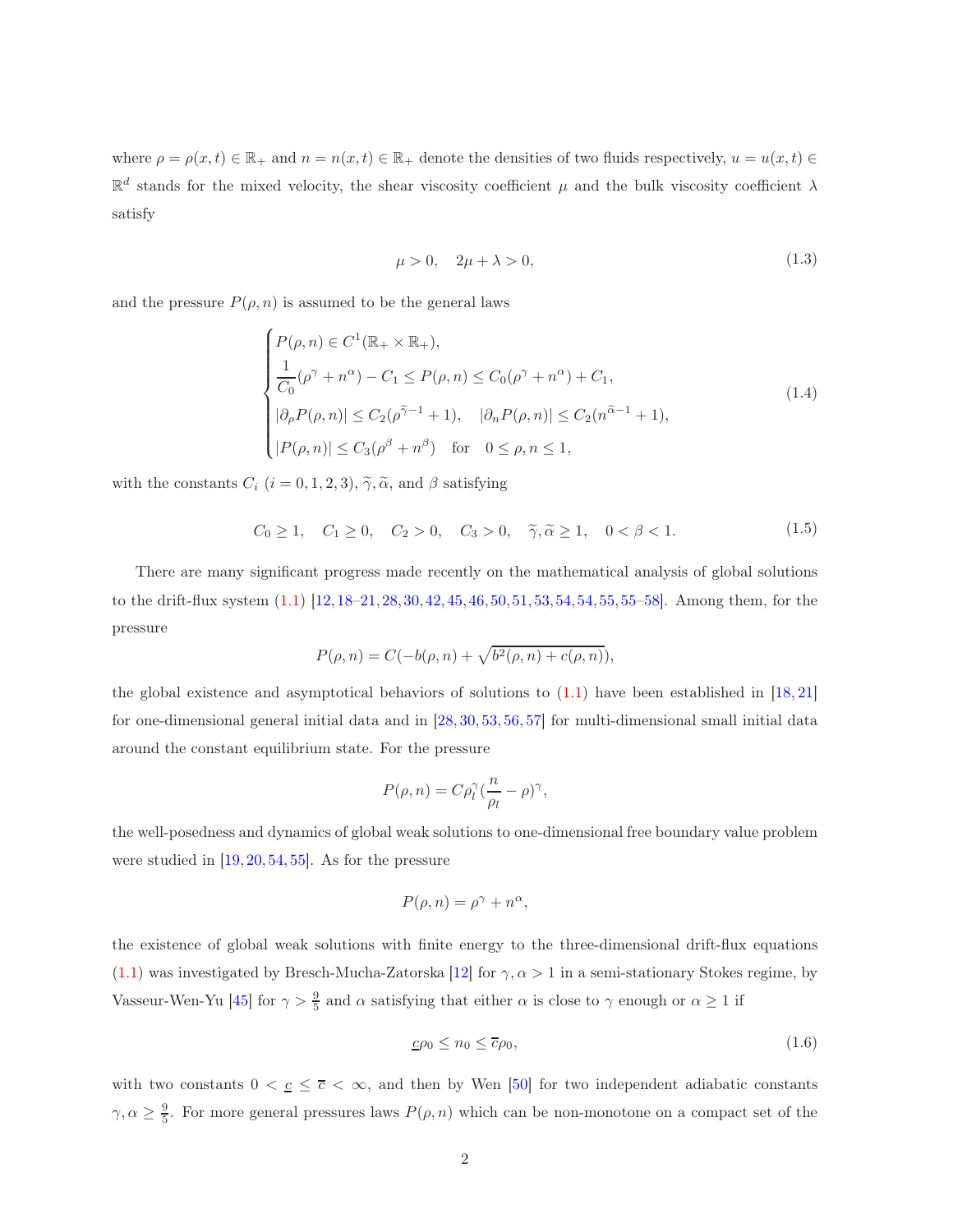where $\rho = \rho(x,t) \in \mathbb{R}_+$ and $n = n(x,t) \in \mathbb{R}_+$ denote the densities of two fluids respectively, $u = u(x,t) \in \mathbb{R}^d$ stands for the mixed velocity, the shear viscosity coefficient $\mu$ and the bulk viscosity coefficient $\lambda$ satisfy

$$\mu > 0, \quad 2\mu + \lambda > 0, \tag{1.3}$$

and the pressure $P(\rho, n)$ is assumed to be the general laws

$$\begin{cases} P(\rho,n) \in C^1(\mathbb{R}_+ \times \mathbb{R}_+), \\ \dfrac{1}{C_0}(\rho^\gamma + n^\alpha) - C_1 \leq P(\rho,n) \leq C_0(\rho^\gamma + n^\alpha) + C_1, \\ |\partial_\rho P(\rho,n)| \leq C_2(\rho^{\widetilde{\gamma}-1} + 1), \quad |\partial_n P(\rho,n)| \leq C_2(n^{\widetilde{\alpha}-1} + 1), \\ |P(\rho,n)| \leq C_3(\rho^\beta + n^\beta) \quad \text{for} \quad 0 \leq \rho, n \leq 1, \end{cases} \tag{1.4}$$

with the constants $C_i$ $(i = 0,1,2,3)$, $\widetilde{\gamma}, \widetilde{\alpha}$, and $\beta$ satisfying

$$C_0 \geq 1, \quad C_1 \geq 0, \quad C_2 > 0, \quad C_3 > 0, \quad \widetilde{\gamma}, \widetilde{\alpha} \geq 1, \quad 0 < \beta < 1. \tag{1.5}$$

There are many significant progress made recently on the mathematical analysis of global solutions to the drift-flux system (1.1) [12, 18–21, 28, 30, 42, 45, 46, 50, 51, 53, 54, 54, 55, 55–58]. Among them, for the pressure

$$P(\rho,n) = C(-b(\rho,n) + \sqrt{b^2(\rho,n) + c(\rho,n)}),$$

the global existence and asymptotical behaviors of solutions to (1.1) have been established in [18, 21] for one-dimensional general initial data and in [28, 30, 53, 56, 57] for multi-dimensional small initial data around the constant equilibrium state. For the pressure

$$P(\rho,n) = C\rho_l^\gamma(\frac{n}{\rho_l} - \rho)^\gamma,$$

the well-posedness and dynamics of global weak solutions to one-dimensional free boundary value problem were studied in [19, 20, 54, 55]. As for the pressure

$$P(\rho,n) = \rho^\gamma + n^\alpha,$$

the existence of global weak solutions with finite energy to the three-dimensional drift-flux equations (1.1) was investigated by Bresch-Mucha-Zatorska [12] for $\gamma, \alpha > 1$ in a semi-stationary Stokes regime, by Vasseur-Wen-Yu [45] for $\gamma > \frac{9}{5}$ and $\alpha$ satisfying that either $\alpha$ is close to $\gamma$ enough or $\alpha \geq 1$ if

$$\underline{c}\rho_0 \leq n_0 \leq \overline{c}\rho_0, \tag{1.6}$$

with two constants $0 < \underline{c} \leq \overline{c} < \infty$, and then by Wen [50] for two independent adiabatic constants $\gamma, \alpha \geq \frac{9}{5}$. For more general pressures laws $P(\rho, n)$ which can be non-monotone on a compact set of the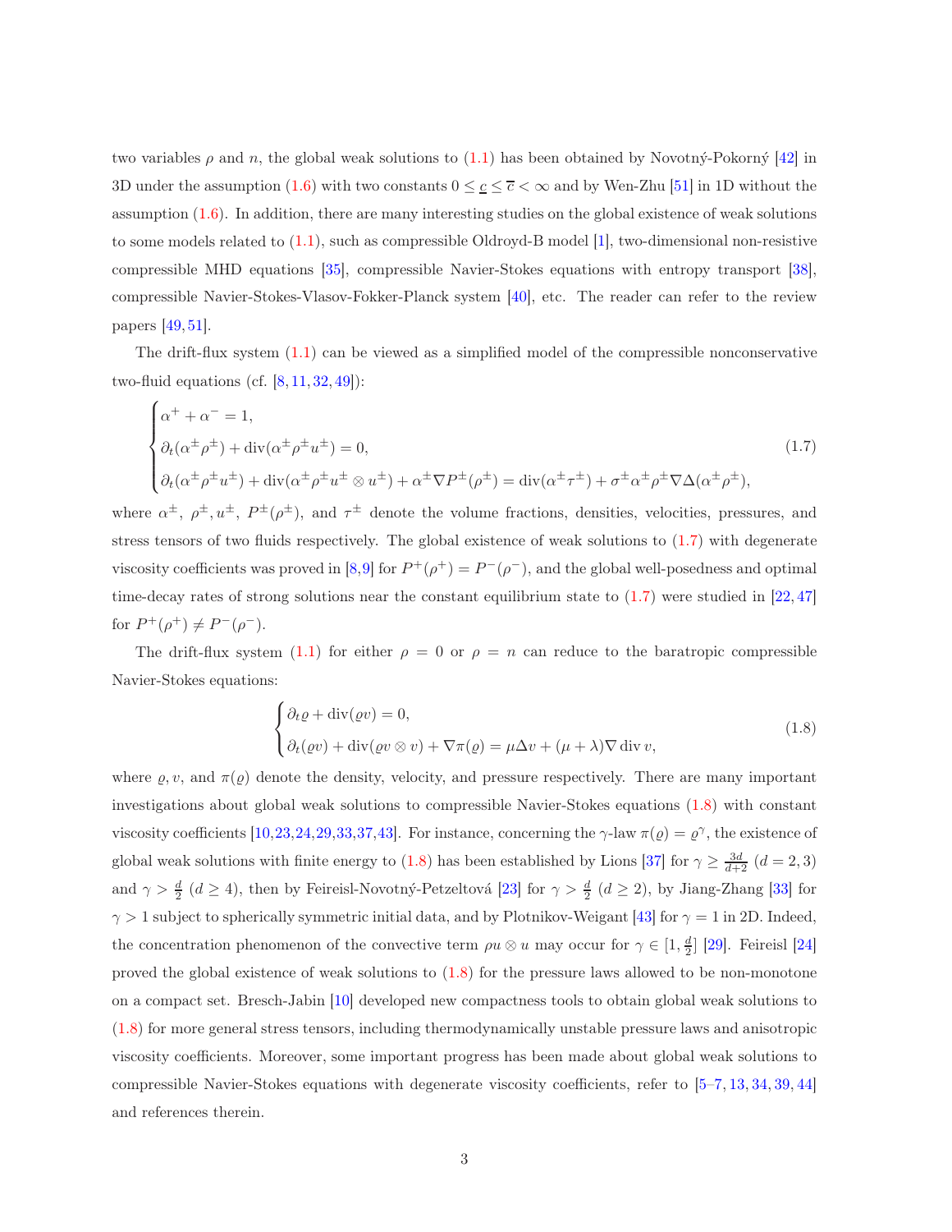two variables $\rho$ and $n$, the global weak solutions to (1.1) has been obtained by Novotný-Pokorný [42] in 3D under the assumption (1.6) with two constants $0 \leq \underline{c} \leq \overline{c} < \infty$ and by Wen-Zhu [51] in 1D without the assumption (1.6). In addition, there are many interesting studies on the global existence of weak solutions to some models related to (1.1), such as compressible Oldroyd-B model [1], two-dimensional non-resistive compressible MHD equations [35], compressible Navier-Stokes equations with entropy transport [38], compressible Navier-Stokes-Vlasov-Fokker-Planck system [40], etc. The reader can refer to the review papers [49, 51].

The drift-flux system (1.1) can be viewed as a simplified model of the compressible nonconservative two-fluid equations (cf. [8, 11, 32, 49]):

$$
\begin{cases}
\alpha^+ + \alpha^- = 1,\\
\partial_t(\alpha^\pm \rho^\pm) + \operatorname{div}(\alpha^\pm \rho^\pm u^\pm) = 0,\\
\partial_t(\alpha^\pm \rho^\pm u^\pm) + \operatorname{div}(\alpha^\pm \rho^\pm u^\pm \otimes u^\pm) + \alpha^\pm \nabla P^\pm(\rho^\pm) = \operatorname{div}(\alpha^\pm \tau^\pm) + \sigma^\pm \alpha^\pm \rho^\pm \nabla \Delta(\alpha^\pm \rho^\pm),
\end{cases}
\tag{1.7}
$$

where $\alpha^\pm$, $\rho^\pm, u^\pm$, $P^\pm(\rho^\pm)$, and $\tau^\pm$ denote the volume fractions, densities, velocities, pressures, and stress tensors of two fluids respectively. The global existence of weak solutions to (1.7) with degenerate viscosity coefficients was proved in [8,9] for $P^+(\rho^+) = P^-(\rho^-)$, and the global well-posedness and optimal time-decay rates of strong solutions near the constant equilibrium state to (1.7) were studied in [22, 47] for $P^+(\rho^+) \neq P^-(\rho^-)$.

The drift-flux system (1.1) for either $\rho = 0$ or $\rho = n$ can reduce to the baratropic compressible Navier-Stokes equations:

$$
\begin{cases}
\partial_t \varrho + \operatorname{div}(\varrho v) = 0,\\
\partial_t(\varrho v) + \operatorname{div}(\varrho v \otimes v) + \nabla \pi(\varrho) = \mu \Delta v + (\mu + \lambda)\nabla \operatorname{div} v,
\end{cases}
\tag{1.8}
$$

where $\varrho, v$, and $\pi(\varrho)$ denote the density, velocity, and pressure respectively. There are many important investigations about global weak solutions to compressible Navier-Stokes equations (1.8) with constant viscosity coefficients [10,23,24,29,33,37,43]. For instance, concerning the $\gamma$-law $\pi(\varrho) = \varrho^\gamma$, the existence of global weak solutions with finite energy to (1.8) has been established by Lions [37] for $\gamma \geq \frac{3d}{d+2}$ $(d = 2, 3)$ and $\gamma > \frac{d}{2}$ $(d \geq 4)$, then by Feireisl-Novotný-Petzeltová [23] for $\gamma > \frac{d}{2}$ $(d \geq 2)$, by Jiang-Zhang [33] for $\gamma > 1$ subject to spherically symmetric initial data, and by Plotnikov-Weigant [43] for $\gamma = 1$ in 2D. Indeed, the concentration phenomenon of the convective term $\rho u \otimes u$ may occur for $\gamma \in [1, \frac{d}{2}]$ [29]. Feireisl [24] proved the global existence of weak solutions to (1.8) for the pressure laws allowed to be non-monotone on a compact set. Bresch-Jabin [10] developed new compactness tools to obtain global weak solutions to (1.8) for more general stress tensors, including thermodynamically unstable pressure laws and anisotropic viscosity coefficients. Moreover, some important progress has been made about global weak solutions to compressible Navier-Stokes equations with degenerate viscosity coefficients, refer to [5–7, 13, 34, 39, 44] and references therein.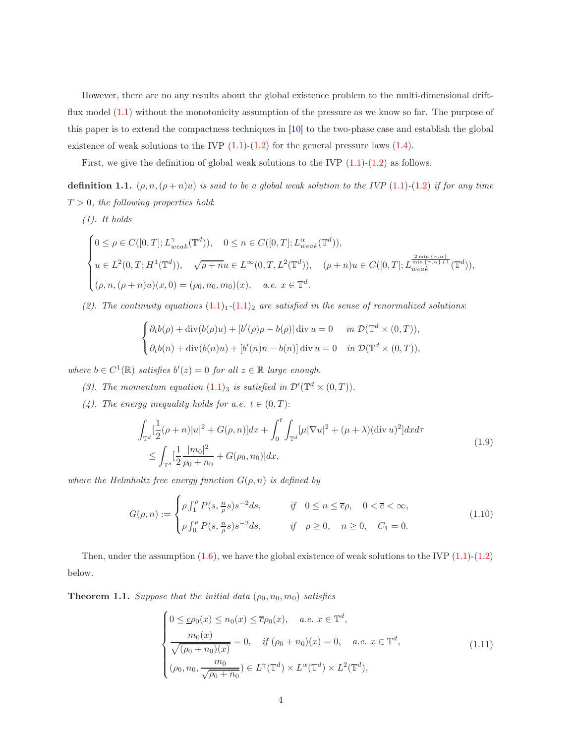However, there are no any results about the global existence problem to the multi-dimensional drift-flux model (1.1) without the monotonicity assumption of the pressure as we know so far. The purpose of this paper is to extend the compactness techniques in [10] to the two-phase case and establish the global existence of weak solutions to the IVP (1.1)-(1.2) for the general pressure laws (1.4).

First, we give the definition of global weak solutions to the IVP (1.1)-(1.2) as follows.

**definition 1.1.** *$(\rho, n, (\rho+n)u)$ is said to be a global weak solution to the IVP (1.1)-(1.2) if for any time $T>0$, the following properties hold*:

*(1). It holds*

$$
\begin{cases}
0 \le \rho \in C([0,T]; L^{\gamma}_{weak}(\mathbb{T}^d)), \quad 0 \le n \in C([0,T]; L^{\alpha}_{weak}(\mathbb{T}^d)),\\
u \in L^2(0,T; H^1(\mathbb{T}^d)), \quad \sqrt{\rho+n}u \in L^{\infty}(0,T,L^2(\mathbb{T}^d)), \quad (\rho+n)u \in C([0,T]; L^{\frac{2\min\{\gamma,\alpha\}}{\min\{\gamma,\alpha\}+1}}_{weak}(\mathbb{T}^d)),\\
(\rho, n, (\rho+n)u)(x,0) = (\rho_0, n_0, m_0)(x), \quad a.e. \ x \in \mathbb{T}^d.
\end{cases}
$$

*(2). The continuity equations $(1.1)_1$-$(1.1)_2$ are satisfied in the sense of renormalized solutions*:

$$
\begin{cases}
\partial_t b(\rho) + \operatorname{div}(b(\rho)u) + [b'(\rho)\rho - b(\rho)] \operatorname{div} u = 0 \quad \text{ in } \mathcal{D}(\mathbb{T}^d \times (0,T)),\\
\partial_t b(n) + \operatorname{div}(b(n)u) + [b'(n)n - b(n)] \operatorname{div} u = 0 \quad \text{ in } \mathcal{D}(\mathbb{T}^d \times (0,T)),
\end{cases}
$$

*where $b \in C^1(\mathbb{R})$ satisfies $b'(z) = 0$ for all $z \in \mathbb{R}$ large enough.*

*(3). The momentum equation $(1.1)_3$ is satisfied in $\mathcal{D}'(\mathbb{T}^d \times (0,T))$.*

*(4). The energy inequality holds for a.e. $t \in (0,T)$:*

$$
\begin{aligned}
&\int_{\mathbb{T}^d} [\frac{1}{2}(\rho+n)|u|^2 + G(\rho,n)]dx + \int_0^t \int_{\mathbb{T}^d} [\mu|\nabla u|^2 + (\mu+\lambda)(\operatorname{div} u)^2] dx d\tau\\
&\quad \le \int_{\mathbb{T}^d} [\frac{1}{2}\frac{|m_0|^2}{\rho_0+n_0} + G(\rho_0,n_0)]dx,
\end{aligned}
\tag{1.9}
$$

*where the Helmholtz free energy function $G(\rho,n)$ is defined by*

$$
G(\rho,n) := \begin{cases}
\rho \int_1^{\rho} P(s, \frac{n}{\rho}s)s^{-2}ds, & \text{if} \quad 0 \le n \le \overline{c}\rho, \quad 0 < \overline{c} < \infty,\\
\rho \int_0^{\rho} P(s, \frac{n}{\rho}s)s^{-2}ds, & \text{if} \quad \rho \ge 0, \quad n \ge 0, \quad C_1 = 0.
\end{cases}
\tag{1.10}
$$

Then, under the assumption (1.6), we have the global existence of weak solutions to the IVP (1.1)-(1.2) below.

**Theorem 1.1.** *Suppose that the initial data $(\rho_0, n_0, m_0)$ satisfies*

$$
\begin{cases}
0 \le \underline{c}\rho_0(x) \le n_0(x) \le \overline{c}\rho_0(x), \quad a.e. \ x \in \mathbb{T}^d,\\
\dfrac{m_0(x)}{\sqrt{(\rho_0+n_0)(x)}} = 0, \quad if \ (\rho_0+n_0)(x) = 0, \quad a.e. \ x \in \mathbb{T}^d,\\
(\rho_0, n_0, \dfrac{m_0}{\sqrt{\rho_0+n_0}}) \in L^{\gamma}(\mathbb{T}^d) \times L^{\alpha}(\mathbb{T}^d) \times L^2(\mathbb{T}^d),
\end{cases}
\tag{1.11}
$$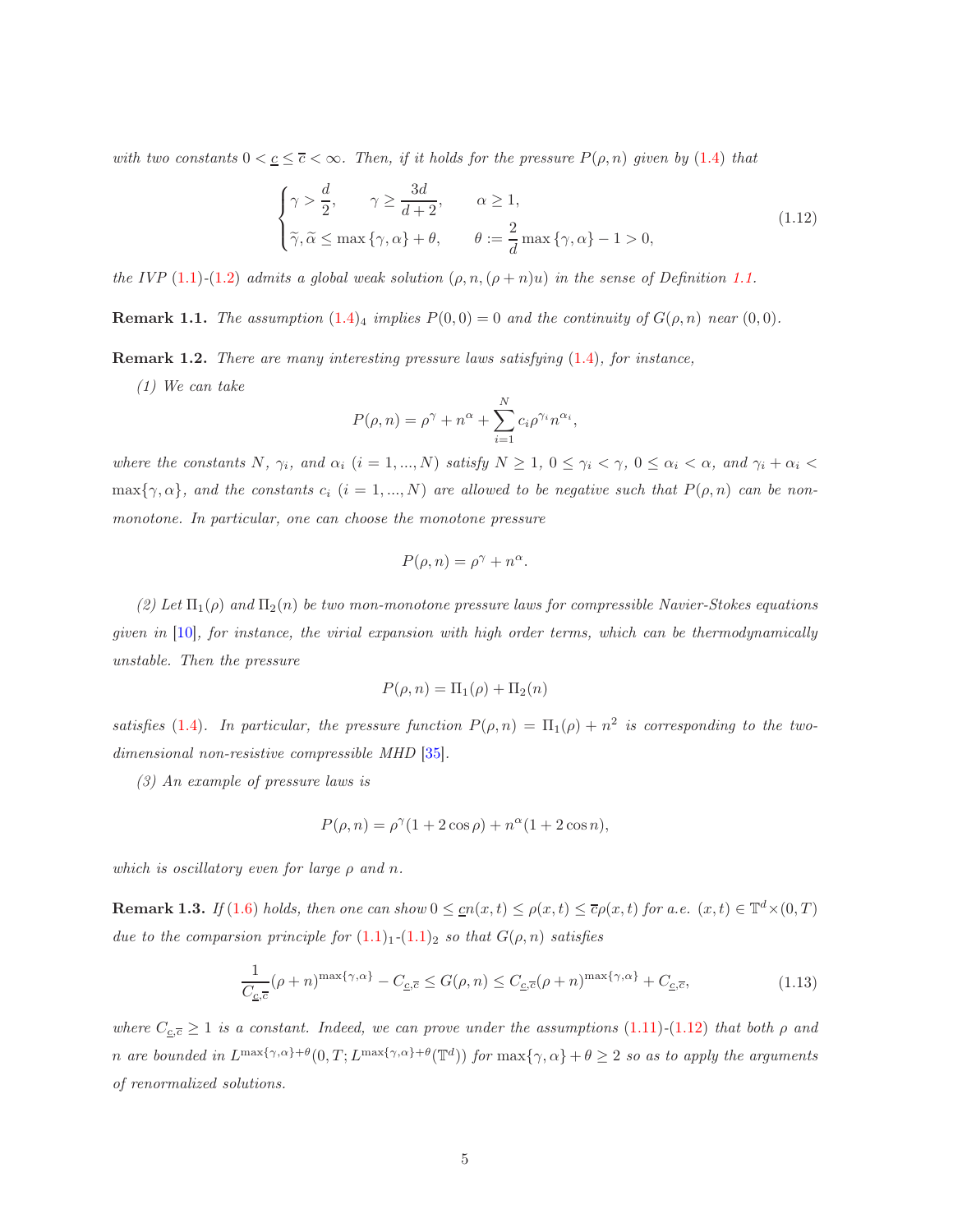*with two constants $0 < \underline{c} \leq \overline{c} < \infty$. Then, if it holds for the pressure $P(\rho, n)$ given by (1.4) that*

$$
\begin{cases}
\gamma > \dfrac{d}{2}, \qquad \gamma \geq \dfrac{3d}{d+2}, \qquad \alpha \geq 1, \\
\widetilde{\gamma}, \widetilde{\alpha} \leq \max\{\gamma, \alpha\} + \theta, \qquad \theta := \dfrac{2}{d}\max\{\gamma, \alpha\} - 1 > 0,
\end{cases}
\tag{1.12}
$$

*the IVP (1.1)-(1.2) admits a global weak solution $(\rho, n, (\rho+n)u)$ in the sense of Definition 1.1.*

**Remark 1.1.** *The assumption $(1.4)_4$ implies $P(0,0) = 0$ and the continuity of $G(\rho, n)$ near $(0,0)$.*

**Remark 1.2.** *There are many interesting pressure laws satisfying (1.4), for instance,*

*(1) We can take*

$$
P(\rho, n) = \rho^{\gamma} + n^{\alpha} + \sum_{i=1}^{N} c_i \rho^{\gamma_i} n^{\alpha_i},
$$

*where the constants $N$, $\gamma_i$, and $\alpha_i$ $(i = 1, ..., N)$ satisfy $N \geq 1$, $0 \leq \gamma_i < \gamma$, $0 \leq \alpha_i < \alpha$, and $\gamma_i + \alpha_i < \max\{\gamma, \alpha\}$, and the constants $c_i$ $(i = 1, ..., N)$ are allowed to be negative such that $P(\rho, n)$ can be non-monotone. In particular, one can choose the monotone pressure*

$$
P(\rho, n) = \rho^{\gamma} + n^{\alpha}.
$$

*(2) Let $\Pi_1(\rho)$ and $\Pi_2(n)$ be two mon-monotone pressure laws for compressible Navier-Stokes equations given in [10], for instance, the virial expansion with high order terms, which can be thermodynamically unstable. Then the pressure*

$$
P(\rho, n) = \Pi_1(\rho) + \Pi_2(n)
$$

*satisfies (1.4). In particular, the pressure function $P(\rho, n) = \Pi_1(\rho) + n^2$ is corresponding to the two-dimensional non-resistive compressible MHD [35].*

*(3) An example of pressure laws is*

$$
P(\rho, n) = \rho^{\gamma}(1 + 2\cos\rho) + n^{\alpha}(1 + 2\cos n),
$$

*which is oscillatory even for large $\rho$ and $n$.*

**Remark 1.3.** *If (1.6) holds, then one can show $0 \leq \underline{c}n(x,t) \leq \rho(x,t) \leq \overline{c}\rho(x,t)$ for a.e. $(x,t) \in \mathbb{T}^d \times (0,T)$ due to the comparsion principle for $(1.1)_1$-$(1.1)_2$ so that $G(\rho, n)$ satisfies*

$$
\frac{1}{C_{\underline{c},\overline{c}}}(\rho+n)^{\max\{\gamma,\alpha\}} - C_{\underline{c},\overline{c}} \leq G(\rho, n) \leq C_{\underline{c},\overline{c}}(\rho+n)^{\max\{\gamma,\alpha\}} + C_{\underline{c},\overline{c}},
\tag{1.13}
$$

*where $C_{\underline{c},\overline{c}} \geq 1$ is a constant. Indeed, we can prove under the assumptions (1.11)-(1.12) that both $\rho$ and $n$ are bounded in $L^{\max\{\gamma,\alpha\}+\theta}(0,T; L^{\max\{\gamma,\alpha\}+\theta}(\mathbb{T}^d))$ for $\max\{\gamma, \alpha\} + \theta \geq 2$ so as to apply the arguments of renormalized solutions.*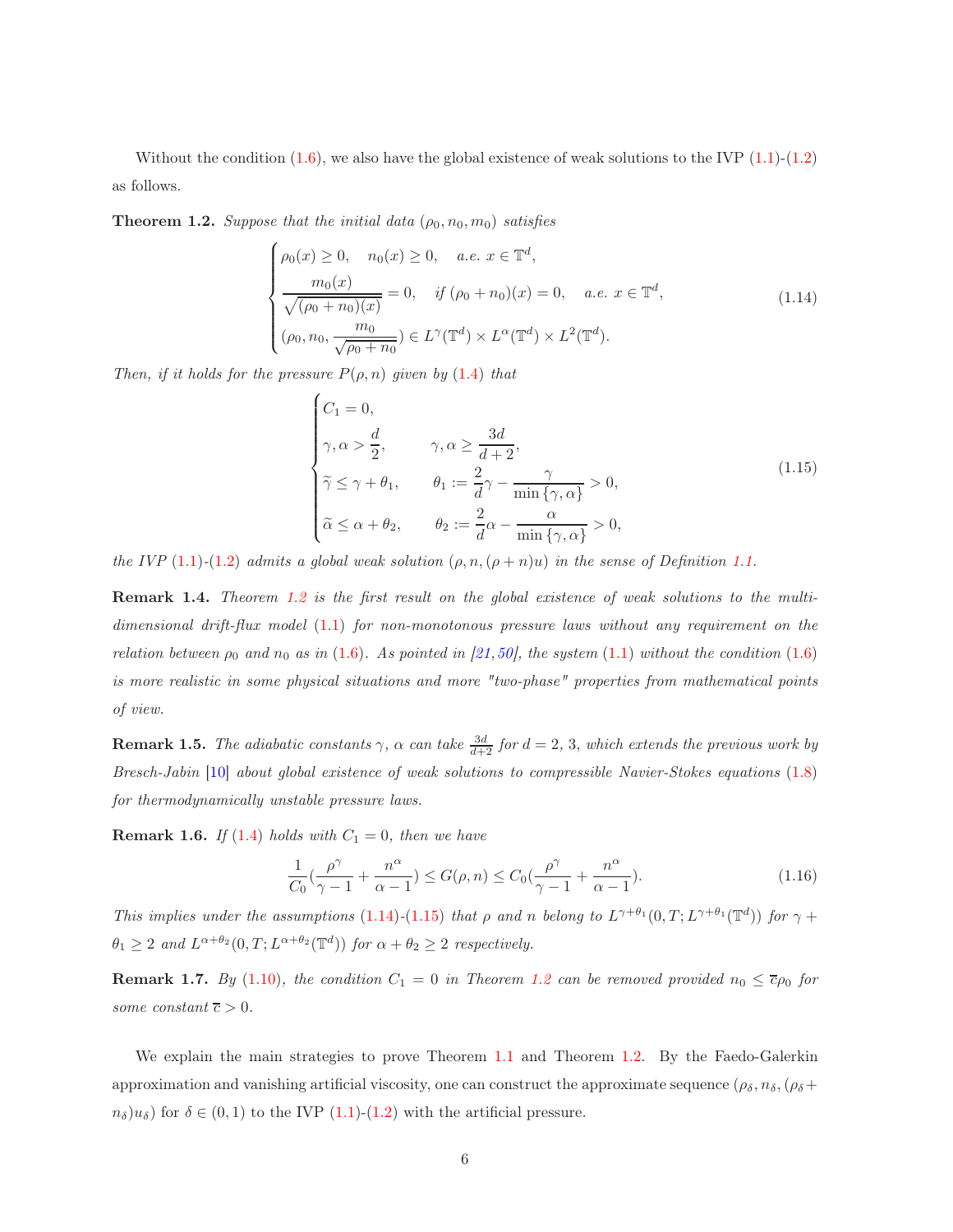Without the condition (1.6), we also have the global existence of weak solutions to the IVP (1.1)-(1.2) as follows.

**Theorem 1.2.** *Suppose that the initial data $(\rho_0, n_0, m_0)$ satisfies*

$$
\begin{cases}
\rho_0(x) \geq 0, \quad n_0(x) \geq 0, \quad a.e. \ x \in \mathbb{T}^d, \\
\dfrac{m_0(x)}{\sqrt{(\rho_0+n_0)(x)}} = 0, \quad \text{if } (\rho_0+n_0)(x) = 0, \quad a.e. \ x \in \mathbb{T}^d, \\
(\rho_0, n_0, \dfrac{m_0}{\sqrt{\rho_0+n_0}}) \in L^\gamma(\mathbb{T}^d) \times L^\alpha(\mathbb{T}^d) \times L^2(\mathbb{T}^d).
\end{cases}
\tag{1.14}
$$

*Then, if it holds for the pressure $P(\rho, n)$ given by (1.4) that*

$$
\begin{cases}
C_1 = 0, \\
\gamma, \alpha > \dfrac{d}{2}, \qquad \gamma, \alpha \geq \dfrac{3d}{d+2}, \\
\widetilde{\gamma} \leq \gamma + \theta_1, \qquad \theta_1 := \dfrac{2}{d}\gamma - \dfrac{\gamma}{\min\{\gamma, \alpha\}} > 0, \\
\widetilde{\alpha} \leq \alpha + \theta_2, \qquad \theta_2 := \dfrac{2}{d}\alpha - \dfrac{\alpha}{\min\{\gamma, \alpha\}} > 0,
\end{cases}
\tag{1.15}
$$

*the IVP (1.1)-(1.2) admits a global weak solution $(\rho, n, (\rho+n)u)$ in the sense of Definition 1.1.*

**Remark 1.4.** *Theorem 1.2 is the first result on the global existence of weak solutions to the multi-dimensional drift-flux model (1.1) for non-monotonous pressure laws without any requirement on the relation between $\rho_0$ and $n_0$ as in (1.6). As pointed in [21, 50], the system (1.1) without the condition (1.6) is more realistic in some physical situations and more "two-phase" properties from mathematical points of view.*

**Remark 1.5.** *The adiabatic constants $\gamma$, $\alpha$ can take $\frac{3d}{d+2}$ for $d = 2$, $3$, which extends the previous work by Bresch-Jabin [10] about global existence of weak solutions to compressible Navier-Stokes equations (1.8) for thermodynamically unstable pressure laws.*

**Remark 1.6.** *If (1.4) holds with $C_1 = 0$, then we have*

$$
\frac{1}{C_0}\left(\frac{\rho^\gamma}{\gamma-1} + \frac{n^\alpha}{\alpha-1}\right) \leq G(\rho, n) \leq C_0\left(\frac{\rho^\gamma}{\gamma-1} + \frac{n^\alpha}{\alpha-1}\right).
\tag{1.16}
$$

*This implies under the assumptions (1.14)-(1.15) that $\rho$ and $n$ belong to $L^{\gamma+\theta_1}(0, T; L^{\gamma+\theta_1}(\mathbb{T}^d))$ for $\gamma + \theta_1 \geq 2$ and $L^{\alpha+\theta_2}(0, T; L^{\alpha+\theta_2}(\mathbb{T}^d))$ for $\alpha + \theta_2 \geq 2$ respectively.*

**Remark 1.7.** *By (1.10), the condition $C_1 = 0$ in Theorem 1.2 can be removed provided $n_0 \leq \overline{c}\rho_0$ for some constant $\overline{c} > 0$.*

We explain the main strategies to prove Theorem 1.1 and Theorem 1.2. By the Faedo-Galerkin approximation and vanishing artificial viscosity, one can construct the approximate sequence $(\rho_\delta, n_\delta, (\rho_\delta + n_\delta)u_\delta)$ for $\delta \in (0, 1)$ to the IVP (1.1)-(1.2) with the artificial pressure.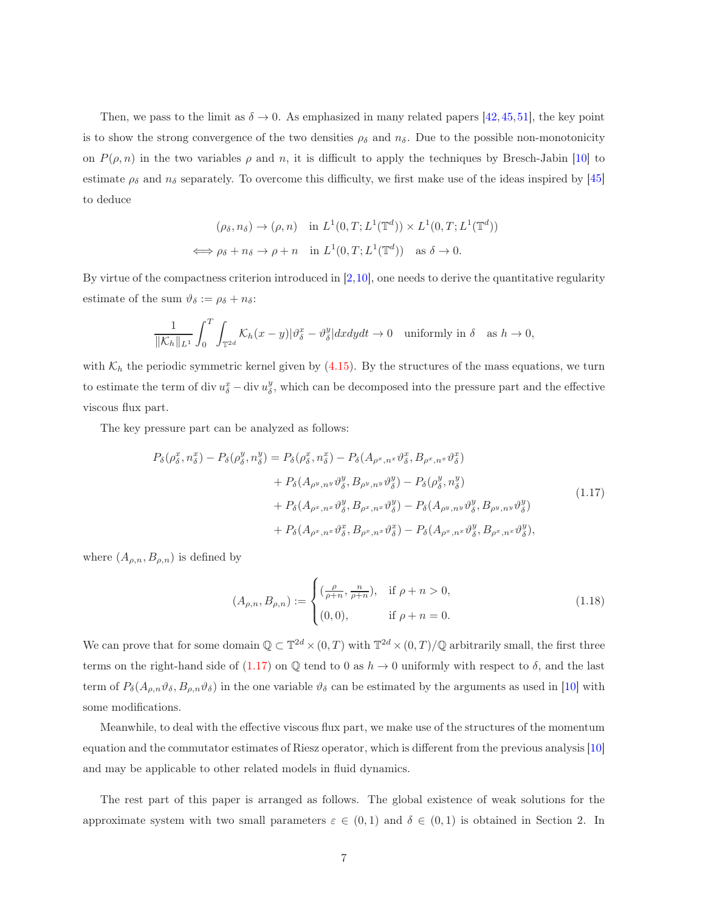Then, we pass to the limit as $\delta \to 0$. As emphasized in many related papers [42,45,51], the key point is to show the strong convergence of the two densities $\rho_\delta$ and $n_\delta$. Due to the possible non-monotonicity on $P(\rho,n)$ in the two variables $\rho$ and $n$, it is difficult to apply the techniques by Bresch-Jabin [10] to estimate $\rho_\delta$ and $n_\delta$ separately. To overcome this difficulty, we first make use of the ideas inspired by [45] to deduce

$$
\begin{aligned}
&(\rho_\delta, n_\delta) \to (\rho, n) \quad \text{in } L^1(0,T;L^1(\mathbb{T}^d)) \times L^1(0,T;L^1(\mathbb{T}^d)) \\
\Longleftrightarrow\ &\rho_\delta + n_\delta \to \rho + n \quad \text{in } L^1(0,T;L^1(\mathbb{T}^d)) \quad \text{as } \delta \to 0.
\end{aligned}
$$

By virtue of the compactness criterion introduced in [2,10], one needs to derive the quantitative regularity estimate of the sum $\vartheta_\delta := \rho_\delta + n_\delta$:

$$
\frac{1}{\|\mathcal{K}_h\|_{L^1}} \int_0^T \int_{\mathbb{T}^{2d}} \mathcal{K}_h(x-y)|\vartheta_\delta^x - \vartheta_\delta^y| dxdydt \to 0 \quad \text{uniformly in } \delta \quad \text{as } h \to 0,
$$

with $\mathcal{K}_h$ the periodic symmetric kernel given by (4.15). By the structures of the mass equations, we turn to estimate the term of $\operatorname{div} u_\delta^x - \operatorname{div} u_\delta^y$, which can be decomposed into the pressure part and the effective viscous flux part.

The key pressure part can be analyzed as follows:

$$
\begin{aligned}
P_\delta(\rho_\delta^x, n_\delta^x) - P_\delta(\rho_\delta^y, n_\delta^y) = &\, P_\delta(\rho_\delta^x, n_\delta^x) - P_\delta(A_{\rho^x,n^x}\vartheta_\delta^x, B_{\rho^x,n^x}\vartheta_\delta^x) \\
&+ P_\delta(A_{\rho^y,n^y}\vartheta_\delta^y, B_{\rho^y,n^y}\vartheta_\delta^y) - P_\delta(\rho_\delta^y, n_\delta^y) \\
&+ P_\delta(A_{\rho^x,n^x}\vartheta_\delta^y, B_{\rho^x,n^x}\vartheta_\delta^y) - P_\delta(A_{\rho^y,n^y}\vartheta_\delta^y, B_{\rho^y,n^y}\vartheta_\delta^y) \\
&+ P_\delta(A_{\rho^x,n^x}\vartheta_\delta^x, B_{\rho^x,n^x}\vartheta_\delta^x) - P_\delta(A_{\rho^x,n^x}\vartheta_\delta^y, B_{\rho^x,n^x}\vartheta_\delta^y),
\end{aligned}
\tag{1.17}
$$

where $(A_{\rho,n}, B_{\rho,n})$ is defined by

$$
(A_{\rho,n}, B_{\rho,n}) := \begin{cases} (\frac{\rho}{\rho+n}, \frac{n}{\rho+n}), & \text{if } \rho + n > 0, \\ (0,0), & \text{if } \rho + n = 0. \end{cases}
\tag{1.18}
$$

We can prove that for some domain $\mathbb{Q} \subset \mathbb{T}^{2d} \times (0,T)$ with $\mathbb{T}^{2d} \times (0,T)/\mathbb{Q}$ arbitrarily small, the first three terms on the right-hand side of (1.17) on $\mathbb{Q}$ tend to 0 as $h \to 0$ uniformly with respect to $\delta$, and the last term of $P_\delta(A_{\rho,n}\vartheta_\delta, B_{\rho,n}\vartheta_\delta)$ in the one variable $\vartheta_\delta$ can be estimated by the arguments as used in [10] with some modifications.

Meanwhile, to deal with the effective viscous flux part, we make use of the structures of the momentum equation and the commutator estimates of Riesz operator, which is different from the previous analysis [10] and may be applicable to other related models in fluid dynamics.

The rest part of this paper is arranged as follows. The global existence of weak solutions for the approximate system with two small parameters $\varepsilon \in (0,1)$ and $\delta \in (0,1)$ is obtained in Section 2. In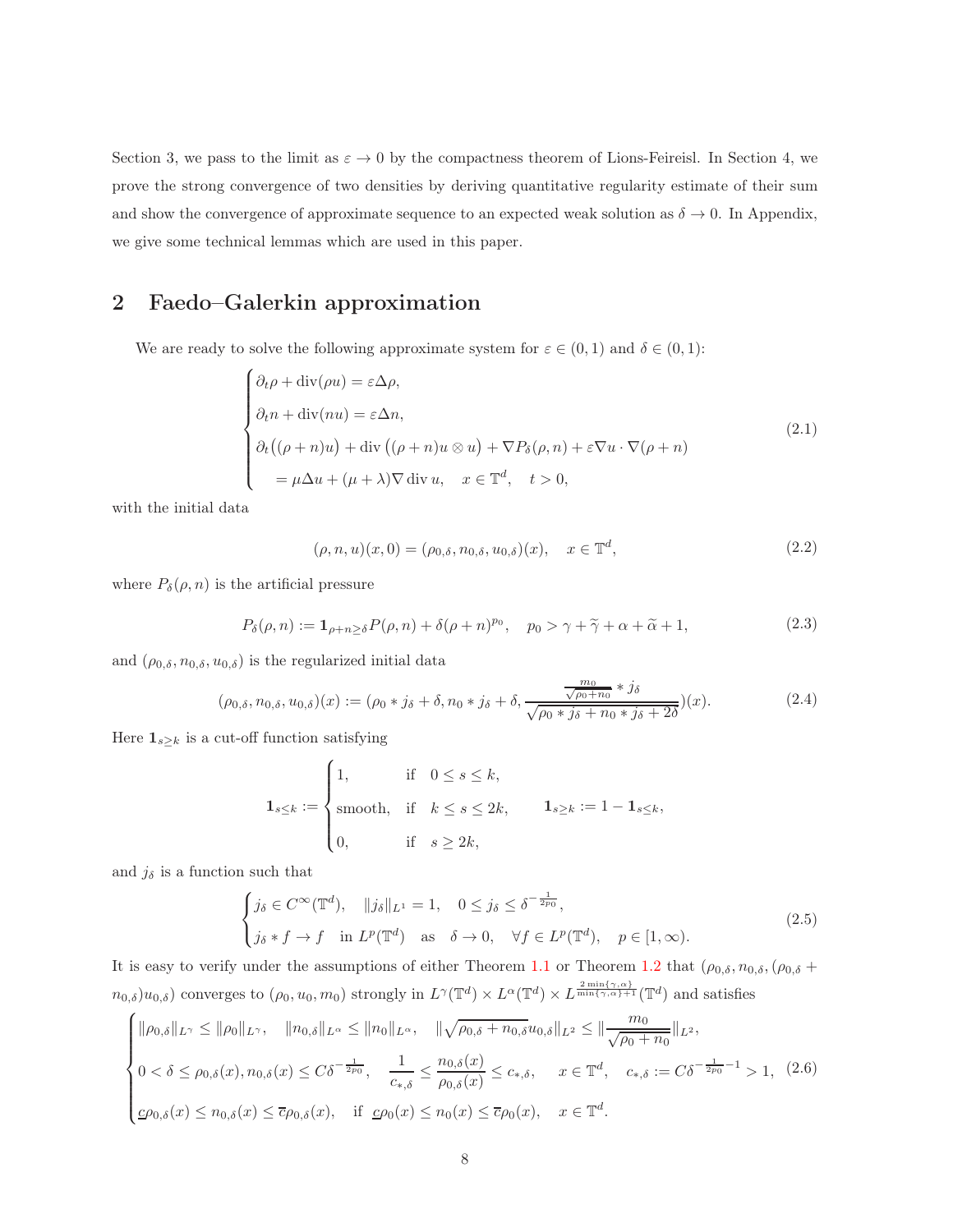Section 3, we pass to the limit as $\varepsilon \to 0$ by the compactness theorem of Lions-Feireisl. In Section 4, we prove the strong convergence of two densities by deriving quantitative regularity estimate of their sum and show the convergence of approximate sequence to an expected weak solution as $\delta \to 0$. In Appendix, we give some technical lemmas which are used in this paper.

## 2 Faedo–Galerkin approximation

We are ready to solve the following approximate system for $\varepsilon \in (0,1)$ and $\delta \in (0,1)$:

$$
\begin{cases}
\partial_t \rho + \operatorname{div}(\rho u) = \varepsilon \Delta \rho, \\
\partial_t n + \operatorname{div}(n u) = \varepsilon \Delta n, \\
\partial_t\big((\rho+n)u\big) + \operatorname{div}\big((\rho+n) u \otimes u\big) + \nabla P_\delta(\rho, n) + \varepsilon \nabla u \cdot \nabla(\rho+n) \\
\quad = \mu \Delta u + (\mu+\lambda)\nabla \operatorname{div} u, \quad x \in \mathbb{T}^d, \quad t>0,
\end{cases}
\tag{2.1}
$$

with the initial data

$$
(\rho, n, u)(x, 0) = (\rho_{0,\delta}, n_{0,\delta}, u_{0,\delta})(x), \quad x \in \mathbb{T}^d,
\tag{2.2}
$$

where $P_\delta(\rho, n)$ is the artificial pressure

$$
P_\delta(\rho, n) := \mathbf{1}_{\rho+n \geq \delta} P(\rho, n) + \delta(\rho+n)^{p_0}, \quad p_0 > \gamma + \widetilde{\gamma} + \alpha + \widetilde{\alpha} + 1,
\tag{2.3}
$$

and $(\rho_{0,\delta}, n_{0,\delta}, u_{0,\delta})$ is the regularized initial data

$$
(\rho_{0,\delta}, n_{0,\delta}, u_{0,\delta})(x) := (\rho_0 * j_\delta + \delta, n_0 * j_\delta + \delta, \frac{\frac{m_0}{\sqrt{\rho_0+n_0}} * j_\delta}{\sqrt{\rho_0 * j_\delta + n_0 * j_\delta + 2\delta}})(x).
\tag{2.4}
$$

Here $\mathbf{1}_{s\geq k}$ is a cut-off function satisfying

$$
\mathbf{1}_{s\leq k} :=
\begin{cases}
1, & \text{if} \quad 0 \leq s \leq k, \\
\text{smooth}, & \text{if} \quad k \leq s \leq 2k, \\
0, & \text{if} \quad s \geq 2k,
\end{cases}
\qquad \mathbf{1}_{s\geq k} := 1 - \mathbf{1}_{s \leq k},
$$

and $j_\delta$ is a function such that

$$
\begin{cases}
j_\delta \in C^\infty(\mathbb{T}^d), \quad \|j_\delta\|_{L^1} = 1, \quad 0 \leq j_\delta \leq \delta^{-\frac{1}{2p_0}}, \\
j_\delta * f \to f \quad \text{in } L^p(\mathbb{T}^d) \quad \text{as} \quad \delta \to 0, \quad \forall f \in L^p(\mathbb{T}^d), \quad p \in [1, \infty).
\end{cases}
\tag{2.5}
$$

It is easy to verify under the assumptions of either Theorem 1.1 or Theorem 1.2 that $(\rho_{0,\delta}, n_{0,\delta}, (\rho_{0,\delta} + n_{0,\delta})u_{0,\delta})$ converges to $(\rho_0, u_0, m_0)$ strongly in $L^\gamma(\mathbb{T}^d) \times L^\alpha(\mathbb{T}^d) \times L^{\frac{2\min\{\gamma,\alpha\}}{\min\{\gamma,\alpha\}+1}}(\mathbb{T}^d)$ and satisfies

$$
\begin{cases}
\|\rho_{0,\delta}\|_{L^\gamma} \leq \|\rho_0\|_{L^\gamma}, \quad \|n_{0,\delta}\|_{L^\alpha} \leq \|n_0\|_{L^\alpha}, \quad \|\sqrt{\rho_{0,\delta}+n_{0,\delta}}\, u_{0,\delta}\|_{L^2} \leq \|\dfrac{m_0}{\sqrt{\rho_0+n_0}}\|_{L^2}, \\
0 < \delta \leq \rho_{0,\delta}(x), n_{0,\delta}(x) \leq C\delta^{-\frac{1}{2p_0}}, \quad \dfrac{1}{c_{*,\delta}} \leq \dfrac{n_{0,\delta}(x)}{\rho_{0,\delta}(x)} \leq c_{*,\delta}, \quad x \in \mathbb{T}^d, \quad c_{*,\delta} := C\delta^{-\frac{1}{2p_0}-1} > 1, \\
\underline{c}\rho_{0,\delta}(x) \leq n_{0,\delta}(x) \leq \overline{c}\rho_{0,\delta}(x), \quad \text{if} \;\; \underline{c}\rho_0(x) \leq n_0(x) \leq \overline{c}\rho_0(x), \quad x \in \mathbb{T}^d.
\end{cases}
\tag{2.6}
$$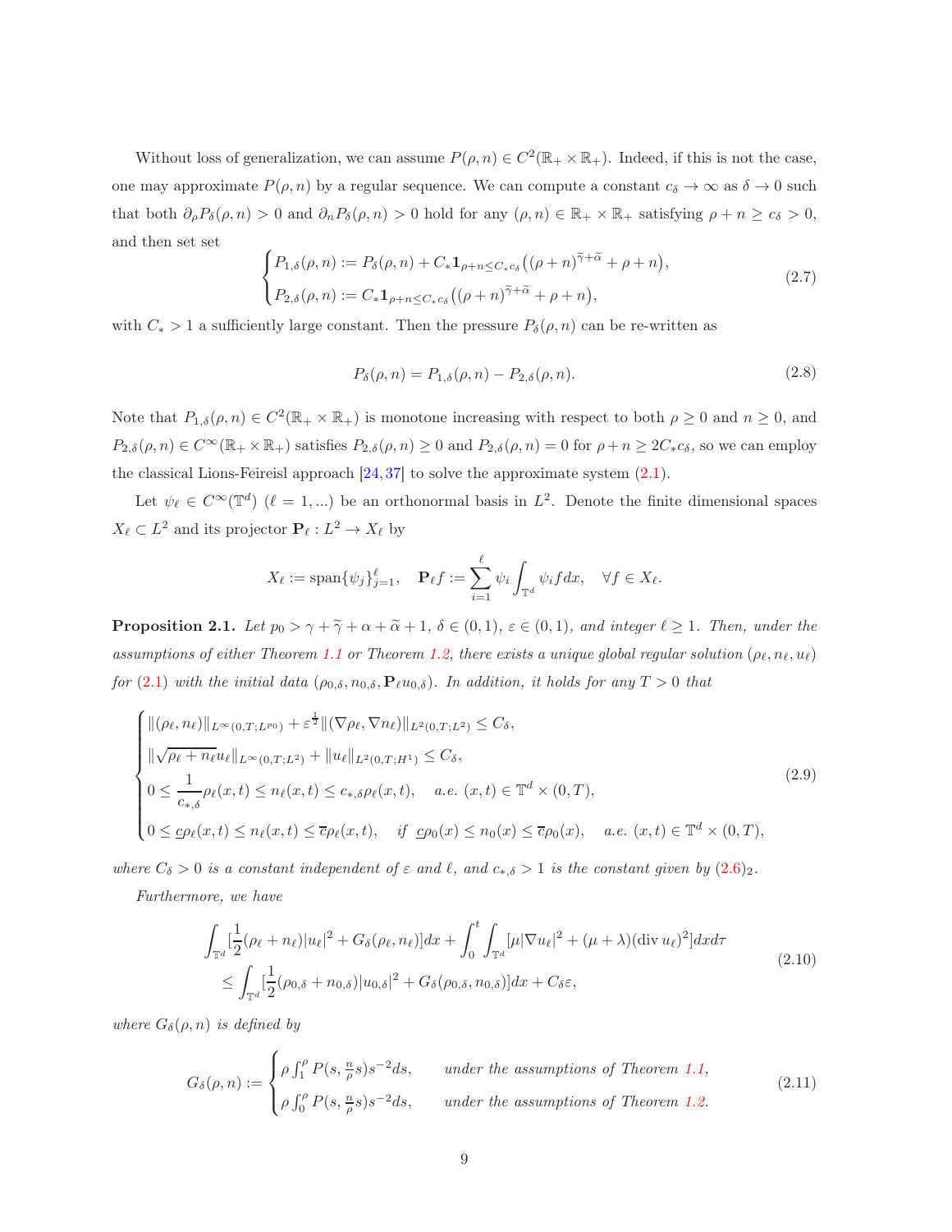Without loss of generalization, we can assume $P(\rho, n) \in C^2(\mathbb{R}_+ \times \mathbb{R}_+)$. Indeed, if this is not the case, one may approximate $P(\rho, n)$ by a regular sequence. We can compute a constant $c_\delta \to \infty$ as $\delta \to 0$ such that both $\partial_\rho P_\delta(\rho, n) > 0$ and $\partial_n P_\delta(\rho, n) > 0$ hold for any $(\rho, n) \in \mathbb{R}_+ \times \mathbb{R}_+$ satisfying $\rho + n \geq c_\delta > 0$, and then set set

$$
\begin{cases}
P_{1,\delta}(\rho, n) := P_\delta(\rho, n) + C_* \mathbf{1}_{\rho+n \leq C_* c_\delta}\big((\rho+n)^{\widetilde{\gamma}+\widetilde{\alpha}} + \rho + n\big), \\
P_{2,\delta}(\rho, n) := C_* \mathbf{1}_{\rho+n \leq C_* c_\delta}\big((\rho+n)^{\widetilde{\gamma}+\widetilde{\alpha}} + \rho + n\big),
\end{cases}
\tag{2.7}
$$

with $C_* > 1$ a sufficiently large constant. Then the pressure $P_\delta(\rho, n)$ can be re-written as

$$
P_\delta(\rho, n) = P_{1,\delta}(\rho, n) - P_{2,\delta}(\rho, n). \tag{2.8}
$$

Note that $P_{1,\delta}(\rho, n) \in C^2(\mathbb{R}_+ \times \mathbb{R}_+)$ is monotone increasing with respect to both $\rho \geq 0$ and $n \geq 0$, and $P_{2,\delta}(\rho, n) \in C^\infty(\mathbb{R}_+ \times \mathbb{R}_+)$ satisfies $P_{2,\delta}(\rho, n) \geq 0$ and $P_{2,\delta}(\rho, n) = 0$ for $\rho + n \geq 2C_* c_\delta$, so we can employ the classical Lions-Feireisl approach [24,37] to solve the approximate system (2.1).

Let $\psi_\ell \in C^\infty(\mathbb{T}^d)$ $(\ell = 1, \ldots)$ be an orthonormal basis in $L^2$. Denote the finite dimensional spaces $X_\ell \subset L^2$ and its projector $\mathbf{P}_\ell : L^2 \to X_\ell$ by

$$
X_\ell := \operatorname{span}\{\psi_j\}_{j=1}^{\ell}, \quad \mathbf{P}_\ell f := \sum_{i=1}^{\ell} \psi_i \int_{\mathbb{T}^d} \psi_i f dx, \quad \forall f \in X_\ell.
$$

**Proposition 2.1.** *Let $p_0 > \gamma + \widetilde{\gamma} + \alpha + \widetilde{\alpha} + 1$, $\delta \in (0,1)$, $\varepsilon \in (0,1)$, and integer $\ell \geq 1$. Then, under the assumptions of either Theorem 1.1 or Theorem 1.2, there exists a unique global regular solution $(\rho_\ell, n_\ell, u_\ell)$ for (2.1) with the initial data $(\rho_{0,\delta}, n_{0,\delta}, \mathbf{P}_\ell u_{0,\delta})$. In addition, it holds for any $T > 0$ that*

$$
\begin{cases}
\|(\rho_\ell, n_\ell)\|_{L^\infty(0,T;L^{p_0})} + \varepsilon^{\frac{1}{2}} \|(\nabla \rho_\ell, \nabla n_\ell)\|_{L^2(0,T;L^2)} \leq C_\delta, \\
\|\sqrt{\rho_\ell + n_\ell} u_\ell\|_{L^\infty(0,T;L^2)} + \|u_\ell\|_{L^2(0,T;H^1)} \leq C_\delta, \\
0 \leq \dfrac{1}{c_{*,\delta}} \rho_\ell(x,t) \leq n_\ell(x,t) \leq c_{*,\delta} \rho_\ell(x,t), \quad a.e.\ (x,t) \in \mathbb{T}^d \times (0,T), \\
0 \leq \underline{c} \rho_\ell(x,t) \leq n_\ell(x,t) \leq \overline{c} \rho_\ell(x,t), \quad \text{if } \ \underline{c} \rho_0(x) \leq n_0(x) \leq \overline{c} \rho_0(x), \quad a.e.\ (x,t) \in \mathbb{T}^d \times (0,T),
\end{cases}
\tag{2.9}
$$

*where $C_\delta > 0$ is a constant independent of $\varepsilon$ and $\ell$, and $c_{*,\delta} > 1$ is the constant given by $(2.6)_2$.*

*Furthermore, we have*

$$
\begin{aligned}
&\int_{\mathbb{T}^d} \Big[\frac{1}{2}(\rho_\ell + n_\ell)|u_\ell|^2 + G_\delta(\rho_\ell, n_\ell)\Big] dx + \int_0^t \int_{\mathbb{T}^d} [\mu |\nabla u_\ell|^2 + (\mu + \lambda)(\operatorname{div} u_\ell)^2] dx d\tau \\
&\quad \leq \int_{\mathbb{T}^d} \Big[\frac{1}{2}(\rho_{0,\delta} + n_{0,\delta})|u_{0,\delta}|^2 + G_\delta(\rho_{0,\delta}, n_{0,\delta})\Big] dx + C_\delta \varepsilon,
\end{aligned}
\tag{2.10}
$$

*where $G_\delta(\rho, n)$ is defined by*

$$
G_\delta(\rho, n) :=
\begin{cases}
\rho \int_1^\rho P(s, \frac{n}{\rho} s) s^{-2} ds, & \text{under the assumptions of Theorem 1.1,} \\
\rho \int_0^\rho P(s, \frac{n}{\rho} s) s^{-2} ds, & \text{under the assumptions of Theorem 1.2.}
\end{cases}
\tag{2.11}
$$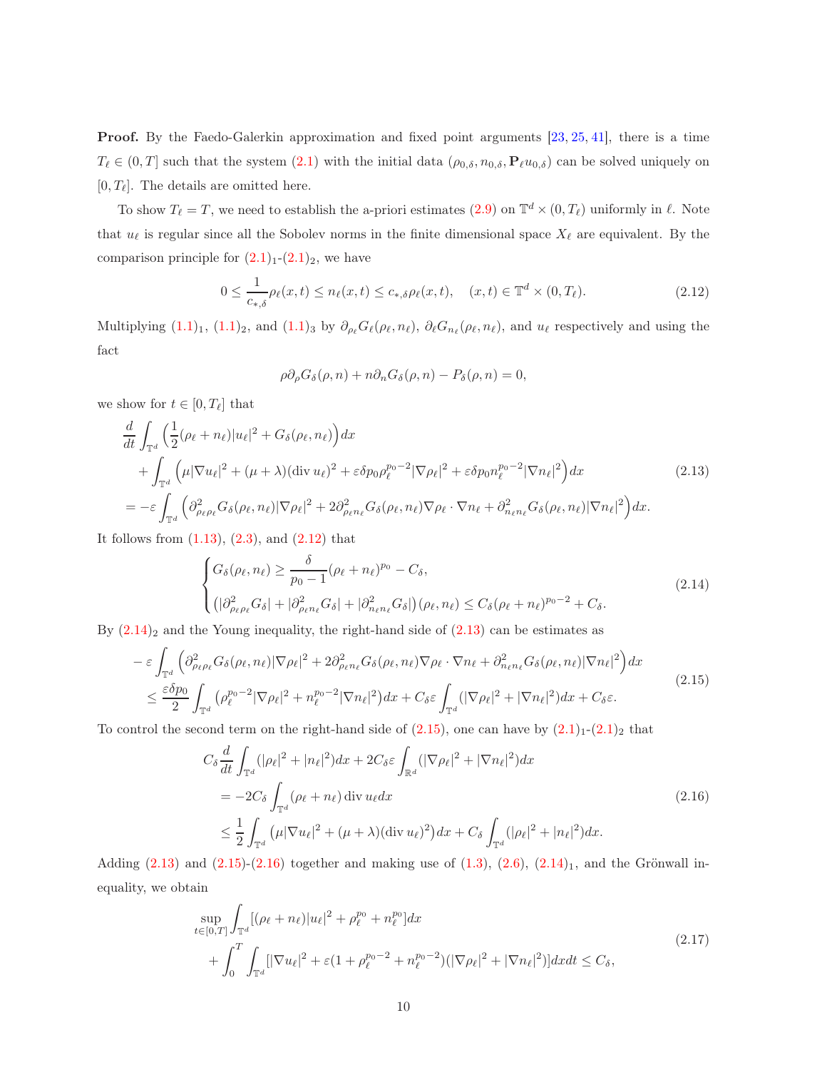**Proof.** By the Faedo-Galerkin approximation and fixed point arguments [23, 25, 41], there is a time $T_\ell \in (0, T]$ such that the system (2.1) with the initial data $(\rho_{0,\delta}, n_{0,\delta}, \mathbf{P}_\ell u_{0,\delta})$ can be solved uniquely on $[0, T_\ell]$. The details are omitted here.

To show $T_\ell = T$, we need to establish the a-priori estimates (2.9) on $\mathbb{T}^d \times (0, T_\ell)$ uniformly in $\ell$. Note that $u_\ell$ is regular since all the Sobolev norms in the finite dimensional space $X_\ell$ are equivalent. By the comparison principle for $(2.1)_1$-$(2.1)_2$, we have

$$
0 \leq \frac{1}{c_{*,\delta}} \rho_\ell(x,t) \leq n_\ell(x,t) \leq c_{*,\delta} \rho_\ell(x,t), \quad (x,t) \in \mathbb{T}^d \times (0, T_\ell). \tag{2.12}
$$

Multiplying $(1.1)_1$, $(1.1)_2$, and $(1.1)_3$ by $\partial_{\rho_\ell} G_\ell(\rho_\ell, n_\ell)$, $\partial_\ell G_{n_\ell}(\rho_\ell, n_\ell)$, and $u_\ell$ respectively and using the fact

$$
\rho \partial_\rho G_\delta(\rho, n) + n \partial_n G_\delta(\rho, n) - P_\delta(\rho, n) = 0,
$$

we show for $t \in [0, T_\ell]$ that

$$
\begin{aligned}
&\frac{d}{dt} \int_{\mathbb{T}^d} \Big( \frac{1}{2} (\rho_\ell + n_\ell) |u_\ell|^2 + G_\delta(\rho_\ell, n_\ell) \Big) dx \\
&\quad + \int_{\mathbb{T}^d} \Big( \mu |\nabla u_\ell|^2 + (\mu + \lambda)(\operatorname{div} u_\ell)^2 + \varepsilon \delta p_0 \rho_\ell^{p_0 - 2} |\nabla \rho_\ell|^2 + \varepsilon \delta p_0 n_\ell^{p_0-2} |\nabla n_\ell|^2 \Big) dx \\
&= -\varepsilon \int_{\mathbb{T}^d} \Big( \partial^2_{\rho_\ell \rho_\ell} G_\delta(\rho_\ell, n_\ell) |\nabla \rho_\ell|^2 + 2 \partial^2_{\rho_\ell n_\ell} G_\delta(\rho_\ell, n_\ell) \nabla \rho_\ell \cdot \nabla n_\ell + \partial^2_{n_\ell n_\ell} G_\delta(\rho_\ell, n_\ell) |\nabla n_\ell|^2 \Big) dx.
\end{aligned} \tag{2.13}
$$

It follows from (1.13), (2.3), and (2.12) that

$$
\begin{cases}
G_\delta(\rho_\ell, n_\ell) \geq \dfrac{\delta}{p_0 - 1} (\rho_\ell + n_\ell)^{p_0} - C_\delta, \\
\big( |\partial^2_{\rho_\ell \rho_\ell} G_\delta| + |\partial^2_{\rho_\ell n_\ell} G_\delta| + |\partial^2_{n_\ell n_\ell} G_\delta| \big)(\rho_\ell, n_\ell) \leq C_\delta (\rho_\ell + n_\ell)^{p_0 - 2} + C_\delta.
\end{cases} \tag{2.14}
$$

By $(2.14)_2$ and the Young inequality, the right-hand side of (2.13) can be estimates as

$$
\begin{aligned}
&- \varepsilon \int_{\mathbb{T}^d} \Big( \partial^2_{\rho_\ell \rho_\ell} G_\delta(\rho_\ell, n_\ell) |\nabla \rho_\ell|^2 + 2 \partial^2_{\rho_\ell n_\ell} G_\delta(\rho_\ell, n_\ell) \nabla \rho_\ell \cdot \nabla n_\ell + \partial^2_{n_\ell n_\ell} G_\delta(\rho_\ell, n_\ell) |\nabla n_\ell|^2 \Big) dx \\
&\leq \frac{\varepsilon \delta p_0}{2} \int_{\mathbb{T}^d} \big( \rho_\ell^{p_0-2} |\nabla \rho_\ell|^2 + n_\ell^{p_0 - 2} |\nabla n_\ell|^2 \big) dx + C_\delta \varepsilon \int_{\mathbb{T}^d} (|\nabla \rho_\ell|^2 + |\nabla n_\ell|^2) dx + C_\delta \varepsilon.
\end{aligned} \tag{2.15}
$$

To control the second term on the right-hand side of (2.15), one can have by $(2.1)_1$-$(2.1)_2$ that

$$
\begin{aligned}
&C_\delta \frac{d}{dt} \int_{\mathbb{T}^d} (|\rho_\ell|^2 + |n_\ell|^2) dx + 2 C_\delta \varepsilon \int_{\mathbb{R}^d} (|\nabla \rho_\ell|^2 + |\nabla n_\ell|^2) dx \\
&= -2 C_\delta \int_{\mathbb{T}^d} (\rho_\ell + n_\ell) \operatorname{div} u_\ell dx \\
&\leq \frac{1}{2} \int_{\mathbb{T}^d} \big( \mu |\nabla u_\ell|^2 + (\mu + \lambda)(\operatorname{div} u_\ell)^2 \big) dx + C_\delta \int_{\mathbb{T}^d} (|\rho_\ell|^2 + |n_\ell|^2) dx.
\end{aligned} \tag{2.16}
$$

Adding (2.13) and (2.15)-(2.16) together and making use of (1.3), (2.6), $(2.14)_1$, and the Grönwall inequality, we obtain

$$
\begin{aligned}
&\sup_{t \in [0,T]} \int_{\mathbb{T}^d} [(\rho_\ell + n_\ell) |u_\ell|^2 + \rho_\ell^{p_0} + n_\ell^{p_0}] dx \\
&\quad + \int_0^T \int_{\mathbb{T}^d} [|\nabla u_\ell|^2 + \varepsilon (1 + \rho_\ell^{p_0 - 2} + n_\ell^{p_0 - 2})(|\nabla \rho_\ell|^2 + |\nabla n_\ell|^2)] dx dt \leq C_\delta,
\end{aligned} \tag{2.17}
$$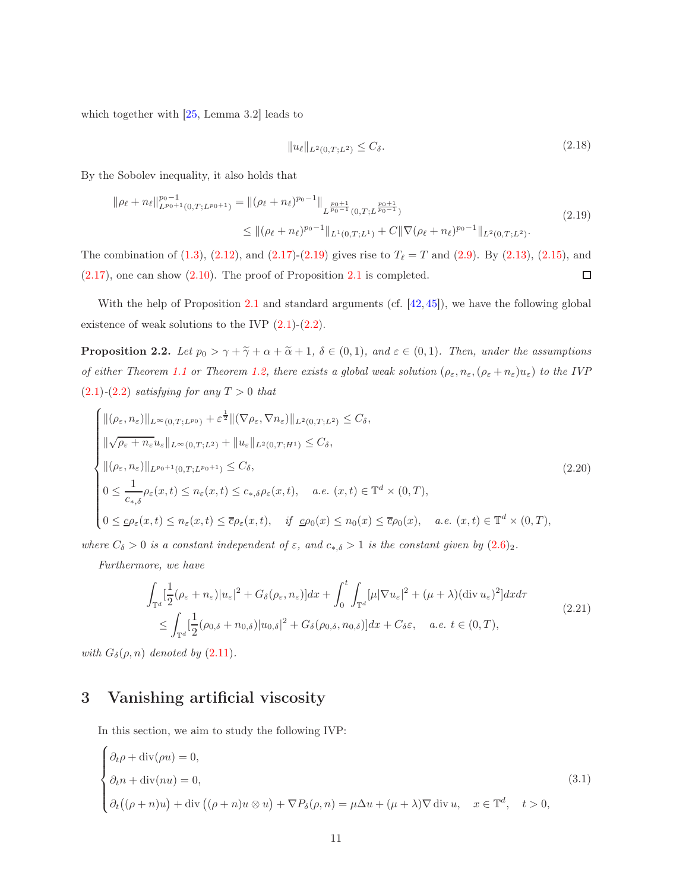which together with [25, Lemma 3.2] leads to

$$\|u_\ell\|_{L^2(0,T;L^2)} \leq C_\delta. \tag{2.18}$$

By the Sobolev inequality, it also holds that

$$\begin{aligned}
\|\rho_\ell + n_\ell\|_{L^{p_0+1}(0,T;L^{p_0+1})}^{p_0-1} &= \|(\rho_\ell + n_\ell)^{p_0-1}\|_{L^{\frac{p_0+1}{p_0-1}}(0,T;L^{\frac{p_0+1}{p_0-1}})} \\
&\leq \|(\rho_\ell + n_\ell)^{p_0-1}\|_{L^1(0,T;L^1)} + C\|\nabla(\rho_\ell + n_\ell)^{p_0-1}\|_{L^2(0,T;L^2)}.
\end{aligned} \tag{2.19}$$

The combination of (1.3), (2.12), and (2.17)-(2.19) gives rise to $T_\ell = T$ and (2.9). By (2.13), (2.15), and (2.17), one can show (2.10). The proof of Proposition 2.1 is completed. □

With the help of Proposition 2.1 and standard arguments (cf. [42, 45]), we have the following global existence of weak solutions to the IVP (2.1)-(2.2).

**Proposition 2.2.** *Let $p_0 > \gamma + \widetilde{\gamma} + \alpha + \widetilde{\alpha} + 1$, $\delta \in (0,1)$, and $\varepsilon \in (0,1)$. Then, under the assumptions of either Theorem 1.1 or Theorem 1.2, there exists a global weak solution $(\rho_\varepsilon, n_\varepsilon, (\rho_\varepsilon + n_\varepsilon)u_\varepsilon)$ to the IVP (2.1)-(2.2) satisfying for any $T > 0$ that*

$$\begin{cases}
\|(\rho_\varepsilon, n_\varepsilon)\|_{L^\infty(0,T;L^{p_0})} + \varepsilon^{\frac{1}{2}}\|(\nabla\rho_\varepsilon, \nabla n_\varepsilon)\|_{L^2(0,T;L^2)} \leq C_\delta, \\
\|\sqrt{\rho_\varepsilon + n_\varepsilon}u_\varepsilon\|_{L^\infty(0,T;L^2)} + \|u_\varepsilon\|_{L^2(0,T;H^1)} \leq C_\delta, \\
\|(\rho_\varepsilon, n_\varepsilon)\|_{L^{p_0+1}(0,T;L^{p_0+1})} \leq C_\delta, \\
0 \leq \dfrac{1}{c_{*,\delta}}\rho_\varepsilon(x,t) \leq n_\varepsilon(x,t) \leq c_{*,\delta}\rho_\varepsilon(x,t), \quad a.e.\ (x,t) \in \mathbb{T}^d \times (0,T), \\
0 \leq \underline{c}\rho_\varepsilon(x,t) \leq n_\varepsilon(x,t) \leq \overline{c}\rho_\varepsilon(x,t), \quad if\ \underline{c}\rho_0(x) \leq n_0(x) \leq \overline{c}\rho_0(x), \quad a.e.\ (x,t) \in \mathbb{T}^d \times (0,T),
\end{cases} \tag{2.20}$$

*where $C_\delta > 0$ is a constant independent of $\varepsilon$, and $c_{*,\delta} > 1$ is the constant given by $(2.6)_2$.*

*Furthermore, we have*

$$\begin{aligned}
&\int_{\mathbb{T}^d}[\frac{1}{2}(\rho_\varepsilon + n_\varepsilon)|u_\varepsilon|^2 + G_\delta(\rho_\varepsilon, n_\varepsilon)]dx + \int_0^t\int_{\mathbb{T}^d}[\mu|\nabla u_\varepsilon|^2 + (\mu+\lambda)(\operatorname{div} u_\varepsilon)^2]dxd\tau \\
&\quad \leq \int_{\mathbb{T}^d}[\frac{1}{2}(\rho_{0,\delta} + n_{0,\delta})|u_{0,\delta}|^2 + G_\delta(\rho_{0,\delta}, n_{0,\delta})]dx + C_\delta\varepsilon, \quad a.e.\ t \in (0,T),
\end{aligned} \tag{2.21}$$

*with $G_\delta(\rho, n)$ denoted by (2.11).*

# 3 Vanishing artificial viscosity

In this section, we aim to study the following IVP:

$$\begin{cases}
\partial_t\rho + \operatorname{div}(\rho u) = 0, \\
\partial_t n + \operatorname{div}(nu) = 0, \\
\partial_t\big((\rho+n)u\big) + \operatorname{div}\big((\rho+n)u \otimes u\big) + \nabla P_\delta(\rho,n) = \mu\Delta u + (\mu+\lambda)\nabla\operatorname{div} u, \quad x \in \mathbb{T}^d, \quad t > 0,
\end{cases} \tag{3.1}$$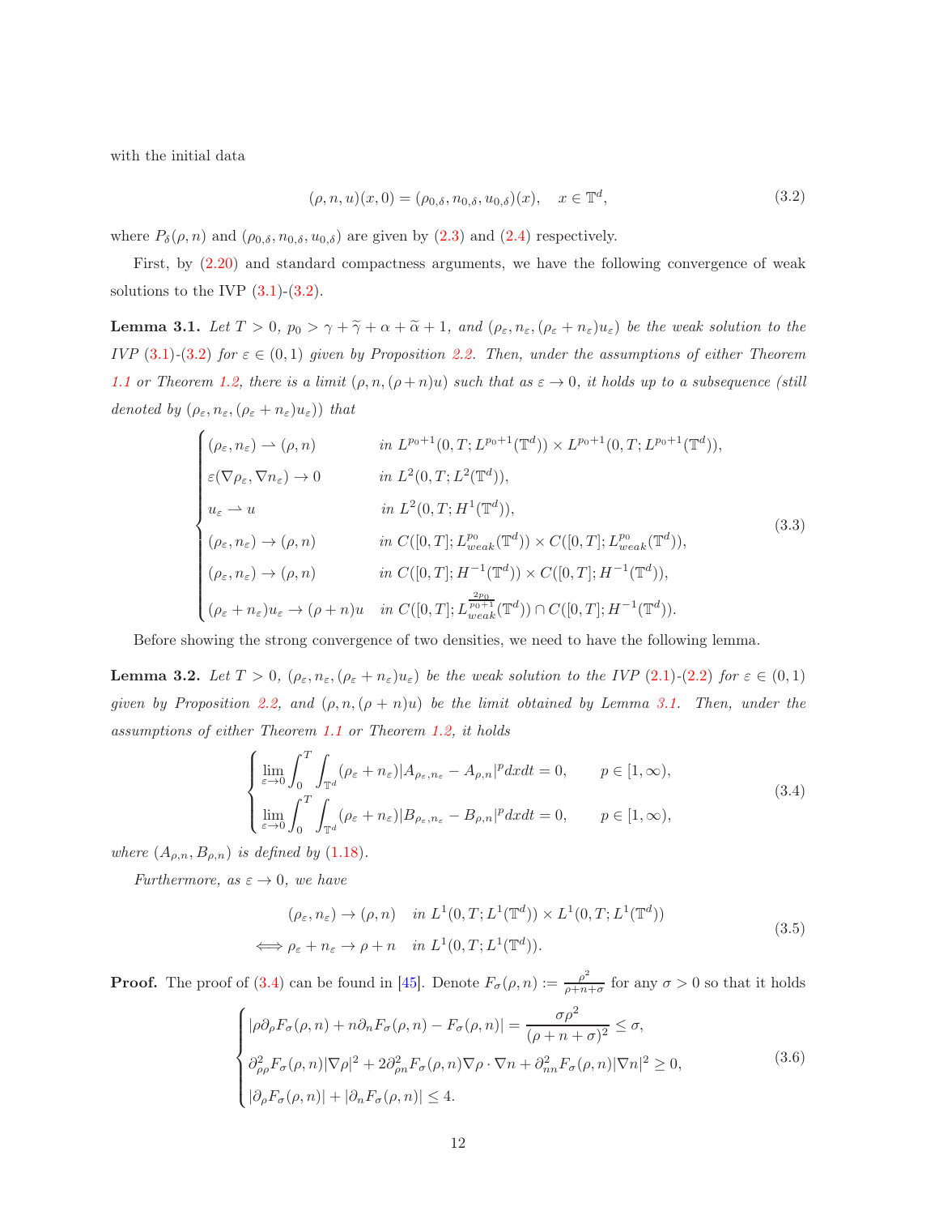with the initial data

$$
(\rho, n, u)(x, 0) = (\rho_{0,\delta}, n_{0,\delta}, u_{0,\delta})(x), \quad x \in \mathbb{T}^d, \tag{3.2}
$$

where $P_\delta(\rho, n)$ and $(\rho_{0,\delta}, n_{0,\delta}, u_{0,\delta})$ are given by (2.3) and (2.4) respectively.

First, by (2.20) and standard compactness arguments, we have the following convergence of weak solutions to the IVP (3.1)-(3.2).

**Lemma 3.1.** *Let $T > 0$, $p_0 > \gamma + \widetilde{\gamma} + \alpha + \widetilde{\alpha} + 1$, and $(\rho_\varepsilon, n_\varepsilon, (\rho_\varepsilon + n_\varepsilon)u_\varepsilon)$ be the weak solution to the IVP (3.1)-(3.2) for $\varepsilon \in (0, 1)$ given by Proposition 2.2. Then, under the assumptions of either Theorem 1.1 or Theorem 1.2, there is a limit $(\rho, n, (\rho + n)u)$ such that as $\varepsilon \to 0$, it holds up to a subsequence (still denoted by $(\rho_\varepsilon, n_\varepsilon, (\rho_\varepsilon + n_\varepsilon)u_\varepsilon)$) that*

$$
\begin{cases}
(\rho_\varepsilon, n_\varepsilon) \rightharpoonup (\rho, n) & \text{in } L^{p_0+1}(0, T; L^{p_0+1}(\mathbb{T}^d)) \times L^{p_0+1}(0, T; L^{p_0+1}(\mathbb{T}^d)), \\
\varepsilon(\nabla \rho_\varepsilon, \nabla n_\varepsilon) \to 0 & \text{in } L^2(0, T; L^2(\mathbb{T}^d)), \\
u_\varepsilon \rightharpoonup u & \text{in } L^2(0, T; H^1(\mathbb{T}^d)), \\
(\rho_\varepsilon, n_\varepsilon) \to (\rho, n) & \text{in } C([0, T]; L^{p_0}_{weak}(\mathbb{T}^d)) \times C([0, T]; L^{p_0}_{weak}(\mathbb{T}^d)), \\
(\rho_\varepsilon, n_\varepsilon) \to (\rho, n) & \text{in } C([0, T]; H^{-1}(\mathbb{T}^d)) \times C([0, T]; H^{-1}(\mathbb{T}^d)), \\
(\rho_\varepsilon + n_\varepsilon)u_\varepsilon \to (\rho + n)u & \text{in } C([0, T]; L^{\frac{2p_0}{p_0+1}}_{weak}(\mathbb{T}^d)) \cap C([0, T]; H^{-1}(\mathbb{T}^d)).
\end{cases} \tag{3.3}
$$

Before showing the strong convergence of two densities, we need to have the following lemma.

**Lemma 3.2.** *Let $T > 0$, $(\rho_\varepsilon, n_\varepsilon, (\rho_\varepsilon + n_\varepsilon)u_\varepsilon)$ be the weak solution to the IVP (2.1)-(2.2) for $\varepsilon \in (0, 1)$ given by Proposition 2.2, and $(\rho, n, (\rho + n)u)$ be the limit obtained by Lemma 3.1. Then, under the assumptions of either Theorem 1.1 or Theorem 1.2, it holds*

$$
\begin{cases}
\displaystyle\lim_{\varepsilon \to 0} \int_0^T \int_{\mathbb{T}^d} (\rho_\varepsilon + n_\varepsilon) |A_{\rho_\varepsilon, n_\varepsilon} - A_{\rho, n}|^p dx dt = 0, & p \in [1, \infty), \\
\displaystyle\lim_{\varepsilon \to 0} \int_0^T \int_{\mathbb{T}^d} (\rho_\varepsilon + n_\varepsilon) |B_{\rho_\varepsilon, n_\varepsilon} - B_{\rho, n}|^p dx dt = 0, & p \in [1, \infty),
\end{cases} \tag{3.4}
$$

*where $(A_{\rho,n}, B_{\rho,n})$ is defined by (1.18).*

*Furthermore, as $\varepsilon \to 0$, we have*

$$
\begin{aligned}
&(\rho_\varepsilon, n_\varepsilon) \to (\rho, n) \quad \text{in } L^1(0, T; L^1(\mathbb{T}^d)) \times L^1(0, T; L^1(\mathbb{T}^d)) \\
\Longleftrightarrow\ &\rho_\varepsilon + n_\varepsilon \to \rho + n \quad \text{in } L^1(0, T; L^1(\mathbb{T}^d)).
\end{aligned} \tag{3.5}
$$

**Proof.** The proof of (3.4) can be found in [45]. Denote $F_\sigma(\rho, n) := \frac{\rho^2}{\rho + n + \sigma}$ for any $\sigma > 0$ so that it holds

$$
\begin{cases}
|\rho \partial_\rho F_\sigma(\rho, n) + n \partial_n F_\sigma(\rho, n) - F_\sigma(\rho, n)| = \dfrac{\sigma \rho^2}{(\rho + n + \sigma)^2} \leq \sigma, \\
\partial^2_{\rho\rho} F_\sigma(\rho, n) |\nabla \rho|^2 + 2\partial^2_{\rho n} F_\sigma(\rho, n) \nabla \rho \cdot \nabla n + \partial^2_{nn} F_\sigma(\rho, n) |\nabla n|^2 \geq 0, \\
|\partial_\rho F_\sigma(\rho, n)| + |\partial_n F_\sigma(\rho, n)| \leq 4.
\end{cases} \tag{3.6}
$$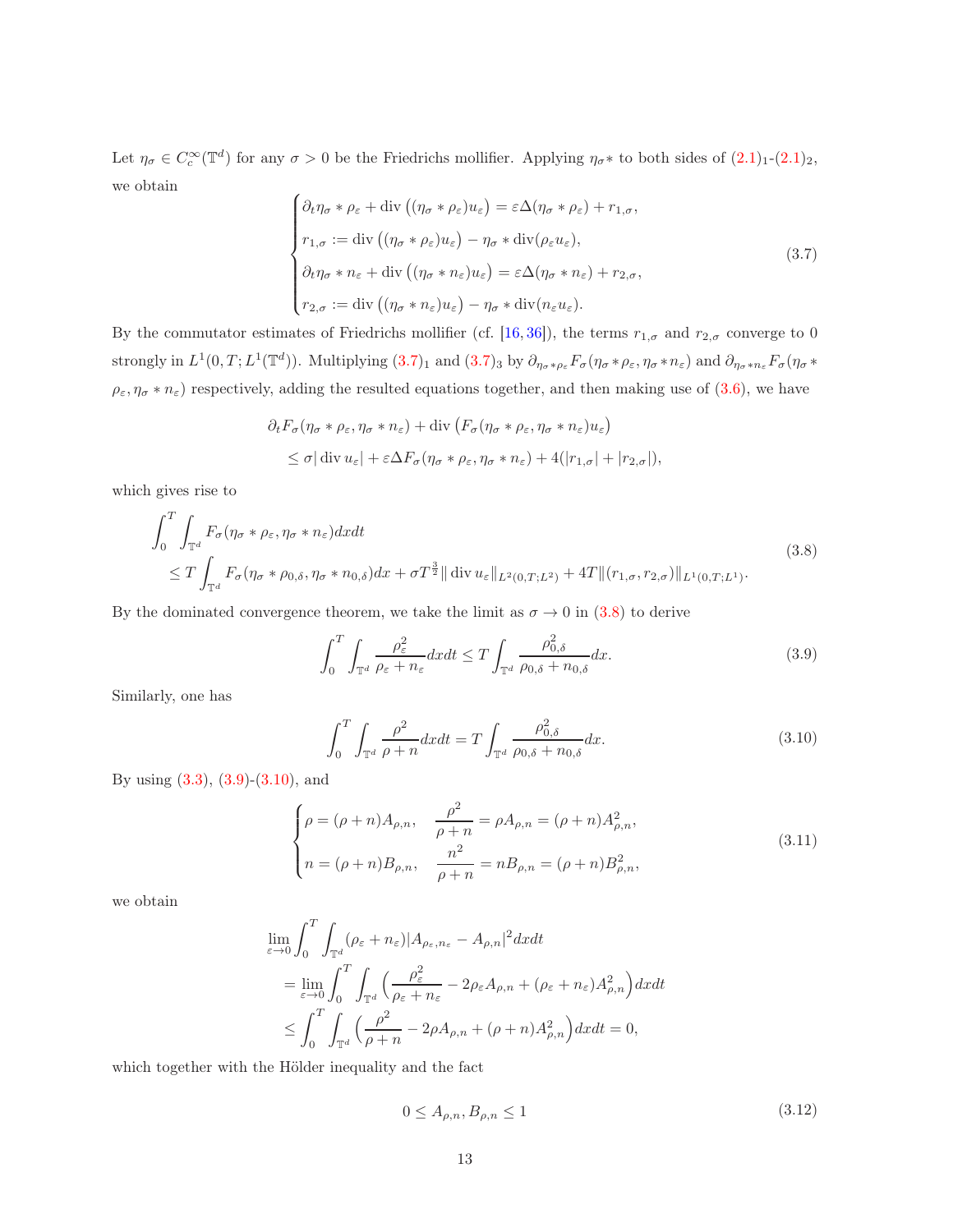Let $\eta_\sigma \in C_c^\infty(\mathbb{T}^d)$ for any $\sigma > 0$ be the Friedrichs mollifier. Applying $\eta_\sigma *$ to both sides of (2.1)$_1$-(2.1)$_2$, we obtain

$$
\begin{cases}
\partial_t \eta_\sigma * \rho_\varepsilon + \operatorname{div}\big((\eta_\sigma * \rho_\varepsilon)u_\varepsilon\big) = \varepsilon \Delta(\eta_\sigma * \rho_\varepsilon) + r_{1,\sigma},\\
r_{1,\sigma} := \operatorname{div}\big((\eta_\sigma * \rho_\varepsilon)u_\varepsilon\big) - \eta_\sigma * \operatorname{div}(\rho_\varepsilon u_\varepsilon),\\
\partial_t \eta_\sigma * n_\varepsilon + \operatorname{div}\big((\eta_\sigma * n_\varepsilon)u_\varepsilon\big) = \varepsilon \Delta(\eta_\sigma * n_\varepsilon) + r_{2,\sigma},\\
r_{2,\sigma} := \operatorname{div}\big((\eta_\sigma * n_\varepsilon)u_\varepsilon\big) - \eta_\sigma * \operatorname{div}(n_\varepsilon u_\varepsilon).
\end{cases}
\tag{3.7}
$$

By the commutator estimates of Friedrichs mollifier (cf. [16, 36]), the terms $r_{1,\sigma}$ and $r_{2,\sigma}$ converge to 0 strongly in $L^1(0,T;L^1(\mathbb{T}^d))$. Multiplying (3.7)$_1$ and (3.7)$_3$ by $\partial_{\eta_\sigma * \rho_\varepsilon} F_\sigma(\eta_\sigma * \rho_\varepsilon, \eta_\sigma * n_\varepsilon)$ and $\partial_{\eta_\sigma * n_\varepsilon} F_\sigma(\eta_\sigma * \rho_\varepsilon, \eta_\sigma * n_\varepsilon)$ respectively, adding the resulted equations together, and then making use of (3.6), we have

$$
\begin{aligned}
&\partial_t F_\sigma(\eta_\sigma * \rho_\varepsilon, \eta_\sigma * n_\varepsilon) + \operatorname{div}\big(F_\sigma(\eta_\sigma * \rho_\varepsilon, \eta_\sigma * n_\varepsilon)u_\varepsilon\big)\\
&\quad \leq \sigma|\operatorname{div} u_\varepsilon| + \varepsilon \Delta F_\sigma(\eta_\sigma * \rho_\varepsilon, \eta_\sigma * n_\varepsilon) + 4(|r_{1,\sigma}| + |r_{2,\sigma}|),
\end{aligned}
$$

which gives rise to

$$
\begin{aligned}
&\int_0^T \int_{\mathbb{T}^d} F_\sigma(\eta_\sigma * \rho_\varepsilon, \eta_\sigma * n_\varepsilon)\,dxdt\\
&\quad \leq T\int_{\mathbb{T}^d} F_\sigma(\eta_\sigma * \rho_{0,\delta}, \eta_\sigma * n_{0,\delta})\,dx + \sigma T^{\frac{3}{2}}\|\operatorname{div} u_\varepsilon\|_{L^2(0,T;L^2)} + 4T\|(r_{1,\sigma}, r_{2,\sigma})\|_{L^1(0,T;L^1)}.
\end{aligned}
\tag{3.8}
$$

By the dominated convergence theorem, we take the limit as $\sigma \to 0$ in (3.8) to derive

$$
\int_0^T \int_{\mathbb{T}^d} \frac{\rho_\varepsilon^2}{\rho_\varepsilon + n_\varepsilon}\,dxdt \leq T\int_{\mathbb{T}^d} \frac{\rho_{0,\delta}^2}{\rho_{0,\delta} + n_{0,\delta}}\,dx.
\tag{3.9}
$$

Similarly, one has

$$
\int_0^T \int_{\mathbb{T}^d} \frac{\rho^2}{\rho + n}\,dxdt = T\int_{\mathbb{T}^d} \frac{\rho_{0,\delta}^2}{\rho_{0,\delta} + n_{0,\delta}}\,dx.
\tag{3.10}
$$

By using (3.3), (3.9)-(3.10), and

$$
\begin{cases}
\rho = (\rho + n)A_{\rho,n}, \quad \dfrac{\rho^2}{\rho + n} = \rho A_{\rho,n} = (\rho + n)A_{\rho,n}^2,\\
n = (\rho + n)B_{\rho,n}, \quad \dfrac{n^2}{\rho + n} = n B_{\rho,n} = (\rho + n)B_{\rho,n}^2,
\end{cases}
\tag{3.11}
$$

we obtain

$$
\begin{aligned}
&\lim_{\varepsilon \to 0}\int_0^T \int_{\mathbb{T}^d} (\rho_\varepsilon + n_\varepsilon)|A_{\rho_\varepsilon, n_\varepsilon} - A_{\rho,n}|^2\,dxdt\\
&\quad = \lim_{\varepsilon \to 0}\int_0^T \int_{\mathbb{T}^d} \Big(\frac{\rho_\varepsilon^2}{\rho_\varepsilon + n_\varepsilon} - 2\rho_\varepsilon A_{\rho,n} + (\rho_\varepsilon + n_\varepsilon)A_{\rho,n}^2\Big)dxdt\\
&\quad \leq \int_0^T \int_{\mathbb{T}^d} \Big(\frac{\rho^2}{\rho + n} - 2\rho A_{\rho,n} + (\rho + n)A_{\rho,n}^2\Big)dxdt = 0,
\end{aligned}
$$

which together with the Hölder inequality and the fact

$$
0 \leq A_{\rho,n}, B_{\rho,n} \leq 1
\tag{3.12}
$$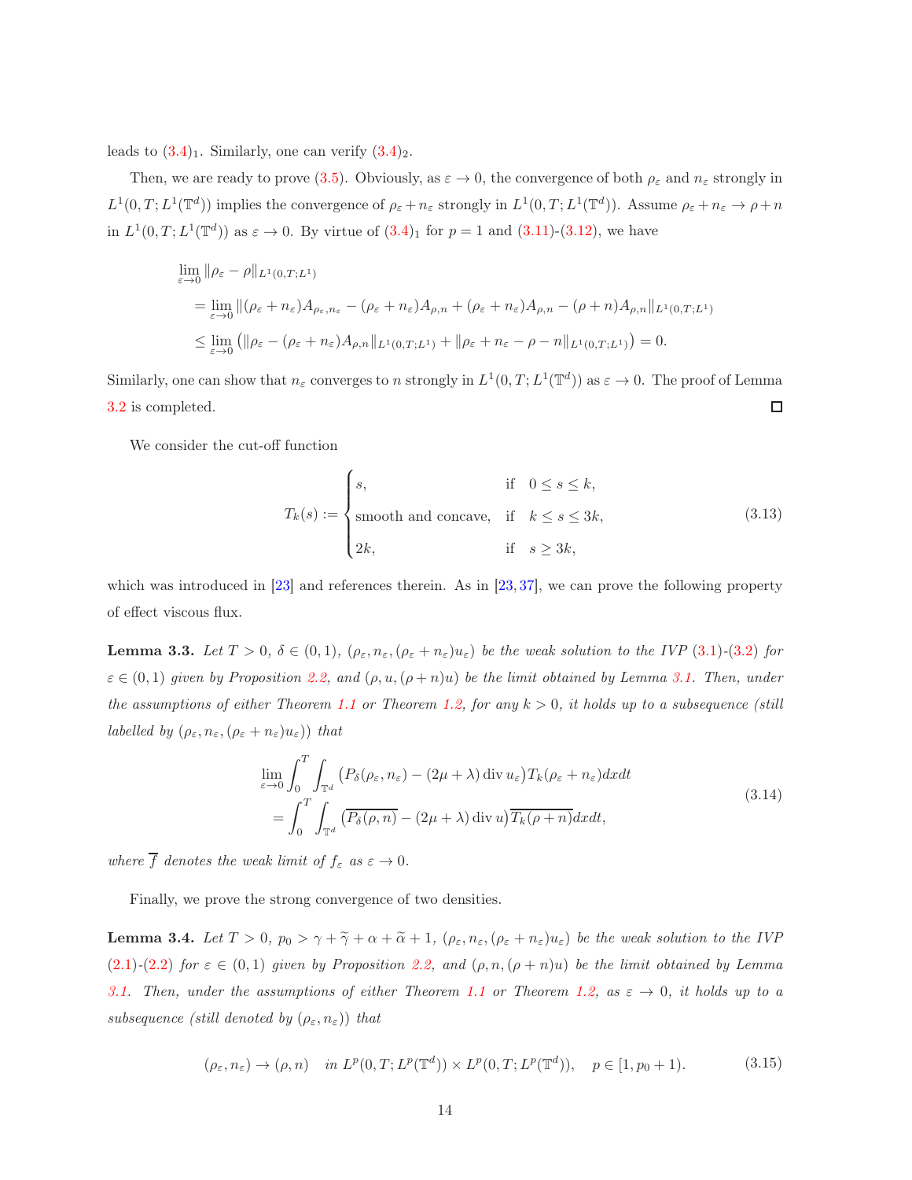leads to $(3.4)_1$. Similarly, one can verify $(3.4)_2$.

Then, we are ready to prove (3.5). Obviously, as $\varepsilon \to 0$, the convergence of both $\rho_\varepsilon$ and $n_\varepsilon$ strongly in $L^1(0,T;L^1(\mathbb{T}^d))$ implies the convergence of $\rho_\varepsilon + n_\varepsilon$ strongly in $L^1(0,T;L^1(\mathbb{T}^d))$. Assume $\rho_\varepsilon + n_\varepsilon \to \rho + n$ in $L^1(0,T;L^1(\mathbb{T}^d))$ as $\varepsilon \to 0$. By virtue of $(3.4)_1$ for $p=1$ and (3.11)-(3.12), we have

$$
\begin{aligned}
&\lim_{\varepsilon\to 0} \|\rho_\varepsilon - \rho\|_{L^1(0,T;L^1)} \\
&= \lim_{\varepsilon\to 0} \|(\rho_\varepsilon + n_\varepsilon)A_{\rho_\varepsilon,n_\varepsilon} - (\rho_\varepsilon + n_\varepsilon)A_{\rho,n} + (\rho_\varepsilon + n_\varepsilon)A_{\rho,n} - (\rho+n)A_{\rho,n}\|_{L^1(0,T;L^1)} \\
&\leq \lim_{\varepsilon\to 0} \big( \|\rho_\varepsilon - (\rho_\varepsilon + n_\varepsilon)A_{\rho,n}\|_{L^1(0,T;L^1)} + \|\rho_\varepsilon + n_\varepsilon - \rho - n\|_{L^1(0,T;L^1)} \big) = 0.
\end{aligned}
$$

Similarly, one can show that $n_\varepsilon$ converges to $n$ strongly in $L^1(0,T;L^1(\mathbb{T}^d))$ as $\varepsilon \to 0$. The proof of Lemma 3.2 is completed. □

We consider the cut-off function

$$
T_k(s) := \begin{cases} s, & \text{if} \quad 0 \leq s \leq k, \\ \text{smooth and concave}, & \text{if} \quad k \leq s \leq 3k, \\ 2k, & \text{if} \quad s \geq 3k, \end{cases} \tag{3.13}
$$

which was introduced in [23] and references therein. As in [23,37], we can prove the following property of effect viscous flux.

**Lemma 3.3.** *Let $T>0$, $\delta \in (0,1)$, $(\rho_\varepsilon, n_\varepsilon, (\rho_\varepsilon + n_\varepsilon)u_\varepsilon)$ be the weak solution to the IVP (3.1)-(3.2) for $\varepsilon \in (0,1)$ given by Proposition 2.2, and $(\rho, u, (\rho+n)u)$ be the limit obtained by Lemma 3.1. Then, under the assumptions of either Theorem 1.1 or Theorem 1.2, for any $k>0$, it holds up to a subsequence (still labelled by $(\rho_\varepsilon, n_\varepsilon, (\rho_\varepsilon + n_\varepsilon)u_\varepsilon)$) that*

$$
\begin{aligned}
&\lim_{\varepsilon\to 0} \int_0^T \int_{\mathbb{T}^d} \big(P_\delta(\rho_\varepsilon, n_\varepsilon) - (2\mu+\lambda)\operatorname{div} u_\varepsilon\big) T_k(\rho_\varepsilon + n_\varepsilon)\, dxdt \\
&= \int_0^T \int_{\mathbb{T}^d} \big(\overline{P_\delta(\rho,n)} - (2\mu+\lambda)\operatorname{div} u\big)\overline{T_k(\rho+n)}\, dxdt,
\end{aligned} \tag{3.14}
$$

*where $\overline{f}$ denotes the weak limit of $f_\varepsilon$ as $\varepsilon \to 0$.*

Finally, we prove the strong convergence of two densities.

**Lemma 3.4.** *Let $T>0$, $p_0 > \gamma + \widetilde{\gamma} + \alpha + \widetilde{\alpha} + 1$, $(\rho_\varepsilon, n_\varepsilon, (\rho_\varepsilon + n_\varepsilon)u_\varepsilon)$ be the weak solution to the IVP (2.1)-(2.2) for $\varepsilon \in (0,1)$ given by Proposition 2.2, and $(\rho, n, (\rho+n)u)$ be the limit obtained by Lemma 3.1. Then, under the assumptions of either Theorem 1.1 or Theorem 1.2, as $\varepsilon \to 0$, it holds up to a subsequence (still denoted by $(\rho_\varepsilon, n_\varepsilon)$) that*

$$
(\rho_\varepsilon, n_\varepsilon) \to (\rho, n) \quad \text{in } L^p(0,T;L^p(\mathbb{T}^d)) \times L^p(0,T;L^p(\mathbb{T}^d)), \quad p \in [1, p_0+1). \tag{3.15}
$$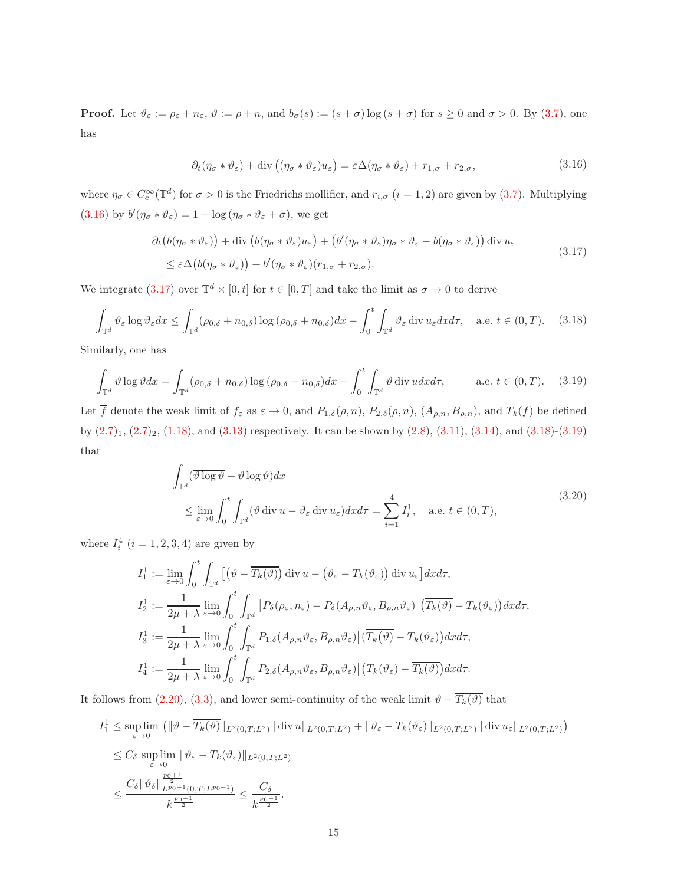**Proof.** Let $\vartheta_\varepsilon := \rho_\varepsilon + n_\varepsilon$, $\vartheta := \rho + n$, and $b_\sigma(s) := (s+\sigma)\log(s+\sigma)$ for $s \geq 0$ and $\sigma > 0$. By (3.7), one has

$$
\partial_t(\eta_\sigma * \vartheta_\varepsilon) + \operatorname{div}\big((\eta_\sigma * \vartheta_\varepsilon)u_\varepsilon\big) = \varepsilon\Delta(\eta_\sigma * \vartheta_\varepsilon) + r_{1,\sigma} + r_{2,\sigma}, \tag{3.16}
$$

where $\eta_\sigma \in C_c^\infty(\mathbb{T}^d)$ for $\sigma > 0$ is the Friedrichs mollifier, and $r_{i,\sigma}$ $(i = 1, 2)$ are given by (3.7). Multiplying (3.16) by $b'(\eta_\sigma * \vartheta_\varepsilon) = 1 + \log(\eta_\sigma * \vartheta_\varepsilon + \sigma)$, we get

$$
\begin{aligned}
&\partial_t\big(b(\eta_\sigma * \vartheta_\varepsilon)\big) + \operatorname{div}\big(b(\eta_\sigma * \vartheta_\varepsilon)u_\varepsilon\big) + \big(b'(\eta_\sigma * \vartheta_\varepsilon)\eta_\sigma * \vartheta_\varepsilon - b(\eta_\sigma * \vartheta_\varepsilon)\big)\operatorname{div} u_\varepsilon \\
&\quad \leq \varepsilon\Delta\big(b(\eta_\sigma * \vartheta_\varepsilon)\big) + b'(\eta_\sigma * \vartheta_\varepsilon)(r_{1,\sigma} + r_{2,\sigma}).
\end{aligned} \tag{3.17}
$$

We integrate (3.17) over $\mathbb{T}^d \times [0, t]$ for $t \in [0, T]$ and take the limit as $\sigma \to 0$ to derive

$$
\int_{\mathbb{T}^d} \vartheta_\varepsilon \log \vartheta_\varepsilon dx \leq \int_{\mathbb{T}^d} (\rho_{0,\delta} + n_{0,\delta})\log(\rho_{0,\delta} + n_{0,\delta})dx - \int_0^t \int_{\mathbb{T}^d} \vartheta_\varepsilon \operatorname{div} u_\varepsilon dx d\tau, \quad \text{a.e. } t \in (0, T). \tag{3.18}
$$

Similarly, one has

$$
\int_{\mathbb{T}^d} \vartheta \log \vartheta dx = \int_{\mathbb{T}^d} (\rho_{0,\delta} + n_{0,\delta})\log(\rho_{0,\delta} + n_{0,\delta})dx - \int_0^t \int_{\mathbb{T}^d} \vartheta \operatorname{div} u dx d\tau, \qquad \text{a.e. } t \in (0, T). \tag{3.19}
$$

Let $\overline{f}$ denote the weak limit of $f_\varepsilon$ as $\varepsilon \to 0$, and $P_{1,\delta}(\rho, n)$, $P_{2,\delta}(\rho, n)$, $(A_{\rho,n}, B_{\rho,n})$, and $T_k(f)$ be defined by $(2.7)_1$, $(2.7)_2$, (1.18), and (3.13) respectively. It can be shown by (2.8), (3.11), (3.14), and (3.18)-(3.19) that

$$
\begin{aligned}
&\int_{\mathbb{T}^d} (\overline{\vartheta \log \vartheta} - \vartheta \log \vartheta)dx \\
&\quad \leq \lim_{\varepsilon \to 0} \int_0^t \int_{\mathbb{T}^d} (\vartheta \operatorname{div} u - \vartheta_\varepsilon \operatorname{div} u_\varepsilon)dx d\tau = \sum_{i=1}^4 I_i^1, \quad \text{a.e. } t \in (0, T),
\end{aligned} \tag{3.20}
$$

where $I_i^4$ $(i = 1, 2, 3, 4)$ are given by

$$
\begin{aligned}
I_1^1 &:= \lim_{\varepsilon \to 0} \int_0^t \int_{\mathbb{T}^d} \big[\big(\vartheta - \overline{T_k(\vartheta)}\big)\operatorname{div} u - \big(\vartheta_\varepsilon - T_k(\vartheta_\varepsilon)\big)\operatorname{div} u_\varepsilon\big]dx d\tau, \\
I_2^1 &:= \frac{1}{2\mu + \lambda} \lim_{\varepsilon \to 0} \int_0^t \int_{\mathbb{T}^d} \big[P_\delta(\rho_\varepsilon, n_\varepsilon) - P_\delta(A_{\rho,n}\vartheta_\varepsilon, B_{\rho,n}\vartheta_\varepsilon)\big]\big(\overline{T_k(\vartheta)} - T_k(\vartheta_\varepsilon)\big)dx d\tau, \\
I_3^1 &:= \frac{1}{2\mu + \lambda} \lim_{\varepsilon \to 0} \int_0^t \int_{\mathbb{T}^d} P_{1,\delta}(A_{\rho,n}\vartheta_\varepsilon, B_{\rho,n}\vartheta_\varepsilon)\big]\big(\overline{T_k(\vartheta)} - T_k(\vartheta_\varepsilon)\big)dx d\tau, \\
I_4^1 &:= \frac{1}{2\mu + \lambda} \lim_{\varepsilon \to 0} \int_0^t \int_{\mathbb{T}^d} P_{2,\delta}(A_{\rho,n}\vartheta_\varepsilon, B_{\rho,n}\vartheta_\varepsilon)\big]\big(T_k(\vartheta_\varepsilon) - \overline{T_k(\vartheta)}\big)dx d\tau.
\end{aligned}
$$

It follows from (2.20), (3.3), and lower semi-continuity of the weak limit $\vartheta - \overline{T_k(\vartheta)}$ that

$$
\begin{aligned}
I_1^1 &\leq \sup_{\varepsilon \to 0}\lim \big(\|\vartheta - \overline{T_k(\vartheta)}\|_{L^2(0,T;L^2)}\|\operatorname{div} u\|_{L^2(0,T;L^2)} + \|\vartheta_\varepsilon - T_k(\vartheta_\varepsilon)\|_{L^2(0,T;L^2)}\|\operatorname{div} u_\varepsilon\|_{L^2(0,T;L^2)}\big) \\
&\leq C_\delta \sup_{\varepsilon \to 0}\lim \|\vartheta_\varepsilon - T_k(\vartheta_\varepsilon)\|_{L^2(0,T;L^2)} \\
&\leq \frac{C_\delta \|\vartheta_\delta\|_{L^{p_0+1}(0,T;L^{p_0+1})}^{\frac{p_0+1}{2}}}{k^{\frac{p_0-1}{2}}} \leq \frac{C_\delta}{k^{\frac{p_0-1}{2}}}.
\end{aligned}
$$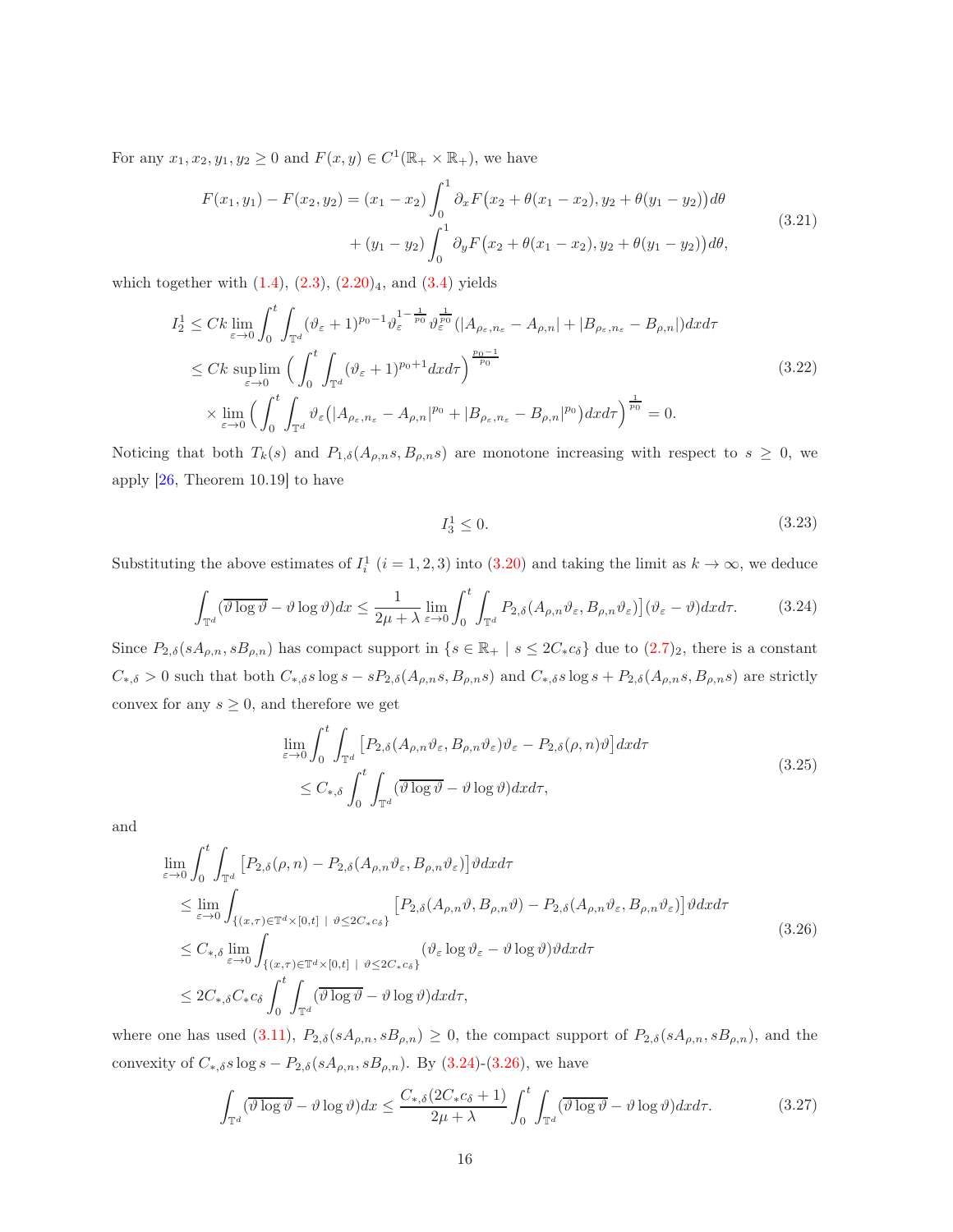For any $x_1, x_2, y_1, y_2 \geq 0$ and $F(x,y) \in C^1(\mathbb{R}_+ \times \mathbb{R}_+)$, we have

$$
\begin{aligned}
F(x_1,y_1) - F(x_2,y_2) = &(x_1 - x_2)\int_0^1 \partial_x F\big(x_2 + \theta(x_1-x_2), y_2 + \theta(y_1-y_2)\big)d\theta \\
&+ (y_1 - y_2)\int_0^1 \partial_y F\big(x_2 + \theta(x_1-x_2), y_2 + \theta(y_1-y_2)\big)d\theta,
\end{aligned}
\tag{3.21}
$$

which together with (1.4), (2.3), $(2.20)_4$, and (3.4) yields

$$
\begin{aligned}
I_2^1 &\leq Ck \lim_{\varepsilon\to 0} \int_0^t \int_{\mathbb{T}^d} (\vartheta_\varepsilon + 1)^{p_0 - 1} \vartheta_\varepsilon^{1-\frac{1}{p_0}} \vartheta_\varepsilon^{\frac{1}{p_0}} \big(|A_{\rho_\varepsilon,n_\varepsilon} - A_{\rho,n}| + |B_{\rho_\varepsilon,n_\varepsilon} - B_{\rho,n}|\big) dx d\tau \\
&\leq Ck \sup_{\varepsilon\to 0} \lim \Big( \int_0^t \int_{\mathbb{T}^d} (\vartheta_\varepsilon + 1)^{p_0+1} dx d\tau \Big)^{\frac{p_0-1}{p_0}} \\
&\quad \times \lim_{\varepsilon\to 0} \Big( \int_0^t \int_{\mathbb{T}^d} \vartheta_\varepsilon \big(|A_{\rho_\varepsilon,n_\varepsilon} - A_{\rho,n}|^{p_0} + |B_{\rho_\varepsilon,n_\varepsilon} - B_{\rho,n}|^{p_0}\big) dx d\tau \Big)^{\frac{1}{p_0}} = 0.
\end{aligned}
\tag{3.22}
$$

Noticing that both $T_k(s)$ and $P_{1,\delta}(A_{\rho,n}s, B_{\rho,n}s)$ are monotone increasing with respect to $s \geq 0$, we apply [26, Theorem 10.19] to have

$$
I_3^1 \leq 0. \tag{3.23}
$$

Substituting the above estimates of $I_i^1$ $(i = 1,2,3)$ into (3.20) and taking the limit as $k \to \infty$, we deduce

$$
\int_{\mathbb{T}^d} (\overline{\vartheta \log \vartheta} - \vartheta \log \vartheta) dx \leq \frac{1}{2\mu + \lambda} \lim_{\varepsilon\to 0} \int_0^t \int_{\mathbb{T}^d} P_{2,\delta}(A_{\rho,n}\vartheta_\varepsilon, B_{\rho,n}\vartheta_\varepsilon)\big](\vartheta_\varepsilon - \vartheta) dx d\tau. \tag{3.24}
$$

Since $P_{2,\delta}(sA_{\rho,n}, sB_{\rho,n})$ has compact support in $\{s \in \mathbb{R}_+ \mid s \leq 2C_* c_\delta\}$ due to $(2.7)_2$, there is a constant $C_{*,\delta} > 0$ such that both $C_{*,\delta} s \log s - sP_{2,\delta}(A_{\rho,n}s, B_{\rho,n}s)$ and $C_{*,\delta} s \log s + P_{2,\delta}(A_{\rho,n}s, B_{\rho,n}s)$ are strictly convex for any $s \geq 0$, and therefore we get

$$
\begin{aligned}
&\lim_{\varepsilon\to 0} \int_0^t \int_{\mathbb{T}^d} \big[P_{2,\delta}(A_{\rho,n}\vartheta_\varepsilon, B_{\rho,n}\vartheta_\varepsilon)\vartheta_\varepsilon - P_{2,\delta}(\rho,n)\vartheta\big] dx d\tau \\
&\quad \leq C_{*,\delta} \int_0^t \int_{\mathbb{T}^d} (\overline{\vartheta \log \vartheta} - \vartheta \log \vartheta) dx d\tau,
\end{aligned}
\tag{3.25}
$$

and

$$
\begin{aligned}
&\lim_{\varepsilon\to 0} \int_0^t \int_{\mathbb{T}^d} \big[P_{2,\delta}(\rho,n) - P_{2,\delta}(A_{\rho,n}\vartheta_\varepsilon, B_{\rho,n}\vartheta_\varepsilon)\big]\vartheta dx d\tau \\
&\leq \lim_{\varepsilon\to 0} \int_{\{(x,\tau)\in\mathbb{T}^d\times[0,t] \ | \ \vartheta \leq 2C_* c_\delta\}} \big[P_{2,\delta}(A_{\rho,n}\vartheta, B_{\rho,n}\vartheta) - P_{2,\delta}(A_{\rho,n}\vartheta_\varepsilon, B_{\rho,n}\vartheta_\varepsilon)\big]\vartheta dx d\tau \\
&\leq C_{*,\delta} \lim_{\varepsilon\to 0} \int_{\{(x,\tau)\in\mathbb{T}^d\times[0,t] \ | \ \vartheta \leq 2C_* c_\delta\}} (\vartheta_\varepsilon \log \vartheta_\varepsilon - \vartheta \log \vartheta)\vartheta dx d\tau \\
&\leq 2C_{*,\delta} C_* c_\delta \int_0^t \int_{\mathbb{T}^d} (\overline{\vartheta \log \vartheta} - \vartheta \log \vartheta) dx d\tau,
\end{aligned}
\tag{3.26}
$$

where one has used (3.11), $P_{2,\delta}(sA_{\rho,n}, sB_{\rho,n}) \geq 0$, the compact support of $P_{2,\delta}(sA_{\rho,n}, sB_{\rho,n})$, and the convexity of $C_{*,\delta} s \log s - P_{2,\delta}(sA_{\rho,n}, sB_{\rho,n})$. By (3.24)-(3.26), we have

$$
\int_{\mathbb{T}^d} (\overline{\vartheta \log \vartheta} - \vartheta \log \vartheta) dx \leq \frac{C_{*,\delta}(2C_* c_\delta + 1)}{2\mu + \lambda} \int_0^t \int_{\mathbb{T}^d} (\overline{\vartheta \log \vartheta} - \vartheta \log \vartheta) dx d\tau. \tag{3.27}
$$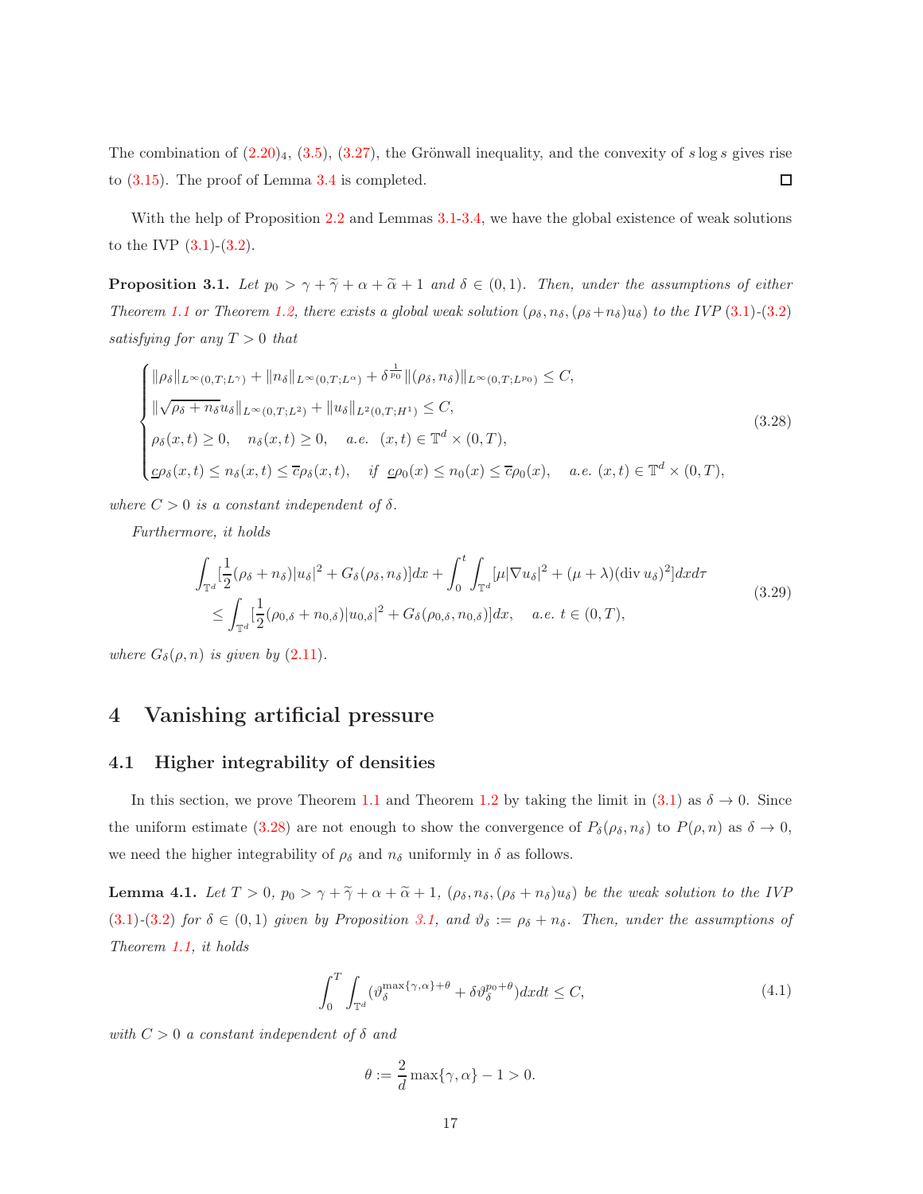The combination of $(2.20)_4$, (3.5), (3.27), the Grönwall inequality, and the convexity of $s\log s$ gives rise to (3.15). The proof of Lemma 3.4 is completed. □

With the help of Proposition 2.2 and Lemmas 3.1-3.4, we have the global existence of weak solutions to the IVP (3.1)-(3.2).

**Proposition 3.1.** *Let $p_0 > \gamma + \widetilde{\gamma} + \alpha + \widetilde{\alpha} + 1$ and $\delta \in (0,1)$. Then, under the assumptions of either Theorem 1.1 or Theorem 1.2, there exists a global weak solution $(\rho_\delta, n_\delta, (\rho_\delta + n_\delta)u_\delta)$ to the IVP (3.1)-(3.2) satisfying for any $T > 0$ that*

$$
\begin{cases}
\|\rho_\delta\|_{L^\infty(0,T;L^\gamma)} + \|n_\delta\|_{L^\infty(0,T;L^\alpha)} + \delta^{\frac{1}{p_0}}\|(\rho_\delta, n_\delta)\|_{L^\infty(0,T;L^{p_0})} \leq C, \\
\|\sqrt{\rho_\delta + n_\delta}u_\delta\|_{L^\infty(0,T;L^2)} + \|u_\delta\|_{L^2(0,T;H^1)} \leq C, \\
\rho_\delta(x,t) \geq 0, \quad n_\delta(x,t) \geq 0, \quad a.e. \ \ (x,t) \in \mathbb{T}^d \times (0,T), \\
\underline{c}\rho_\delta(x,t) \leq n_\delta(x,t) \leq \overline{c}\rho_\delta(x,t), \quad \text{if} \ \ \underline{c}\rho_0(x) \leq n_0(x) \leq \overline{c}\rho_0(x), \quad a.e. \ (x,t) \in \mathbb{T}^d \times (0,T),
\end{cases}
\tag{3.28}
$$

*where $C > 0$ is a constant independent of $\delta$.*

*Furthermore, it holds*

$$
\begin{aligned}
&\int_{\mathbb{T}^d} [\frac{1}{2}(\rho_\delta + n_\delta)|u_\delta|^2 + G_\delta(\rho_\delta, n_\delta)]dx + \int_0^t \int_{\mathbb{T}^d} [\mu|\nabla u_\delta|^2 + (\mu+\lambda)(\operatorname{div} u_\delta)^2]dxd\tau \\
&\quad \leq \int_{\mathbb{T}^d} [\frac{1}{2}(\rho_{0,\delta} + n_{0,\delta})|u_{0,\delta}|^2 + G_\delta(\rho_{0,\delta}, n_{0,\delta})]dx, \quad a.e. \ t \in (0,T),
\end{aligned}
\tag{3.29}
$$

*where $G_\delta(\rho, n)$ is given by (2.11).*

# 4 Vanishing artificial pressure

## 4.1 Higher integrability of densities

In this section, we prove Theorem 1.1 and Theorem 1.2 by taking the limit in (3.1) as $\delta \to 0$. Since the uniform estimate (3.28) are not enough to show the convergence of $P_\delta(\rho_\delta, n_\delta)$ to $P(\rho, n)$ as $\delta \to 0$, we need the higher integrability of $\rho_\delta$ and $n_\delta$ uniformly in $\delta$ as follows.

**Lemma 4.1.** *Let $T > 0$, $p_0 > \gamma + \widetilde{\gamma} + \alpha + \widetilde{\alpha} + 1$, $(\rho_\delta, n_\delta, (\rho_\delta + n_\delta)u_\delta)$ be the weak solution to the IVP (3.1)-(3.2) for $\delta \in (0,1)$ given by Proposition 3.1, and $\vartheta_\delta := \rho_\delta + n_\delta$. Then, under the assumptions of Theorem 1.1, it holds*

$$
\int_0^T \int_{\mathbb{T}^d} (\vartheta_\delta^{\max\{\gamma,\alpha\}+\theta} + \delta\vartheta_\delta^{p_0+\theta})dxdt \leq C,
\tag{4.1}
$$

*with $C > 0$ a constant independent of $\delta$ and*

$$
\theta := \frac{2}{d}\max\{\gamma, \alpha\} - 1 > 0.
$$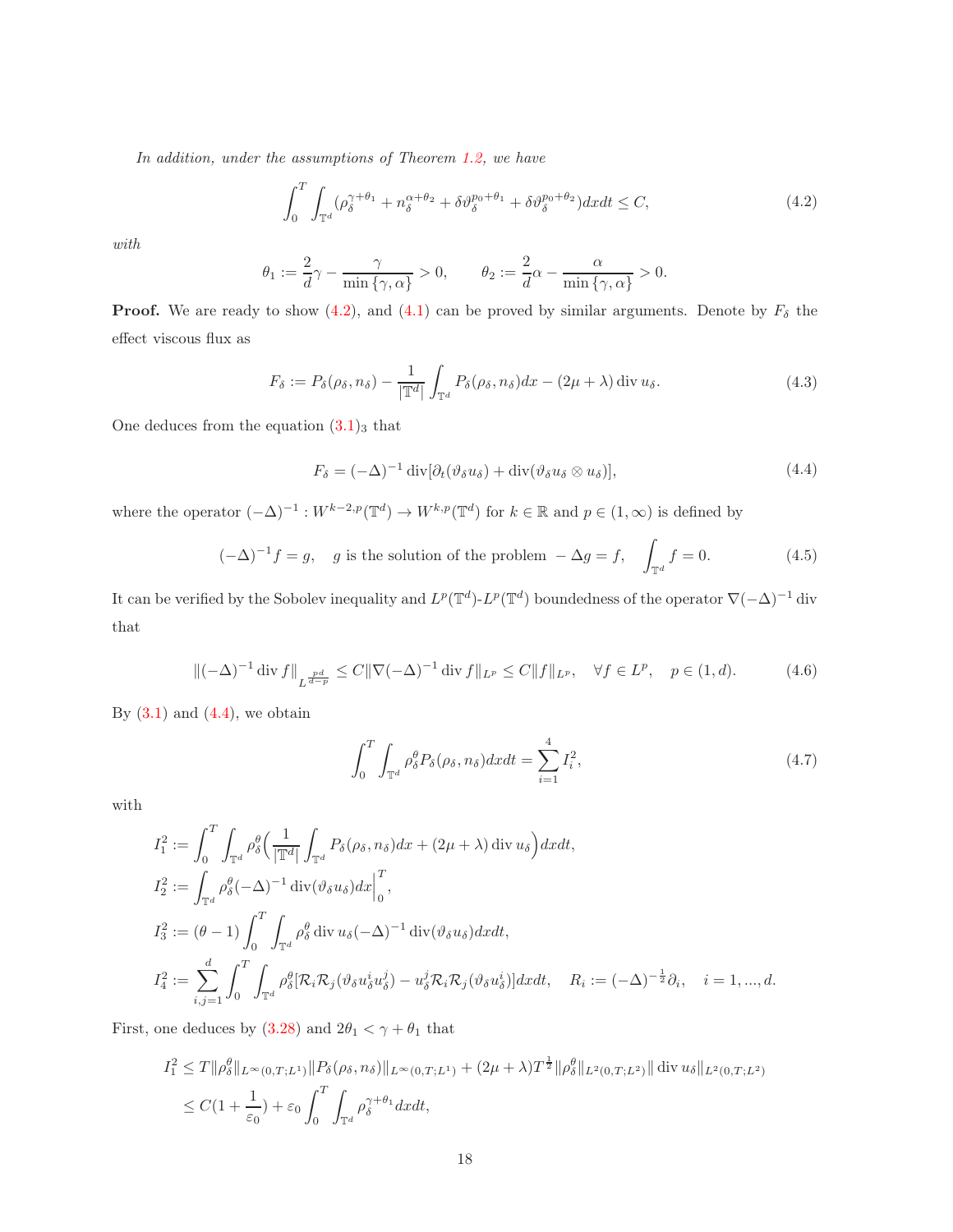*In addition, under the assumptions of Theorem 1.2, we have*

$$
\int_0^T \int_{\mathbb{T}^d} (\rho_\delta^{\gamma+\theta_1} + n_\delta^{\alpha+\theta_2} + \delta\vartheta_\delta^{p_0+\theta_1} + \delta\vartheta_\delta^{p_0+\theta_2}) dxdt \leq C, \tag{4.2}
$$

*with*

$$
\theta_1 := \frac{2}{d}\gamma - \frac{\gamma}{\min\{\gamma,\alpha\}} > 0, \qquad \theta_2 := \frac{2}{d}\alpha - \frac{\alpha}{\min\{\gamma,\alpha\}} > 0.
$$

**Proof.** We are ready to show (4.2), and (4.1) can be proved by similar arguments. Denote by $F_\delta$ the effect viscous flux as

$$
F_\delta := P_\delta(\rho_\delta, n_\delta) - \frac{1}{|\mathbb{T}^d|}\int_{\mathbb{T}^d} P_\delta(\rho_\delta, n_\delta)dx - (2\mu+\lambda)\operatorname{div} u_\delta. \tag{4.3}
$$

One deduces from the equation $(3.1)_3$ that

$$
F_\delta = (-\Delta)^{-1}\operatorname{div}[\partial_t(\vartheta_\delta u_\delta) + \operatorname{div}(\vartheta_\delta u_\delta \otimes u_\delta)], \tag{4.4}
$$

where the operator $(-\Delta)^{-1} : W^{k-2,p}(\mathbb{T}^d) \to W^{k,p}(\mathbb{T}^d)$ for $k \in \mathbb{R}$ and $p \in (1,\infty)$ is defined by

$$
(-\Delta)^{-1}f = g, \quad g \text{ is the solution of the problem } -\Delta g = f, \quad \int_{\mathbb{T}^d} f = 0. \tag{4.5}
$$

It can be verified by the Sobolev inequality and $L^p(\mathbb{T}^d)$-$L^p(\mathbb{T}^d)$ boundedness of the operator $\nabla(-\Delta)^{-1}\operatorname{div}$ that

$$
\|(-\Delta)^{-1}\operatorname{div} f\|_{L^{\frac{pd}{d-p}}} \leq C\|\nabla(-\Delta)^{-1}\operatorname{div} f\|_{L^p} \leq C\|f\|_{L^p}, \quad \forall f \in L^p, \quad p \in (1,d). \tag{4.6}
$$

By (3.1) and (4.4), we obtain

$$
\int_0^T \int_{\mathbb{T}^d} \rho_\delta^\theta P_\delta(\rho_\delta, n_\delta) dxdt = \sum_{i=1}^4 I_i^2, \tag{4.7}
$$

with

$$
\begin{aligned}
I_1^2 &:= \int_0^T \int_{\mathbb{T}^d} \rho_\delta^\theta \Big(\frac{1}{|\mathbb{T}^d|}\int_{\mathbb{T}^d} P_\delta(\rho_\delta, n_\delta)dx + (2\mu+\lambda)\operatorname{div} u_\delta\Big) dxdt,\\
I_2^2 &:= \int_{\mathbb{T}^d} \rho_\delta^\theta (-\Delta)^{-1}\operatorname{div}(\vartheta_\delta u_\delta)dx\Big|_0^T,\\
I_3^2 &:= (\theta-1)\int_0^T \int_{\mathbb{T}^d} \rho_\delta^\theta \operatorname{div} u_\delta (-\Delta)^{-1}\operatorname{div}(\vartheta_\delta u_\delta)dxdt,\\
I_4^2 &:= \sum_{i,j=1}^d \int_0^T \int_{\mathbb{T}^d} \rho_\delta^\theta [\mathcal{R}_i\mathcal{R}_j(\vartheta_\delta u_\delta^i u_\delta^j) - u_\delta^j \mathcal{R}_i\mathcal{R}_j(\vartheta_\delta u_\delta^i)]dxdt, \quad R_i := (-\Delta)^{-\frac{1}{2}}\partial_i, \quad i = 1,...,d.
\end{aligned}
$$

First, one deduces by (3.28) and $2\theta_1 < \gamma + \theta_1$ that

$$
\begin{aligned}
I_1^2 &\leq T\|\rho_\delta^\theta\|_{L^\infty(0,T;L^1)}\|P_\delta(\rho_\delta, n_\delta)\|_{L^\infty(0,T;L^1)} + (2\mu+\lambda)T^{\frac{1}{2}}\|\rho_\delta^\theta\|_{L^2(0,T;L^2)}\|\operatorname{div} u_\delta\|_{L^2(0,T;L^2)}\\
&\leq C(1+\frac{1}{\varepsilon_0}) + \varepsilon_0 \int_0^T \int_{\mathbb{T}^d} \rho_\delta^{\gamma+\theta_1} dxdt,
\end{aligned}
$$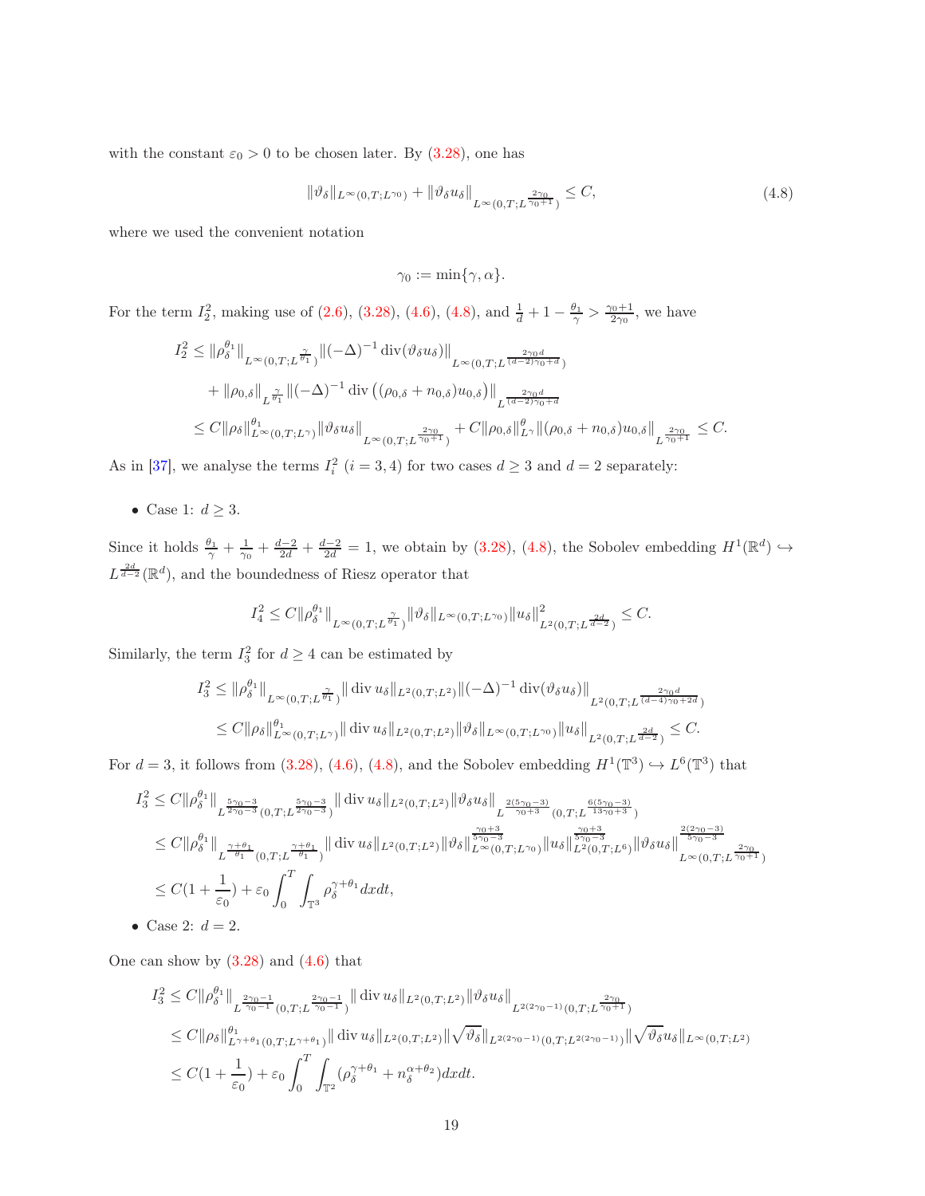with the constant $\varepsilon_0 > 0$ to be chosen later. By (3.28), one has

$$\|\vartheta_\delta\|_{L^\infty(0,T;L^{\gamma_0})} + \|\vartheta_\delta u_\delta\|_{L^\infty(0,T;L^{\frac{2\gamma_0}{\gamma_0+1}})} \leq C, \tag{4.8}$$

where we used the convenient notation

$$\gamma_0 := \min\{\gamma, \alpha\}.$$

For the term $I_2^2$, making use of (2.6), (3.28), (4.6), (4.8), and $\frac{1}{d} + 1 - \frac{\theta_1}{\gamma} > \frac{\gamma_0+1}{2\gamma_0}$, we have

$$\begin{aligned}
I_2^2 &\leq \|\rho_\delta^{\theta_1}\|_{L^\infty(0,T;L^{\frac{\gamma}{\theta_1}})} \|(-\Delta)^{-1}\operatorname{div}(\vartheta_\delta u_\delta)\|_{L^\infty(0,T;L^{\frac{2\gamma_0 d}{(d-2)\gamma_0+d}})} \\
&\quad + \|\rho_{0,\delta}\|_{L^{\frac{\gamma}{\theta_1}}} \|(-\Delta)^{-1}\operatorname{div}\big((\rho_{0,\delta}+n_{0,\delta})u_{0,\delta}\big)\|_{L^{\frac{2\gamma_0 d}{(d-2)\gamma_0+d}}} \\
&\leq C\|\rho_\delta\|^{\theta_1}_{L^\infty(0,T;L^\gamma)} \|\vartheta_\delta u_\delta\|_{L^\infty(0,T;L^{\frac{2\gamma_0}{\gamma_0+1}})} + C\|\rho_{0,\delta}\|^{\theta}_{L^\gamma} \|(\rho_{0,\delta}+n_{0,\delta})u_{0,\delta}\|_{L^{\frac{2\gamma_0}{\gamma_0+1}}} \leq C.
\end{aligned}$$

As in [37], we analyse the terms $I_i^2$ $(i=3,4)$ for two cases $d \geq 3$ and $d=2$ separately:

- Case 1: $d \geq 3$.

Since it holds $\frac{\theta_1}{\gamma} + \frac{1}{\gamma_0} + \frac{d-2}{2d} + \frac{d-2}{2d} = 1$, we obtain by (3.28), (4.8), the Sobolev embedding $H^1(\mathbb{R}^d) \hookrightarrow L^{\frac{2d}{d-2}}(\mathbb{R}^d)$, and the boundedness of Riesz operator that

$$I_4^2 \leq C\|\rho_\delta^{\theta_1}\|_{L^\infty(0,T;L^{\frac{\gamma}{\theta_1}})} \|\vartheta_\delta\|_{L^\infty(0,T;L^{\gamma_0})} \|u_\delta\|^2_{L^2(0,T;L^{\frac{2d}{d-2}})} \leq C.$$

Similarly, the term $I_3^2$ for $d \geq 4$ can be estimated by

$$\begin{aligned}
I_3^2 &\leq \|\rho_\delta^{\theta_1}\|_{L^\infty(0,T;L^{\frac{\gamma}{\theta_1}})} \|\operatorname{div} u_\delta\|_{L^2(0,T;L^2)} \|(-\Delta)^{-1}\operatorname{div}(\vartheta_\delta u_\delta)\|_{L^2(0,T;L^{\frac{2\gamma_0 d}{(d-4)\gamma_0+2d}})} \\
&\leq C\|\rho_\delta\|^{\theta_1}_{L^\infty(0,T;L^\gamma)} \|\operatorname{div} u_\delta\|_{L^2(0,T;L^2)} \|\vartheta_\delta\|_{L^\infty(0,T;L^{\gamma_0})} \|u_\delta\|_{L^2(0,T;L^{\frac{2d}{d-2}})} \leq C.
\end{aligned}$$

For $d=3$, it follows from (3.28), (4.6), (4.8), and the Sobolev embedding $H^1(\mathbb{T}^3) \hookrightarrow L^6(\mathbb{T}^3)$ that

$$\begin{aligned}
I_3^2 &\leq C\|\rho_\delta^{\theta_1}\|_{L^{\frac{5\gamma_0-3}{2\gamma_0-3}}(0,T;L^{\frac{5\gamma_0-3}{2\gamma_0-3}})} \|\operatorname{div} u_\delta\|_{L^2(0,T;L^2)} \|\vartheta_\delta u_\delta\|_{L^{\frac{2(5\gamma_0-3)}{\gamma_0+3}}(0,T;L^{\frac{6(5\gamma_0-3)}{13\gamma_0+3}})} \\
&\leq C\|\rho_\delta^{\theta_1}\|_{L^{\frac{\gamma+\theta_1}{\theta_1}}(0,T;L^{\frac{\gamma+\theta_1}{\theta_1}})} \|\operatorname{div} u_\delta\|_{L^2(0,T;L^2)} \|\vartheta_\delta\|^{\frac{\gamma_0+3}{5\gamma_0-3}}_{L^\infty(0,T;L^{\gamma_0})} \|u_\delta\|^{\frac{\gamma_0+3}{5\gamma_0-3}}_{L^2(0,T;L^6)} \|\vartheta_\delta u_\delta\|^{\frac{2(2\gamma_0-3)}{5\gamma_0-3}}_{L^\infty(0,T;L^{\frac{2\gamma_0}{\gamma_0+1}})} \\
&\leq C(1+\frac{1}{\varepsilon_0}) + \varepsilon_0 \int_0^T \int_{\mathbb{T}^3} \rho_\delta^{\gamma+\theta_1} dxdt,
\end{aligned}$$

- Case 2: $d=2$.

One can show by (3.28) and (4.6) that

$$\begin{aligned}
I_3^2 &\leq C\|\rho_\delta^{\theta_1}\|_{L^{\frac{2\gamma_0-1}{\gamma_0-1}}(0,T;L^{\frac{2\gamma_0-1}{\gamma_0-1}})} \|\operatorname{div} u_\delta\|_{L^2(0,T;L^2)} \|\vartheta_\delta u_\delta\|_{L^{2(2\gamma_0-1)}(0,T;L^{\frac{2\gamma_0}{\gamma_0+1}})} \\
&\leq C\|\rho_\delta\|^{\theta_1}_{L^{\gamma+\theta_1}(0,T;L^{\gamma+\theta_1})} \|\operatorname{div} u_\delta\|_{L^2(0,T;L^2)} \|\sqrt{\vartheta_\delta}\|_{L^{2(2\gamma_0-1)}(0,T;L^{2(2\gamma_0-1)})} \|\sqrt{\vartheta_\delta} u_\delta\|_{L^\infty(0,T;L^2)} \\
&\leq C(1+\frac{1}{\varepsilon_0}) + \varepsilon_0 \int_0^T \int_{\mathbb{T}^2} (\rho_\delta^{\gamma+\theta_1} + n_\delta^{\alpha+\theta_2}) dxdt.
\end{aligned}$$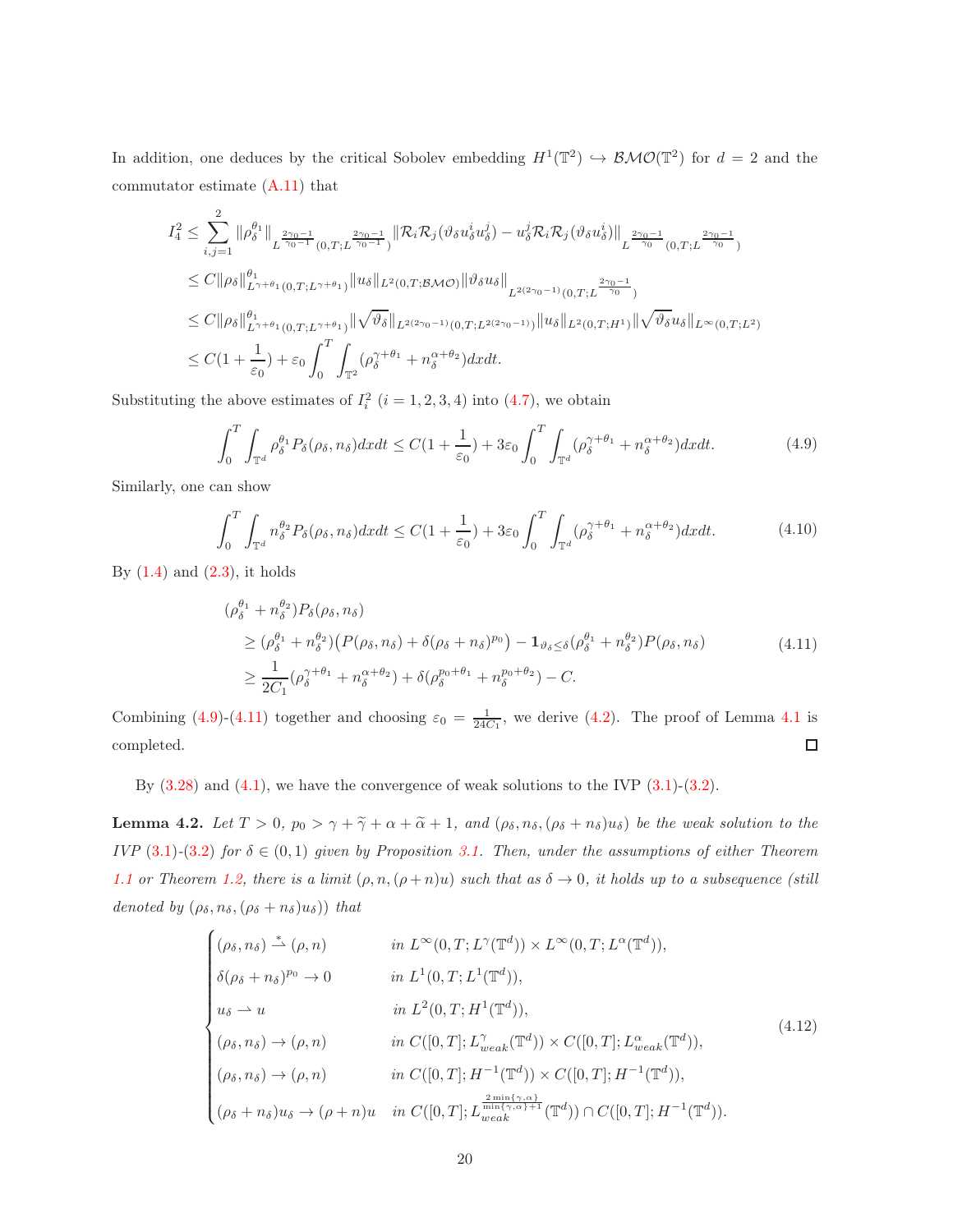In addition, one deduces by the critical Sobolev embedding $H^1(\mathbb{T}^2) \hookrightarrow \mathcal{BMO}(\mathbb{T}^2)$ for $d=2$ and the commutator estimate (A.11) that

$$
\begin{aligned}
I_4^2 &\leq \sum_{i,j=1}^{2} \|\rho_\delta^{\theta_1}\|_{L^{\frac{2\gamma_0-1}{\gamma_0-1}}(0,T;L^{\frac{2\gamma_0-1}{\gamma_0-1}})} \|\mathcal{R}_i\mathcal{R}_j(\vartheta_\delta u_\delta^i u_\delta^j) - u_\delta^j \mathcal{R}_i\mathcal{R}_j(\vartheta_\delta u_\delta^i)\|_{L^{\frac{2\gamma_0-1}{\gamma_0}}(0,T;L^{\frac{2\gamma_0-1}{\gamma_0}})} \\
&\leq C\|\rho_\delta\|^{\theta_1}_{L^{\gamma+\theta_1}(0,T;L^{\gamma+\theta_1})} \|u_\delta\|_{L^2(0,T;\mathcal{BMO})} \|\vartheta_\delta u_\delta\|_{L^{2(2\gamma_0-1)}(0,T;L^{\frac{2\gamma_0-1}{\gamma_0}})} \\
&\leq C\|\rho_\delta\|^{\theta_1}_{L^{\gamma+\theta_1}(0,T;L^{\gamma+\theta_1})} \|\sqrt{\vartheta_\delta}\|_{L^{2(2\gamma_0-1)}(0,T;L^{2(2\gamma_0-1)})} \|u_\delta\|_{L^2(0,T;H^1)} \|\sqrt{\vartheta_\delta} u_\delta\|_{L^\infty(0,T;L^2)} \\
&\leq C(1+\frac{1}{\varepsilon_0}) + \varepsilon_0 \int_0^T \int_{\mathbb{T}^2} (\rho_\delta^{\gamma+\theta_1} + n_\delta^{\alpha+\theta_2}) dx dt.
\end{aligned}
$$

Substituting the above estimates of $I_i^2$ $(i=1,2,3,4)$ into (4.7), we obtain

$$
\int_0^T \int_{\mathbb{T}^d} \rho_\delta^{\theta_1} P_\delta(\rho_\delta, n_\delta) dx dt \leq C(1+\frac{1}{\varepsilon_0}) + 3\varepsilon_0 \int_0^T \int_{\mathbb{T}^d} (\rho_\delta^{\gamma+\theta_1} + n_\delta^{\alpha+\theta_2}) dx dt. \tag{4.9}
$$

Similarly, one can show

$$
\int_0^T \int_{\mathbb{T}^d} n_\delta^{\theta_2} P_\delta(\rho_\delta, n_\delta) dx dt \leq C(1+\frac{1}{\varepsilon_0}) + 3\varepsilon_0 \int_0^T \int_{\mathbb{T}^d} (\rho_\delta^{\gamma+\theta_1} + n_\delta^{\alpha+\theta_2}) dx dt. \tag{4.10}
$$

By (1.4) and (2.3), it holds

$$
\begin{aligned}
&(\rho_\delta^{\theta_1} + n_\delta^{\theta_2}) P_\delta(\rho_\delta, n_\delta) \\
&\quad \geq (\rho_\delta^{\theta_1} + n_\delta^{\theta_2})\big(P(\rho_\delta, n_\delta) + \delta(\rho_\delta + n_\delta)^{p_0}\big) - \mathbf{1}_{\vartheta_\delta \leq \delta}(\rho_\delta^{\theta_1} + n_\delta^{\theta_2}) P(\rho_\delta, n_\delta) \\
&\quad \geq \frac{1}{2C_1}(\rho_\delta^{\gamma+\theta_1} + n_\delta^{\alpha+\theta_2}) + \delta(\rho_\delta^{p_0+\theta_1} + n_\delta^{p_0+\theta_2}) - C.
\end{aligned} \tag{4.11}
$$

Combining (4.9)-(4.11) together and choosing $\varepsilon_0 = \frac{1}{24C_1}$, we derive (4.2). The proof of Lemma 4.1 is completed. ☐

By (3.28) and (4.1), we have the convergence of weak solutions to the IVP (3.1)-(3.2).

**Lemma 4.2.** *Let $T>0$, $p_0 > \gamma + \widetilde{\gamma} + \alpha + \widetilde{\alpha} + 1$, and $(\rho_\delta, n_\delta, (\rho_\delta + n_\delta)u_\delta)$ be the weak solution to the IVP (3.1)-(3.2) for $\delta \in (0,1)$ given by Proposition 3.1. Then, under the assumptions of either Theorem 1.1 or Theorem 1.2, there is a limit $(\rho, n, (\rho+n)u)$ such that as $\delta \to 0$, it holds up to a subsequence (still denoted by $(\rho_\delta, n_\delta, (\rho_\delta + n_\delta)u_\delta)$) that*

$$
\begin{cases}
(\rho_\delta, n_\delta) \overset{*}{\rightharpoonup} (\rho, n) & \text{in } L^\infty(0,T;L^\gamma(\mathbb{T}^d)) \times L^\infty(0,T;L^\alpha(\mathbb{T}^d)), \\
\delta(\rho_\delta + n_\delta)^{p_0} \to 0 & \text{in } L^1(0,T;L^1(\mathbb{T}^d)), \\
u_\delta \rightharpoonup u & \text{in } L^2(0,T;H^1(\mathbb{T}^d)), \\
(\rho_\delta, n_\delta) \to (\rho, n) & \text{in } C([0,T];L^\gamma_{weak}(\mathbb{T}^d)) \times C([0,T];L^\alpha_{weak}(\mathbb{T}^d)), \\
(\rho_\delta, n_\delta) \to (\rho, n) & \text{in } C([0,T];H^{-1}(\mathbb{T}^d)) \times C([0,T];H^{-1}(\mathbb{T}^d)), \\
(\rho_\delta + n_\delta)u_\delta \to (\rho+n)u & \text{in } C([0,T];L_{weak}^{\frac{2\min\{\gamma,\alpha\}}{\min\{\gamma,\alpha\}+1}}(\mathbb{T}^d)) \cap C([0,T];H^{-1}(\mathbb{T}^d)).
\end{cases} \tag{4.12}
$$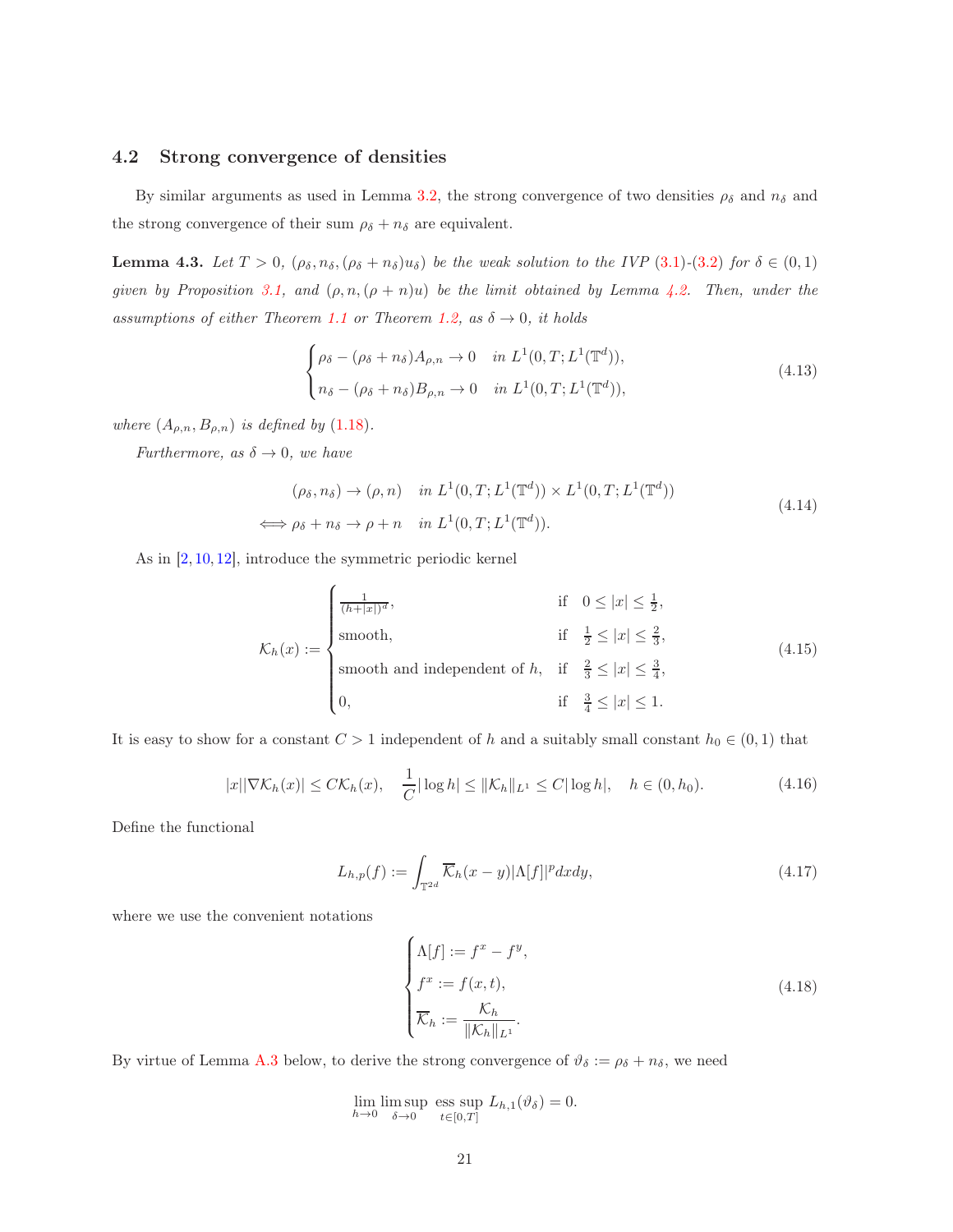### 4.2 Strong convergence of densities

By similar arguments as used in Lemma 3.2, the strong convergence of two densities $\rho_\delta$ and $n_\delta$ and the strong convergence of their sum $\rho_\delta + n_\delta$ are equivalent.

**Lemma 4.3.** *Let $T>0$, $(\rho_\delta, n_\delta, (\rho_\delta+n_\delta)u_\delta)$ be the weak solution to the IVP (3.1)-(3.2) for $\delta\in(0,1)$ given by Proposition 3.1, and $(\rho, n, (\rho+n)u)$ be the limit obtained by Lemma 4.2. Then, under the assumptions of either Theorem 1.1 or Theorem 1.2, as $\delta\to 0$, it holds*

$$
\begin{cases}
\rho_\delta - (\rho_\delta+n_\delta)A_{\rho,n} \to 0 \quad \text{in } L^1(0,T;L^1(\mathbb{T}^d)),\\
n_\delta - (\rho_\delta+n_\delta)B_{\rho,n} \to 0 \quad \text{in } L^1(0,T;L^1(\mathbb{T}^d)),
\end{cases}
\tag{4.13}
$$

*where $(A_{\rho,n}, B_{\rho,n})$ is defined by (1.18).*

*Furthermore, as $\delta\to 0$, we have*

$$
\begin{aligned}
&(\rho_\delta, n_\delta) \to (\rho, n) \quad \text{in } L^1(0,T;L^1(\mathbb{T}^d))\times L^1(0,T;L^1(\mathbb{T}^d))\\
\Longleftrightarrow\ & \rho_\delta + n_\delta \to \rho + n \quad \text{in } L^1(0,T;L^1(\mathbb{T}^d)).
\end{aligned}
\tag{4.14}
$$

As in [2, 10, 12], introduce the symmetric periodic kernel

$$
\mathcal{K}_h(x) :=
\begin{cases}
\frac{1}{(h+|x|)^d}, & \text{if } \ 0\le |x| \le \frac{1}{2},\\
\text{smooth}, & \text{if } \ \frac{1}{2}\le |x|\le \frac{2}{3},\\
\text{smooth and independent of } h, & \text{if } \ \frac{2}{3}\le |x|\le \frac{3}{4},\\
0, & \text{if } \ \frac{3}{4}\le |x| \le 1.
\end{cases}
\tag{4.15}
$$

It is easy to show for a constant $C>1$ independent of $h$ and a suitably small constant $h_0\in(0,1)$ that

$$
|x||\nabla \mathcal{K}_h(x)| \le C\mathcal{K}_h(x), \quad \frac{1}{C}|\log h| \le \|\mathcal{K}_h\|_{L^1} \le C|\log h|, \quad h\in(0,h_0).
\tag{4.16}
$$

Define the functional

$$
L_{h,p}(f) := \int_{\mathbb{T}^{2d}} \overline{\mathcal{K}}_h(x-y)|\Lambda[f]|^p dxdy,
\tag{4.17}
$$

where we use the convenient notations

$$
\begin{cases}
\Lambda[f] := f^x - f^y,\\
f^x := f(x,t),\\
\overline{\mathcal{K}}_h := \dfrac{\mathcal{K}_h}{\|\mathcal{K}_h\|_{L^1}}.
\end{cases}
\tag{4.18}
$$

By virtue of Lemma A.3 below, to derive the strong convergence of $\vartheta_\delta := \rho_\delta + n_\delta$, we need

$$
\lim_{h\to 0}\limsup_{\delta\to 0} \ \operatorname*{ess\,sup}_{t\in[0,T]} L_{h,1}(\vartheta_\delta) = 0.
$$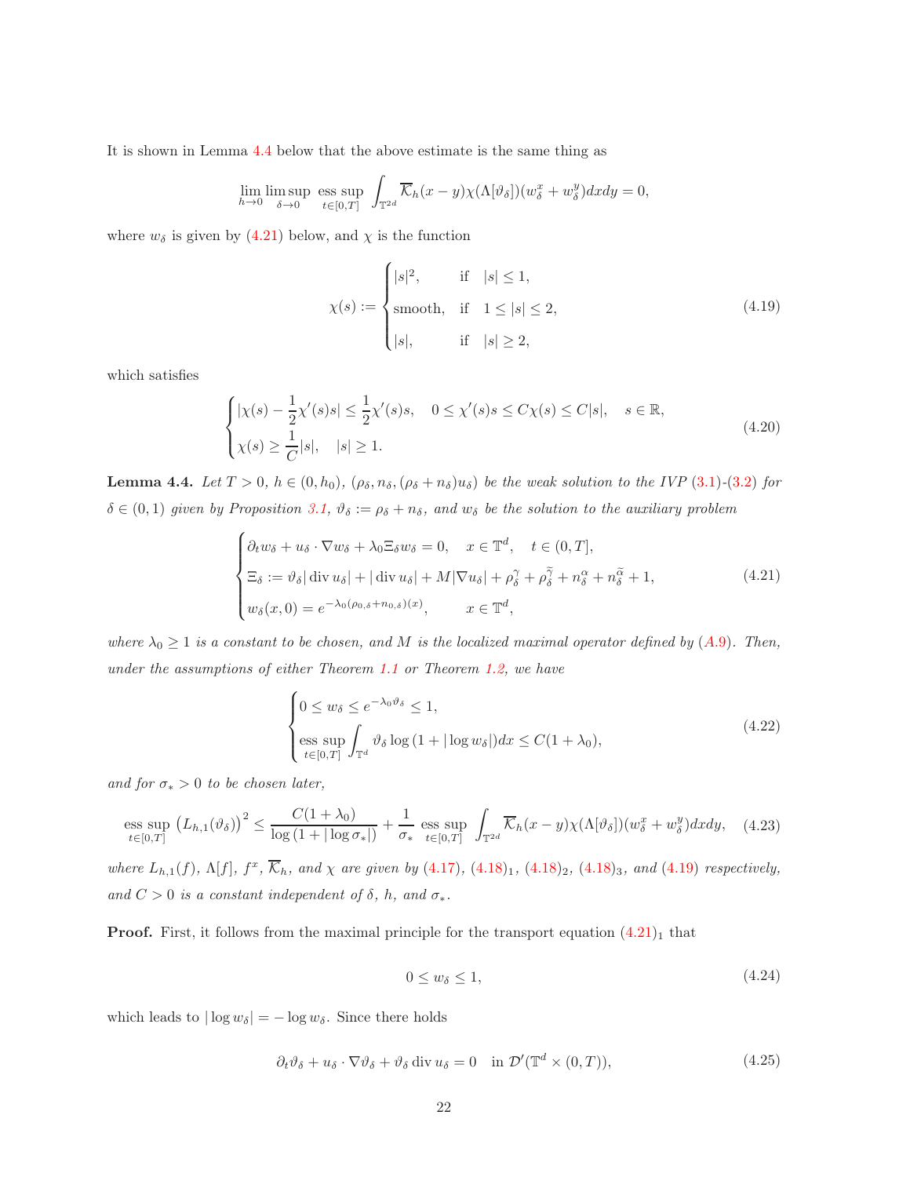It is shown in Lemma 4.4 below that the above estimate is the same thing as

$$\lim_{h\to 0}\limsup_{\delta\to 0}\ \operatorname*{ess\,sup}_{t\in[0,T]}\int_{\mathbb{T}^{2d}}\overline{\mathcal{K}}_h(x-y)\chi(\Lambda[\vartheta_\delta])(w_\delta^x+w_\delta^y)dxdy=0,$$

where $w_\delta$ is given by (4.21) below, and $\chi$ is the function

$$\chi(s):=\begin{cases}|s|^2, & \text{if}\quad |s|\leq 1,\\ \text{smooth}, & \text{if}\quad 1\leq |s|\leq 2,\\ |s|, & \text{if}\quad |s|\geq 2,\end{cases}\tag{4.19}$$

which satisfies

$$\begin{cases}|\chi(s)-\dfrac{1}{2}\chi'(s)s|\leq \dfrac{1}{2}\chi'(s)s, \quad 0\leq \chi'(s)s\leq C\chi(s)\leq C|s|, \quad s\in\mathbb{R},\\ \chi(s)\geq \dfrac{1}{C}|s|, \quad |s|\geq 1.\end{cases}\tag{4.20}$$

**Lemma 4.4.** *Let $T>0$, $h\in(0,h_0)$, $(\rho_\delta,n_\delta,(\rho_\delta+n_\delta)u_\delta)$ be the weak solution to the IVP (3.1)-(3.2) for $\delta\in(0,1)$ given by Proposition 3.1, $\vartheta_\delta:=\rho_\delta+n_\delta$, and $w_\delta$ be the solution to the auxiliary problem*

$$\begin{cases}\partial_t w_\delta+u_\delta\cdot\nabla w_\delta+\lambda_0\Xi_\delta w_\delta=0, \quad x\in\mathbb{T}^d, \quad t\in(0,T],\\ \Xi_\delta:=\vartheta_\delta|\operatorname{div}u_\delta|+|\operatorname{div}u_\delta|+M|\nabla u_\delta|+\rho_\delta^{\gamma}+\rho_\delta^{\widetilde{\gamma}}+n_\delta^{\alpha}+n_\delta^{\widetilde{\alpha}}+1,\\ w_\delta(x,0)=e^{-\lambda_0(\rho_{0,\delta}+n_{0,\delta})(x)}, \qquad x\in\mathbb{T}^d,\end{cases}\tag{4.21}$$

*where $\lambda_0\geq 1$ is a constant to be chosen, and $M$ is the localized maximal operator defined by (A.9). Then, under the assumptions of either Theorem 1.1 or Theorem 1.2, we have*

$$\begin{cases}0\leq w_\delta\leq e^{-\lambda_0\vartheta_\delta}\leq 1,\\ \operatorname*{ess\,sup}\limits_{t\in[0,T]}\displaystyle\int_{\mathbb{T}^d}\vartheta_\delta\log\left(1+|\log w_\delta|\right)dx\leq C(1+\lambda_0),\end{cases}\tag{4.22}$$

*and for $\sigma_*>0$ to be chosen later,*

$$\operatorname*{ess\,sup}_{t\in[0,T]}\left(L_{h,1}(\vartheta_\delta)\right)^2\leq \frac{C(1+\lambda_0)}{\log\left(1+|\log\sigma_*|\right)}+\frac{1}{\sigma_*}\operatorname*{ess\,sup}_{t\in[0,T]}\int_{\mathbb{T}^{2d}}\overline{\mathcal{K}}_h(x-y)\chi(\Lambda[\vartheta_\delta])(w_\delta^x+w_\delta^y)dxdy,\tag{4.23}$$

*where $L_{h,1}(f)$, $\Lambda[f]$, $f^x$, $\overline{\mathcal{K}}_h$, and $\chi$ are given by (4.17), (4.18)$_1$, (4.18)$_2$, (4.18)$_3$, and (4.19) respectively, and $C>0$ is a constant independent of $\delta$, $h$, and $\sigma_*$.*

**Proof.** First, it follows from the maximal principle for the transport equation (4.21)$_1$ that

$$0\leq w_\delta\leq 1,\tag{4.24}$$

which leads to $|\log w_\delta|=-\log w_\delta$. Since there holds

$$\partial_t\vartheta_\delta+u_\delta\cdot\nabla\vartheta_\delta+\vartheta_\delta\operatorname{div}u_\delta=0 \quad \text{in } \mathcal{D}'(\mathbb{T}^d\times(0,T)),\tag{4.25}$$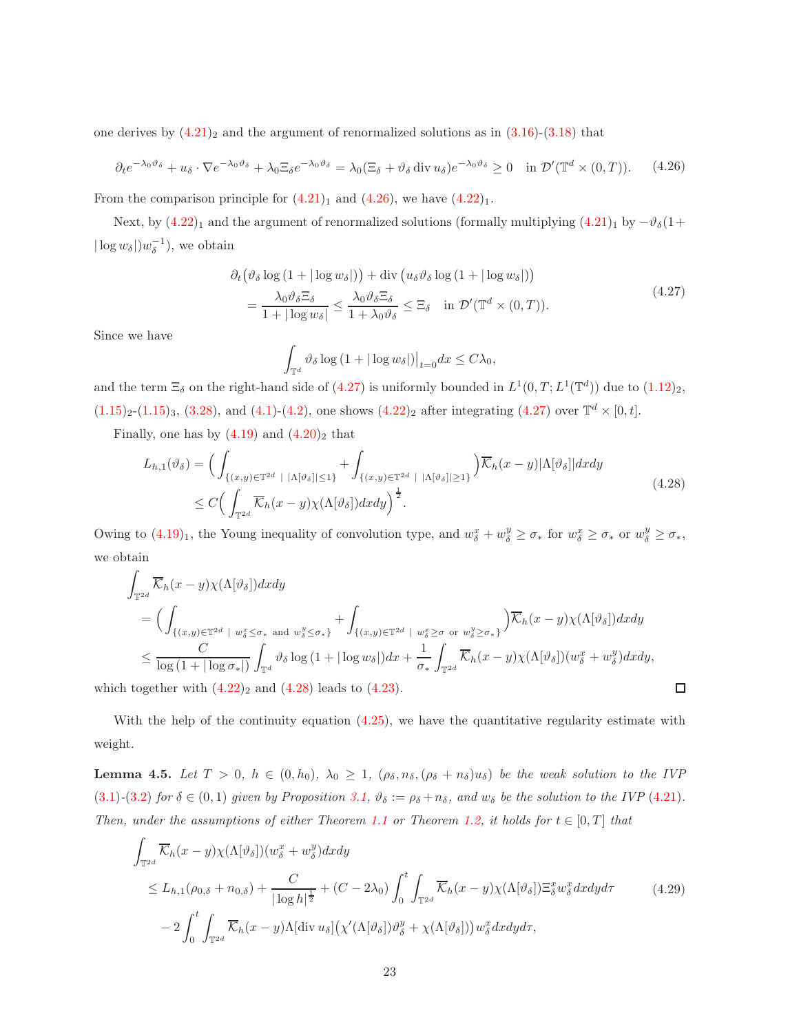one derives by (4.21)$_2$ and the argument of renormalized solutions as in (3.16)-(3.18) that

$$\partial_t e^{-\lambda_0\vartheta_\delta}+u_\delta\cdot\nabla e^{-\lambda_0\vartheta_\delta}+\lambda_0\Xi_\delta e^{-\lambda_0\vartheta_\delta}=\lambda_0(\Xi_\delta+\vartheta_\delta\operatorname{div}u_\delta)e^{-\lambda_0\vartheta_\delta}\geq 0\quad\text{in }\mathcal{D}'(\mathbb{T}^d\times(0,T)).\tag{4.26}$$

From the comparison principle for (4.21)$_1$ and (4.26), we have (4.22)$_1$.

Next, by (4.22)$_1$ and the argument of renormalized solutions (formally multiplying (4.21)$_1$ by $-\vartheta_\delta(1+|\log w_\delta|)w_\delta^{-1}$), we obtain

$$\begin{aligned}&\partial_t\big(\vartheta_\delta\log(1+|\log w_\delta|)\big)+\operatorname{div}\big(u_\delta\vartheta_\delta\log(1+|\log w_\delta|)\big)\\&\quad=\frac{\lambda_0\vartheta_\delta\Xi_\delta}{1+|\log w_\delta|}\leq\frac{\lambda_0\vartheta_\delta\Xi_\delta}{1+\lambda_0\vartheta_\delta}\leq\Xi_\delta\quad\text{in }\mathcal{D}'(\mathbb{T}^d\times(0,T)).\end{aligned}\tag{4.27}$$

Since we have

$$\int_{\mathbb{T}^d}\vartheta_\delta\log(1+|\log w_\delta|)\big|_{t=0}dx\leq C\lambda_0,$$

and the term $\Xi_\delta$ on the right-hand side of (4.27) is uniformly bounded in $L^1(0,T;L^1(\mathbb{T}^d))$ due to (1.12)$_2$, (1.15)$_2$-(1.15)$_3$, (3.28), and (4.1)-(4.2), one shows (4.22)$_2$ after integrating (4.27) over $\mathbb{T}^d\times[0,t]$.

Finally, one has by (4.19) and (4.20)$_2$ that

$$\begin{aligned}L_{h,1}(\vartheta_\delta)&=\Big(\int_{\{(x,y)\in\mathbb{T}^{2d}\ |\ |\Lambda[\vartheta_\delta]|\leq 1\}}+\int_{\{(x,y)\in\mathbb{T}^{2d}\ |\ |\Lambda[\vartheta_\delta]|\geq 1\}}\Big)\overline{\mathcal{K}}_h(x-y)|\Lambda[\vartheta_\delta]|dxdy\\&\leq C\Big(\int_{\mathbb{T}^{2d}}\overline{\mathcal{K}}_h(x-y)\chi(\Lambda[\vartheta_\delta])dxdy\Big)^{\frac12}.\end{aligned}\tag{4.28}$$

Owing to (4.19)$_1$, the Young inequality of convolution type, and $w_\delta^x+w_\delta^y\geq\sigma_*$ for $w_\delta^x\geq\sigma_*$ or $w_\delta^y\geq\sigma_*$, we obtain

$$\begin{aligned}&\int_{\mathbb{T}^{2d}}\overline{\mathcal{K}}_h(x-y)\chi(\Lambda[\vartheta_\delta])dxdy\\&\quad=\Big(\int_{\{(x,y)\in\mathbb{T}^{2d}\ |\ w_\delta^x\leq\sigma_*\text{ and }w_\delta^y\leq\sigma_*\}}+\int_{\{(x,y)\in\mathbb{T}^{2d}\ |\ w_\delta^x\geq\sigma\text{ or }w_\delta^y\geq\sigma_*\}}\Big)\overline{\mathcal{K}}_h(x-y)\chi(\Lambda[\vartheta_\delta])dxdy\\&\quad\leq\frac{C}{\log(1+|\log\sigma_*|)}\int_{\mathbb{T}^d}\vartheta_\delta\log(1+|\log w_\delta|)dx+\frac{1}{\sigma_*}\int_{\mathbb{T}^{2d}}\overline{\mathcal{K}}_h(x-y)\chi(\Lambda[\vartheta_\delta])(w_\delta^x+w_\delta^y)dxdy,\end{aligned}$$

which together with (4.22)$_2$ and (4.28) leads to (4.23). $\square$

With the help of the continuity equation (4.25), we have the quantitative regularity estimate with weight.

**Lemma 4.5.** *Let $T>0$, $h\in(0,h_0)$, $\lambda_0\geq1$, $(\rho_\delta,n_\delta,(\rho_\delta+n_\delta)u_\delta)$ be the weak solution to the IVP (3.1)-(3.2) for $\delta\in(0,1)$ given by Proposition 3.1, $\vartheta_\delta:=\rho_\delta+n_\delta$, and $w_\delta$ be the solution to the IVP (4.21). Then, under the assumptions of either Theorem 1.1 or Theorem 1.2, it holds for $t\in[0,T]$ that*

$$\begin{aligned}&\int_{\mathbb{T}^{2d}}\overline{\mathcal{K}}_h(x-y)\chi(\Lambda[\vartheta_\delta])(w_\delta^x+w_\delta^y)dxdy\\&\quad\leq L_{h,1}(\rho_{0,\delta}+n_{0,\delta})+\frac{C}{|\log h|^{\frac12}}+(C-2\lambda_0)\int_0^t\int_{\mathbb{T}^{2d}}\overline{\mathcal{K}}_h(x-y)\chi(\Lambda[\vartheta_\delta])\Xi_\delta^x w_\delta^x dxdyd\tau\\&\quad\quad-2\int_0^t\int_{\mathbb{T}^{2d}}\overline{\mathcal{K}}_h(x-y)\Lambda[\operatorname{div}u_\delta]\big(\chi'(\Lambda[\vartheta_\delta])\vartheta_\delta^y+\chi(\Lambda[\vartheta_\delta])\big)w_\delta^x dxdyd\tau,\end{aligned}\tag{4.29}$$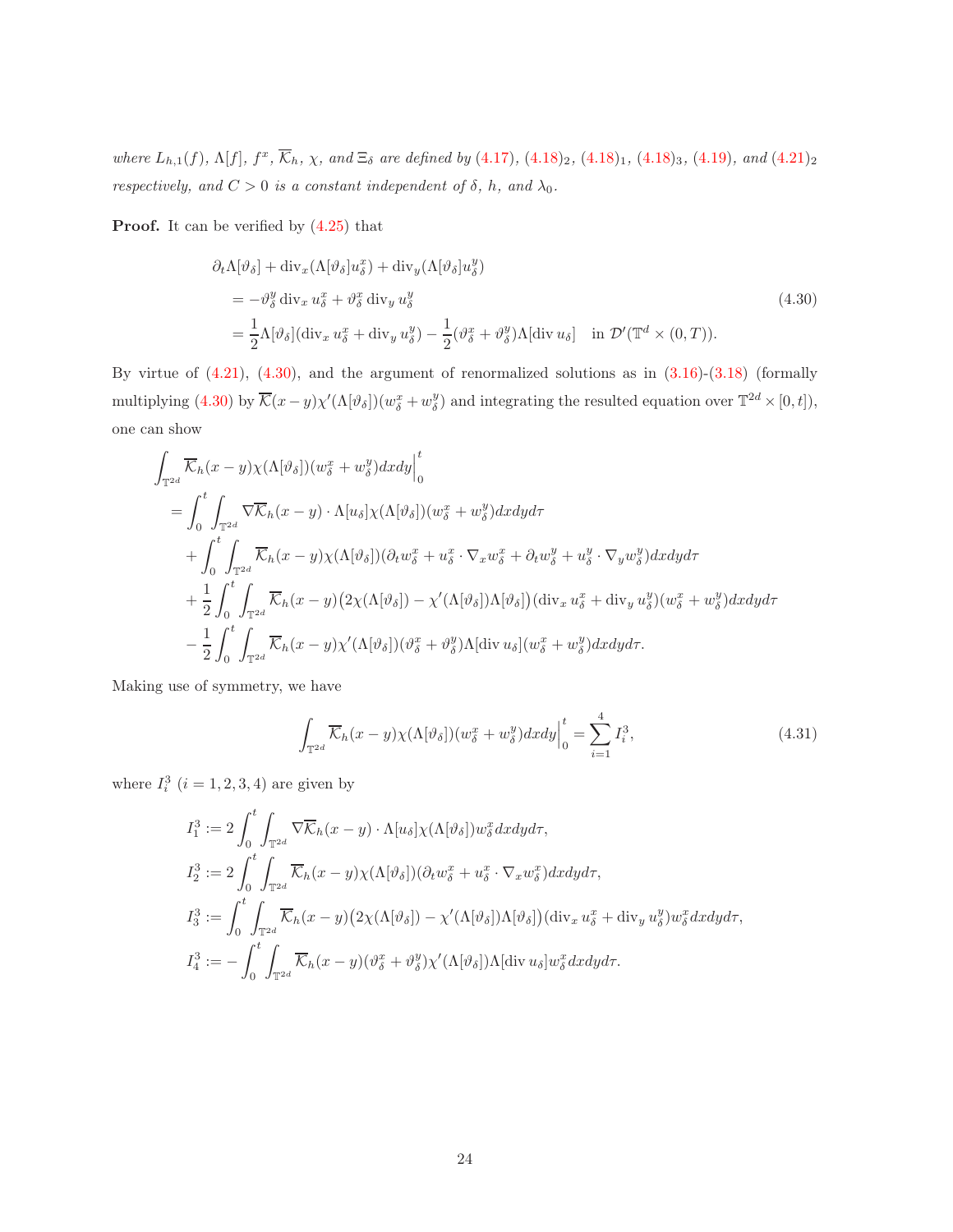*where $L_{h,1}(f)$, $\Lambda[f]$, $f^x$, $\overline{\mathcal{K}}_h$, $\chi$, and $\Xi_\delta$ are defined by (4.17), $(4.18)_2$, $(4.18)_1$, $(4.18)_3$, (4.19), and $(4.21)_2$ respectively, and $C > 0$ is a constant independent of $\delta$, $h$, and $\lambda_0$.*

**Proof.** It can be verified by (4.25) that

$$
\begin{aligned}
&\partial_t \Lambda[\vartheta_\delta] + \operatorname{div}_x(\Lambda[\vartheta_\delta] u_\delta^x) + \operatorname{div}_y(\Lambda[\vartheta_\delta] u_\delta^y) \\
&= -\vartheta_\delta^y \operatorname{div}_x u_\delta^x + \vartheta_\delta^x \operatorname{div}_y u_\delta^y \\
&= \frac{1}{2}\Lambda[\vartheta_\delta](\operatorname{div}_x u_\delta^x + \operatorname{div}_y u_\delta^y) - \frac{1}{2}(\vartheta_\delta^x + \vartheta_\delta^y)\Lambda[\operatorname{div} u_\delta] \quad \text{in } \mathcal{D}'(\mathbb{T}^d \times (0,T)).
\end{aligned}
\tag{4.30}
$$

By virtue of (4.21), (4.30), and the argument of renormalized solutions as in (3.16)-(3.18) (formally multiplying (4.30) by $\overline{\mathcal{K}}(x-y)\chi'(\Lambda[\vartheta_\delta])(w_\delta^x + w_\delta^y)$ and integrating the resulted equation over $\mathbb{T}^{2d} \times [0,t]$), one can show

$$
\begin{aligned}
&\int_{\mathbb{T}^{2d}} \overline{\mathcal{K}}_h(x-y)\chi(\Lambda[\vartheta_\delta])(w_\delta^x + w_\delta^y)dxdy\Big|_0^t \\
&= \int_0^t \int_{\mathbb{T}^{2d}} \nabla\overline{\mathcal{K}}_h(x-y) \cdot \Lambda[u_\delta]\chi(\Lambda[\vartheta_\delta])(w_\delta^x + w_\delta^y)dxdyd\tau \\
&\quad + \int_0^t \int_{\mathbb{T}^{2d}} \overline{\mathcal{K}}_h(x-y)\chi(\Lambda[\vartheta_\delta])(\partial_t w_\delta^x + u_\delta^x \cdot \nabla_x w_\delta^x + \partial_t w_\delta^y + u_\delta^y \cdot \nabla_y w_\delta^y)dxdyd\tau \\
&\quad + \frac{1}{2}\int_0^t \int_{\mathbb{T}^{2d}} \overline{\mathcal{K}}_h(x-y)\big(2\chi(\Lambda[\vartheta_\delta]) - \chi'(\Lambda[\vartheta_\delta])\Lambda[\vartheta_\delta]\big)(\operatorname{div}_x u_\delta^x + \operatorname{div}_y u_\delta^y)(w_\delta^x + w_\delta^y)dxdyd\tau \\
&\quad - \frac{1}{2}\int_0^t \int_{\mathbb{T}^{2d}} \overline{\mathcal{K}}_h(x-y)\chi'(\Lambda[\vartheta_\delta])(\vartheta_\delta^x + \vartheta_\delta^y)\Lambda[\operatorname{div} u_\delta](w_\delta^x + w_\delta^y)dxdyd\tau.
\end{aligned}
$$

Making use of symmetry, we have

$$
\int_{\mathbb{T}^{2d}} \overline{\mathcal{K}}_h(x-y)\chi(\Lambda[\vartheta_\delta])(w_\delta^x + w_\delta^y)dxdy\Big|_0^t = \sum_{i=1}^4 I_i^3,
\tag{4.31}
$$

where $I_i^3$ $(i = 1,2,3,4)$ are given by

$$
\begin{aligned}
I_1^3 &:= 2\int_0^t \int_{\mathbb{T}^{2d}} \nabla\overline{\mathcal{K}}_h(x-y) \cdot \Lambda[u_\delta]\chi(\Lambda[\vartheta_\delta])w_\delta^x dxdyd\tau, \\
I_2^3 &:= 2\int_0^t \int_{\mathbb{T}^{2d}} \overline{\mathcal{K}}_h(x-y)\chi(\Lambda[\vartheta_\delta])(\partial_t w_\delta^x + u_\delta^x \cdot \nabla_x w_\delta^x)dxdyd\tau, \\
I_3^3 &:= \int_0^t \int_{\mathbb{T}^{2d}} \overline{\mathcal{K}}_h(x-y)\big(2\chi(\Lambda[\vartheta_\delta]) - \chi'(\Lambda[\vartheta_\delta])\Lambda[\vartheta_\delta]\big)(\operatorname{div}_x u_\delta^x + \operatorname{div}_y u_\delta^y)w_\delta^x dxdyd\tau, \\
I_4^3 &:= -\int_0^t \int_{\mathbb{T}^{2d}} \overline{\mathcal{K}}_h(x-y)(\vartheta_\delta^x + \vartheta_\delta^y)\chi'(\Lambda[\vartheta_\delta])\Lambda[\operatorname{div} u_\delta]w_\delta^x dxdyd\tau.
\end{aligned}
$$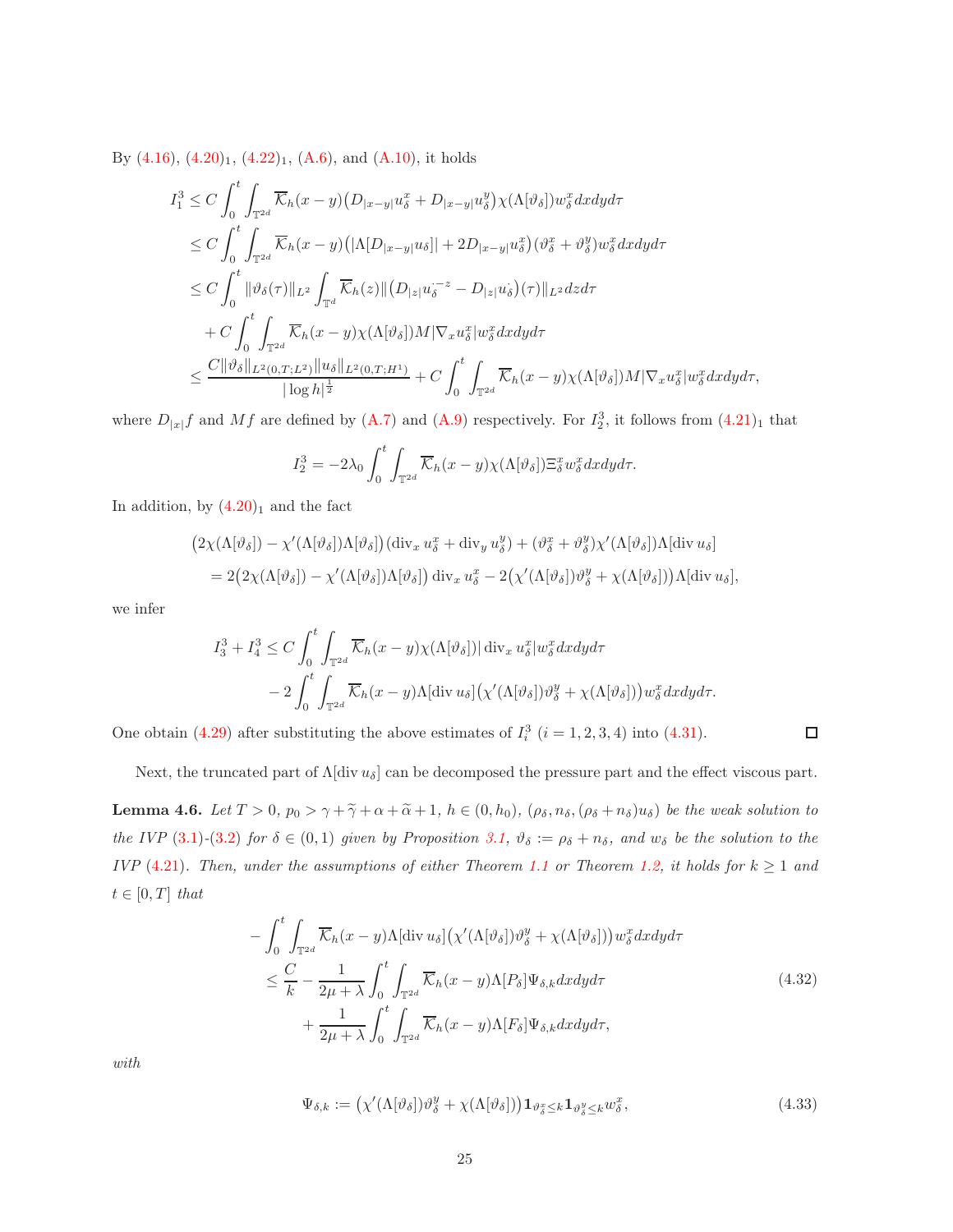By (4.16), $(4.20)_1$, $(4.22)_1$, (A.6), and (A.10), it holds

$$
\begin{aligned}
I_1^3 &\leq C\int_0^t\int_{\mathbb{T}^{2d}} \overline{\mathcal{K}}_h(x-y)\big(D_{|x-y|}u_\delta^x + D_{|x-y|}u_\delta^y\big)\chi(\Lambda[\vartheta_\delta])w_\delta^x dxdyd\tau\\
&\leq C\int_0^t\int_{\mathbb{T}^{2d}} \overline{\mathcal{K}}_h(x-y)\big(|\Lambda[D_{|x-y|}u_\delta]| + 2D_{|x-y|}u_\delta^x\big)(\vartheta_\delta^x+\vartheta_\delta^y)w_\delta^x dxdyd\tau\\
&\leq C\int_0^t \|\vartheta_\delta(\tau)\|_{L^2}\int_{\mathbb{T}^d}\overline{\mathcal{K}}_h(z)\|\big(D_{|z|}u_\delta^{\cdot-z} - D_{|z|}u_\delta^{\cdot}\big)(\tau)\|_{L^2}dzd\tau\\
&\quad + C\int_0^t\int_{\mathbb{T}^{2d}}\overline{\mathcal{K}}_h(x-y)\chi(\Lambda[\vartheta_\delta])M|\nabla_x u_\delta^x|w_\delta^x dxdyd\tau\\
&\leq \frac{C\|\vartheta_\delta\|_{L^2(0,T;L^2)}\|u_\delta\|_{L^2(0,T;H^1)}}{|\log h|^{\frac{1}{2}}} + C\int_0^t\int_{\mathbb{T}^{2d}}\overline{\mathcal{K}}_h(x-y)\chi(\Lambda[\vartheta_\delta])M|\nabla_x u_\delta^x|w_\delta^x dxdyd\tau,
\end{aligned}
$$

where $D_{|x|}f$ and $Mf$ are defined by (A.7) and (A.9) respectively. For $I_2^3$, it follows from $(4.21)_1$ that

$$
I_2^3 = -2\lambda_0\int_0^t\int_{\mathbb{T}^{2d}}\overline{\mathcal{K}}_h(x-y)\chi(\Lambda[\vartheta_\delta])\Xi_\delta^x w_\delta^x dxdyd\tau.
$$

In addition, by $(4.20)_1$ and the fact

$$
\begin{aligned}
&\big(2\chi(\Lambda[\vartheta_\delta]) - \chi'(\Lambda[\vartheta_\delta])\Lambda[\vartheta_\delta]\big)(\operatorname{div}_x u_\delta^x + \operatorname{div}_y u_\delta^y) + (\vartheta_\delta^x+\vartheta_\delta^y)\chi'(\Lambda[\vartheta_\delta])\Lambda[\operatorname{div} u_\delta]\\
&= 2\big(2\chi(\Lambda[\vartheta_\delta]) - \chi'(\Lambda[\vartheta_\delta])\Lambda[\vartheta_\delta]\big)\operatorname{div}_x u_\delta^x - 2\big(\chi'(\Lambda[\vartheta_\delta])\vartheta_\delta^y + \chi(\Lambda[\vartheta_\delta])\big)\Lambda[\operatorname{div} u_\delta],
\end{aligned}
$$

we infer

$$
\begin{aligned}
I_3^3 + I_4^3 &\leq C\int_0^t\int_{\mathbb{T}^{2d}}\overline{\mathcal{K}}_h(x-y)\chi(\Lambda[\vartheta_\delta])|\operatorname{div}_x u_\delta^x|w_\delta^x dxdyd\tau\\
&\quad - 2\int_0^t\int_{\mathbb{T}^{2d}}\overline{\mathcal{K}}_h(x-y)\Lambda[\operatorname{div} u_\delta]\big(\chi'(\Lambda[\vartheta_\delta])\vartheta_\delta^y + \chi(\Lambda[\vartheta_\delta])\big)w_\delta^x dxdyd\tau.
\end{aligned}
$$

One obtain (4.29) after substituting the above estimates of $I_i^3$ $(i=1,2,3,4)$ into (4.31). $\square$

Next, the truncated part of $\Lambda[\operatorname{div} u_\delta]$ can be decomposed the pressure part and the effect viscous part.

**Lemma 4.6.** *Let $T>0$, $p_0 > \gamma + \widetilde{\gamma} + \alpha + \widetilde{\alpha} + 1$, $h \in (0,h_0)$, $(\rho_\delta, n_\delta, (\rho_\delta+n_\delta)u_\delta)$ be the weak solution to the IVP (3.1)-(3.2) for $\delta\in(0,1)$ given by Proposition 3.1, $\vartheta_\delta := \rho_\delta + n_\delta$, and $w_\delta$ be the solution to the IVP (4.21). Then, under the assumptions of either Theorem 1.1 or Theorem 1.2, it holds for $k\geq 1$ and $t\in[0,T]$ that*

$$
\begin{aligned}
&-\int_0^t\int_{\mathbb{T}^{2d}}\overline{\mathcal{K}}_h(x-y)\Lambda[\operatorname{div} u_\delta]\big(\chi'(\Lambda[\vartheta_\delta])\vartheta_\delta^y + \chi(\Lambda[\vartheta_\delta])\big)w_\delta^x dxdyd\tau\\
&\quad\leq \frac{C}{k} - \frac{1}{2\mu+\lambda}\int_0^t\int_{\mathbb{T}^{2d}}\overline{\mathcal{K}}_h(x-y)\Lambda[P_\delta]\Psi_{\delta,k}dxdyd\tau\\
&\qquad + \frac{1}{2\mu+\lambda}\int_0^t\int_{\mathbb{T}^{2d}}\overline{\mathcal{K}}_h(x-y)\Lambda[F_\delta]\Psi_{\delta,k}dxdyd\tau,
\end{aligned}
\tag{4.32}
$$

*with*

$$
\Psi_{\delta,k} := \big(\chi'(\Lambda[\vartheta_\delta])\vartheta_\delta^y + \chi(\Lambda[\vartheta_\delta])\big)\mathbf{1}_{\vartheta_\delta^x\leq k}\mathbf{1}_{\vartheta_\delta^y\leq k}w_\delta^x,
\tag{4.33}
$$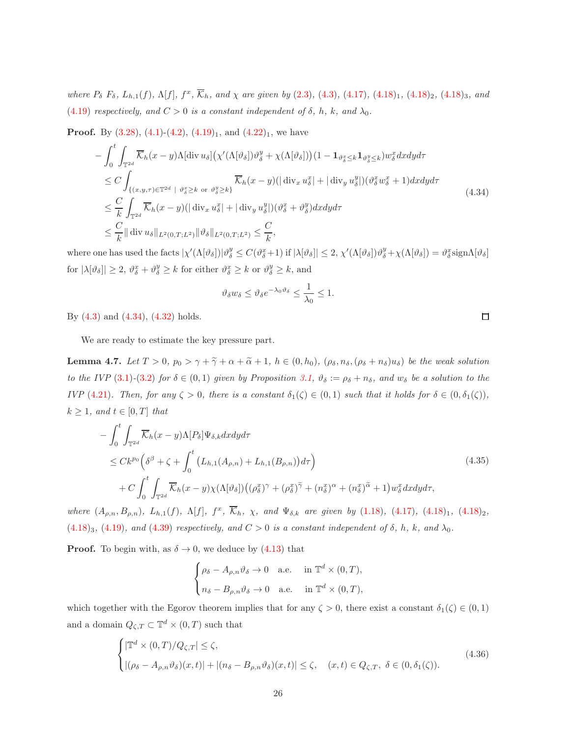*where $P_\delta$ $F_\delta$, $L_{h,1}(f)$, $\Lambda[f]$, $f^x$, $\overline{\mathcal{K}}_h$, and $\chi$ are given by (2.3), (4.3), (4.17), (4.18)$_1$, (4.18)$_2$, (4.18)$_3$, and (4.19) respectively, and $C>0$ is a constant independent of $\delta$, $h$, $k$, and $\lambda_0$.*

**Proof.** By (3.28), (4.1)-(4.2), (4.19)$_1$, and (4.22)$_1$, we have

$$
\begin{aligned}
&-\int_0^t\int_{\mathbb{T}^{2d}}\overline{\mathcal{K}}_h(x-y)\Lambda[\operatorname{div} u_\delta]\big(\chi'(\Lambda[\vartheta_\delta])\vartheta_\delta^y+\chi(\Lambda[\vartheta_\delta])\big)(1-\mathbf{1}_{\vartheta_\delta^x\le k}\mathbf{1}_{\vartheta_\delta^y\le k})w_\delta^x\,dxdyd\tau\\
&\le C\int_{\{(x,y,\tau)\in\mathbb{T}^{2d}\ |\ \vartheta_\delta^x\ge k\text{ or }\vartheta_\delta^y\ge k\}}\overline{\mathcal{K}}_h(x-y)(|\operatorname{div}_x u_\delta^x|+|\operatorname{div}_y u_\delta^y|)(\vartheta_\delta^x w_\delta^x+1)\,dxdyd\tau\\
&\le \frac{C}{k}\int_{\mathbb{T}^{2d}}\overline{\mathcal{K}}_h(x-y)(|\operatorname{div}_x u_\delta^x|+|\operatorname{div}_y u_\delta^y|)(\vartheta_\delta^x+\vartheta_\delta^y)\,dxdyd\tau\\
&\le \frac{C}{k}\|\operatorname{div} u_\delta\|_{L^2(0,T;L^2)}\|\vartheta_\delta\|_{L^2(0,T;L^2)}\le\frac{C}{k},
\end{aligned}
\tag{4.34}
$$

where one has used the facts $|\chi'(\Lambda[\vartheta_\delta])|\vartheta_\delta^y\le C(\vartheta_\delta^x+1)$ if $|\lambda[\vartheta_\delta]|\le 2$, $\chi'(\Lambda[\vartheta_\delta])\vartheta_\delta^y+\chi(\Lambda[\vartheta_\delta])=\vartheta_\delta^x\operatorname{sign}\Lambda[\vartheta_\delta]$ for $|\lambda[\vartheta_\delta]|\ge 2$, $\vartheta_\delta^x+\vartheta_\delta^y\ge k$ for either $\vartheta_\delta^x\ge k$ or $\vartheta_\delta^y\ge k$, and

$$
\vartheta_\delta w_\delta\le\vartheta_\delta e^{-\lambda_0\vartheta_\delta}\le\frac{1}{\lambda_0}\le 1.
$$

By (4.3) and (4.34), (4.32) holds. $\square$

We are ready to estimate the key pressure part.

**Lemma 4.7.** *Let $T>0$, $p_0>\gamma+\widetilde{\gamma}+\alpha+\widetilde{\alpha}+1$, $h\in(0,h_0)$, $(\rho_\delta,n_\delta,(\rho_\delta+n_\delta)u_\delta)$ be the weak solution to the IVP (3.1)-(3.2) for $\delta\in(0,1)$ given by Proposition 3.1, $\vartheta_\delta:=\rho_\delta+n_\delta$, and $w_\delta$ be a solution to the IVP (4.21). Then, for any $\zeta>0$, there is a constant $\delta_1(\zeta)\in(0,1)$ such that it holds for $\delta\in(0,\delta_1(\zeta))$, $k\ge1$, and $t\in[0,T]$ that*

$$
\begin{aligned}
&-\int_0^t\int_{\mathbb{T}^{2d}}\overline{\mathcal{K}}_h(x-y)\Lambda[P_\delta]\Psi_{\delta,k}\,dxdyd\tau\\
&\le Ck^{p_0}\Big(\delta^\beta+\zeta+\int_0^t\big(L_{h,1}(A_{\rho,n})+L_{h,1}(B_{\rho,n})\big)d\tau\Big)\\
&\quad+C\int_0^t\int_{\mathbb{T}^{2d}}\overline{\mathcal{K}}_h(x-y)\chi(\Lambda[\vartheta_\delta])\big((\rho_\delta^x)^\gamma+(\rho_\delta^x)^{\widetilde{\gamma}}+(n_\delta^x)^\alpha+(n_\delta^x)^{\widetilde{\alpha}}+1\big)w_\delta^x\,dxdyd\tau,
\end{aligned}
\tag{4.35}
$$

*where $(A_{\rho,n},B_{\rho,n})$, $L_{h,1}(f)$, $\Lambda[f]$, $f^x$, $\overline{\mathcal{K}}_h$, $\chi$, and $\Psi_{\delta,k}$ are given by (1.18), (4.17), (4.18)$_1$, (4.18)$_2$, (4.18)$_3$, (4.19), and (4.39) respectively, and $C>0$ is a constant independent of $\delta$, $h$, $k$, and $\lambda_0$.*

**Proof.** To begin with, as $\delta\to0$, we deduce by (4.13) that

$$
\begin{cases}
\rho_\delta-A_{\rho,n}\vartheta_\delta\to0\quad\text{a.e.}\quad\text{in }\mathbb{T}^d\times(0,T),\\
n_\delta-B_{\rho,n}\vartheta_\delta\to0\quad\text{a.e.}\quad\text{in }\mathbb{T}^d\times(0,T),
\end{cases}
$$

which together with the Egorov theorem implies that for any $\zeta>0$, there exist a constant $\delta_1(\zeta)\in(0,1)$ and a domain $Q_{\zeta,T}\subset\mathbb{T}^d\times(0,T)$ such that

$$
\begin{cases}
|\mathbb{T}^d\times(0,T)/Q_{\zeta,T}|\le\zeta,\\
|(\rho_\delta-A_{\rho,n}\vartheta_\delta)(x,t)|+|(n_\delta-B_{\rho,n}\vartheta_\delta)(x,t)|\le\zeta,\quad (x,t)\in Q_{\zeta,T},\ \delta\in(0,\delta_1(\zeta)).
\end{cases}
\tag{4.36}
$$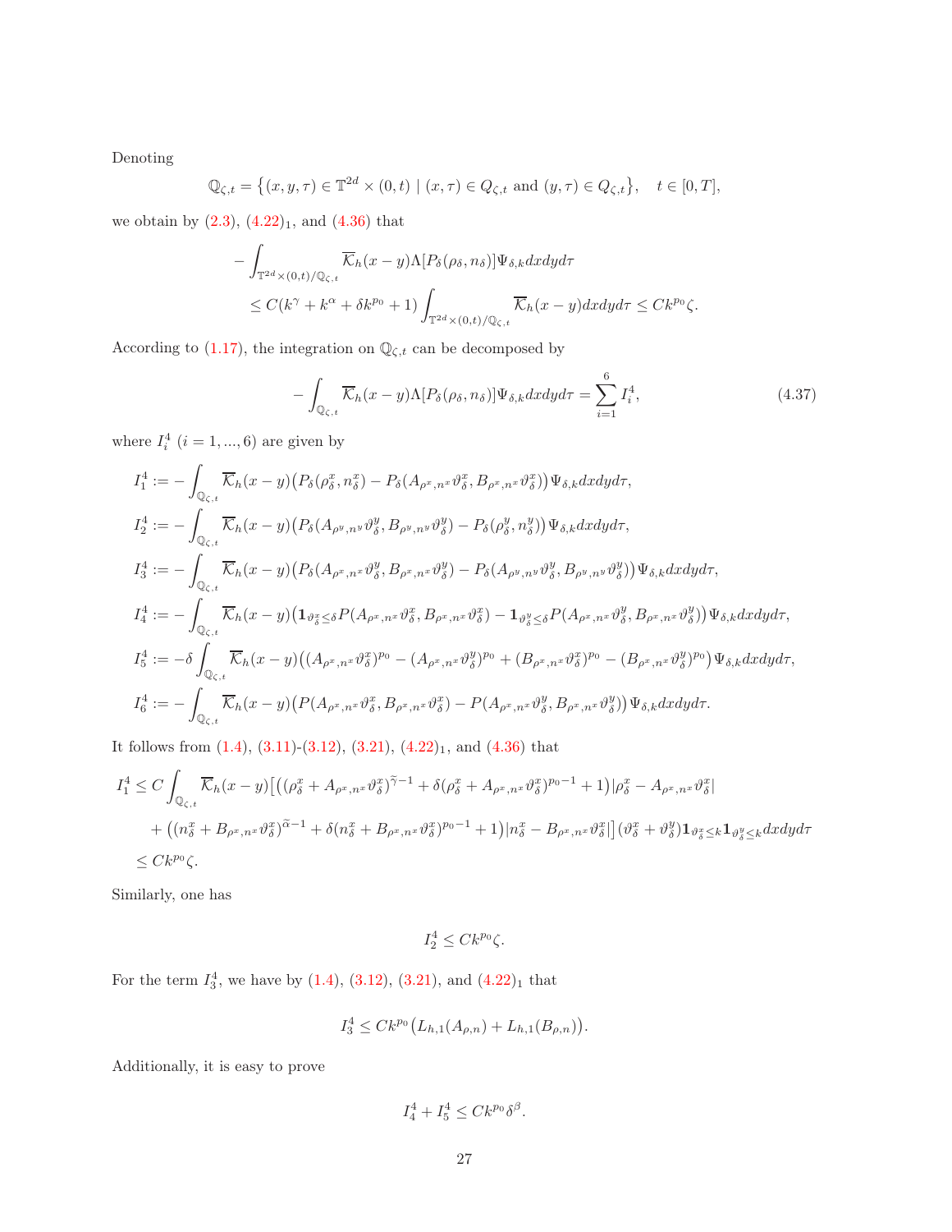Denoting

$$\mathbb{Q}_{\zeta,t} = \big\{(x,y,\tau) \in \mathbb{T}^{2d} \times (0,t) \mid (x,\tau) \in Q_{\zeta,t} \text{ and } (y,\tau) \in Q_{\zeta,t}\big\}, \quad t \in [0,T],$$

we obtain by (2.3), (4.22)$_1$, and (4.36) that

$$\begin{aligned}
&-\int_{\mathbb{T}^{2d}\times(0,t)/\mathbb{Q}_{\zeta,t}} \overline{\mathcal{K}}_h(x-y)\Lambda[P_\delta(\rho_\delta,n_\delta)]\Psi_{\delta,k}dxdyd\tau \\
&\quad \leq C(k^\gamma + k^\alpha + \delta k^{p_0} + 1)\int_{\mathbb{T}^{2d}\times(0,t)/\mathbb{Q}_{\zeta,t}} \overline{\mathcal{K}}_h(x-y)dxdyd\tau \leq Ck^{p_0}\zeta.
\end{aligned}$$

According to (1.17), the integration on $\mathbb{Q}_{\zeta,t}$ can be decomposed by

$$-\int_{\mathbb{Q}_{\zeta,t}} \overline{\mathcal{K}}_h(x-y)\Lambda[P_\delta(\rho_\delta,n_\delta)]\Psi_{\delta,k}dxdyd\tau = \sum_{i=1}^{6} I_i^4, \tag{4.37}$$

where $I_i^4$ $(i=1,...,6)$ are given by

$$\begin{aligned}
I_1^4 &:= -\int_{\mathbb{Q}_{\zeta,t}} \overline{\mathcal{K}}_h(x-y)\big(P_\delta(\rho_\delta^x,n_\delta^x) - P_\delta(A_{\rho^x,n^x}\vartheta_\delta^x, B_{\rho^x,n^x}\vartheta_\delta^x)\big)\Psi_{\delta,k}dxdyd\tau, \\
I_2^4 &:= -\int_{\mathbb{Q}_{\zeta,t}} \overline{\mathcal{K}}_h(x-y)\big(P_\delta(A_{\rho^y,n^y}\vartheta_\delta^y, B_{\rho^y,n^y}\vartheta_\delta^y) - P_\delta(\rho_\delta^y,n_\delta^y)\big)\Psi_{\delta,k}dxdyd\tau, \\
I_3^4 &:= -\int_{\mathbb{Q}_{\zeta,t}} \overline{\mathcal{K}}_h(x-y)\big(P_\delta(A_{\rho^x,n^x}\vartheta_\delta^y, B_{\rho^x,n^x}\vartheta_\delta^y) - P_\delta(A_{\rho^y,n^y}\vartheta_\delta^y, B_{\rho^y,n^y}\vartheta_\delta^y)\big)\Psi_{\delta,k}dxdyd\tau, \\
I_4^4 &:= -\int_{\mathbb{Q}_{\zeta,t}} \overline{\mathcal{K}}_h(x-y)\big(\mathbf{1}_{\vartheta_\delta^x\leq\delta}P(A_{\rho^x,n^x}\vartheta_\delta^x, B_{\rho^x,n^x}\vartheta_\delta^x) - \mathbf{1}_{\vartheta_\delta^y\leq\delta}P(A_{\rho^x,n^x}\vartheta_\delta^y, B_{\rho^x,n^x}\vartheta_\delta^y)\big)\Psi_{\delta,k}dxdyd\tau, \\
I_5^4 &:= -\delta\int_{\mathbb{Q}_{\zeta,t}} \overline{\mathcal{K}}_h(x-y)\big((A_{\rho^x,n^x}\vartheta_\delta^x)^{p_0} - (A_{\rho^x,n^x}\vartheta_\delta^y)^{p_0} + (B_{\rho^x,n^x}\vartheta_\delta^x)^{p_0} - (B_{\rho^x,n^x}\vartheta_\delta^y)^{p_0}\big)\Psi_{\delta,k}dxdyd\tau, \\
I_6^4 &:= -\int_{\mathbb{Q}_{\zeta,t}} \overline{\mathcal{K}}_h(x-y)\big(P(A_{\rho^x,n^x}\vartheta_\delta^x, B_{\rho^x,n^x}\vartheta_\delta^x) - P(A_{\rho^x,n^x}\vartheta_\delta^y, B_{\rho^x,n^x}\vartheta_\delta^y)\big)\Psi_{\delta,k}dxdyd\tau.
\end{aligned}$$

It follows from (1.4), (3.11)-(3.12), (3.21), (4.22)$_1$, and (4.36) that

$$\begin{aligned}
I_1^4 &\leq C\int_{\mathbb{Q}_{\zeta,t}} \overline{\mathcal{K}}_h(x-y)\big[\big((\rho_\delta^x + A_{\rho^x,n^x}\vartheta_\delta^x)^{\widetilde{\gamma}-1} + \delta(\rho_\delta^x + A_{\rho^x,n^x}\vartheta_\delta^x)^{p_0-1} + 1\big)|\rho_\delta^x - A_{\rho^x,n^x}\vartheta_\delta^x| \\
&\quad + \big((n_\delta^x + B_{\rho^x,n^x}\vartheta_\delta^x)^{\widetilde{\alpha}-1} + \delta(n_\delta^x + B_{\rho^x,n^x}\vartheta_\delta^x)^{p_0-1} + 1\big)|n_\delta^x - B_{\rho^x,n^x}\vartheta_\delta^x|\big](\vartheta_\delta^x + \vartheta_\delta^y)\mathbf{1}_{\vartheta_\delta^x\leq k}\mathbf{1}_{\vartheta_\delta^y\leq k}dxdyd\tau \\
&\leq Ck^{p_0}\zeta.
\end{aligned}$$

Similarly, one has

$$I_2^4 \leq Ck^{p_0}\zeta.$$

For the term $I_3^4$, we have by (1.4), (3.12), (3.21), and (4.22)$_1$ that

$$I_3^4 \leq Ck^{p_0}\big(L_{h,1}(A_{\rho,n}) + L_{h,1}(B_{\rho,n})\big).$$

Additionally, it is easy to prove

$$I_4^4 + I_5^4 \leq Ck^{p_0}\delta^\beta.$$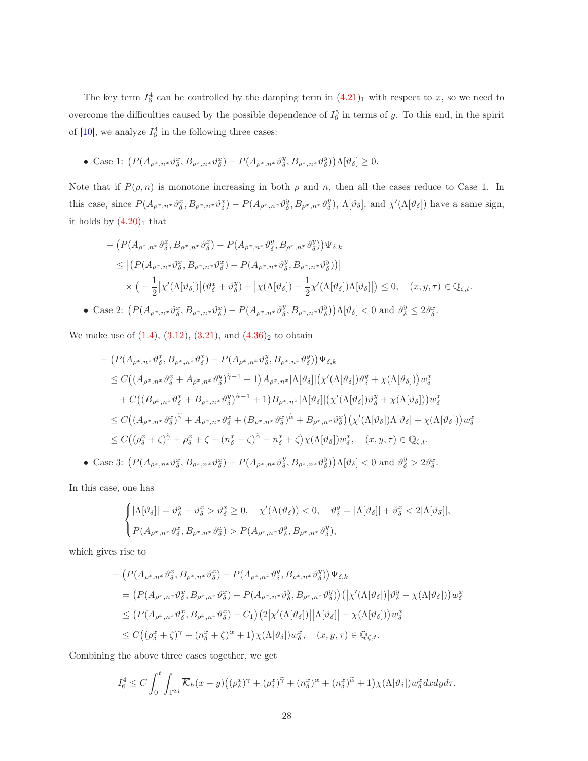The key term $I_6^4$ can be controlled by the damping term in $(4.21)_1$ with respect to $x$, so we need to overcome the difficulties caused by the possible dependence of $I_6^5$ in terms of $y$. To this end, in the spirit of [10], we analyze $I_6^4$ in the following three cases:

- Case 1: $\big(P(A_{\rho^x,n^x}\vartheta_\delta^x, B_{\rho^x,n^x}\vartheta_\delta^x) - P(A_{\rho^x,n^x}\vartheta_\delta^y, B_{\rho^x,n^x}\vartheta_\delta^y)\big)\Lambda[\vartheta_\delta] \geq 0.$

Note that if $P(\rho, n)$ is monotone increasing in both $\rho$ and $n$, then all the cases reduce to Case 1. In this case, since $P(A_{\rho^x,n^x}\vartheta_\delta^x, B_{\rho^x,n^x}\vartheta_\delta^x) - P(A_{\rho^x,n^x}\vartheta_\delta^y, B_{\rho^x,n^x}\vartheta_\delta^y)$, $\Lambda[\vartheta_\delta]$, and $\chi'(\Lambda[\vartheta_\delta])$ have a same sign, it holds by $(4.20)_1$ that

$$
\begin{aligned}
&-\big(P(A_{\rho^x,n^x}\vartheta_\delta^x, B_{\rho^x,n^x}\vartheta_\delta^x) - P(A_{\rho^x,n^x}\vartheta_\delta^y, B_{\rho^x,n^x}\vartheta_\delta^y)\big)\Psi_{\delta,k}\\
&\quad\leq \big|\big(P(A_{\rho^x,n^x}\vartheta_\delta^x, B_{\rho^x,n^x}\vartheta_\delta^x) - P(A_{\rho^x,n^x}\vartheta_\delta^y, B_{\rho^x,n^x}\vartheta_\delta^y)\big)\big|\\
&\qquad\times\Big(-\frac{1}{2}\big|\chi'(\Lambda[\vartheta_\delta])\big|(\vartheta_\delta^x+\vartheta_\delta^y) + \big|\chi(\Lambda[\vartheta_\delta]) - \frac{1}{2}\chi'(\Lambda[\vartheta_\delta])\Lambda[\vartheta_\delta]\big|\Big) \leq 0, \quad (x,y,\tau)\in\mathbb{Q}_{\zeta,t}.
\end{aligned}
$$

- Case 2: $\big(P(A_{\rho^x,n^x}\vartheta_\delta^x, B_{\rho^x,n^x}\vartheta_\delta^x) - P(A_{\rho^x,n^x}\vartheta_\delta^y, B_{\rho^x,n^x}\vartheta_\delta^y)\big)\Lambda[\vartheta_\delta] < 0$ and $\vartheta_\delta^y \leq 2\vartheta_\delta^x$.

We make use of (1.4), (3.12), (3.21), and $(4.36)_2$ to obtain

$$
\begin{aligned}
&-\big(P(A_{\rho^x,n^x}\vartheta_\delta^x, B_{\rho^x,n^x}\vartheta_\delta^x) - P(A_{\rho^x,n^x}\vartheta_\delta^y, B_{\rho^x,n^x}\vartheta_\delta^y)\big)\Psi_{\delta,k}\\
&\quad\leq C\big((A_{\rho^x,n^x}\vartheta_\delta^x + A_{\rho^x,n^x}\vartheta_\delta^y)^{\widetilde{\gamma}-1}+1\big)A_{\rho^x,n^x}|\Lambda[\vartheta_\delta]|\big(\chi'(\Lambda[\vartheta_\delta])\vartheta_\delta^y + \chi(\Lambda[\vartheta_\delta])\big)w_\delta^x\\
&\qquad + C\big((B_{\rho^x,n^x}\vartheta_\delta^x + B_{\rho^x,n^x}\vartheta_\delta^y)^{\widetilde{\alpha}-1}+1\big)B_{\rho^x,n^x}|\Lambda[\vartheta_\delta]|\big(\chi'(\Lambda[\vartheta_\delta])\vartheta_\delta^y + \chi(\Lambda[\vartheta_\delta])\big)w_\delta^x\\
&\quad\leq C\big((A_{\rho^x,n^x}\vartheta_\delta^x)^{\widetilde{\gamma}} + A_{\rho^x,n^x}\vartheta_\delta^x + (B_{\rho^x,n^x}\vartheta_\delta^x)^{\widetilde{\alpha}} + B_{\rho^x,n^x}\vartheta_\delta^x\big)\big(\chi'(\Lambda[\vartheta_\delta])\Lambda[\vartheta_\delta] + \chi(\Lambda[\vartheta_\delta])\big)w_\delta^x\\
&\quad\leq C\big((\rho_\delta^x+\zeta)^{\widetilde{\gamma}} + \rho_\delta^x + \zeta + (n_\delta^x+\zeta)^{\widetilde{\alpha}} + n_\delta^x + \zeta\big)\chi(\Lambda[\vartheta_\delta])w_\delta^x, \quad (x,y,\tau)\in\mathbb{Q}_{\zeta,t}.
\end{aligned}
$$

- Case 3: $\big(P(A_{\rho^x,n^x}\vartheta_\delta^x, B_{\rho^x,n^x}\vartheta_\delta^x) - P(A_{\rho^x,n^x}\vartheta_\delta^y, B_{\rho^x,n^x}\vartheta_\delta^y)\big)\Lambda[\vartheta_\delta] < 0$ and $\vartheta_\delta^y > 2\vartheta_\delta^x$.

In this case, one has

$$
\begin{cases}
|\Lambda[\vartheta_\delta]| = \vartheta_\delta^y - \vartheta_\delta^x > \vartheta_\delta^x \geq 0, \quad \chi'(\Lambda(\vartheta_\delta)) < 0, \quad \vartheta_\delta^y = |\Lambda[\vartheta_\delta]| + \vartheta_\delta^x < 2|\Lambda[\vartheta_\delta]|,\\
P(A_{\rho^x,n^x}\vartheta_\delta^x, B_{\rho^x,n^x}\vartheta_\delta^x) > P(A_{\rho^x,n^x}\vartheta_\delta^y, B_{\rho^x,n^x}\vartheta_\delta^y),
\end{cases}
$$

which gives rise to

$$
\begin{aligned}
&-\big(P(A_{\rho^x,n^x}\vartheta_\delta^x, B_{\rho^x,n^x}\vartheta_\delta^x) - P(A_{\rho^x,n^x}\vartheta_\delta^y, B_{\rho^x,n^x}\vartheta_\delta^y)\big)\Psi_{\delta,k}\\
&\quad= \big(P(A_{\rho^x,n^x}\vartheta_\delta^x, B_{\rho^x,n^x}\vartheta_\delta^x) - P(A_{\rho^x,n^x}\vartheta_\delta^y, B_{\rho^x,n^x}\vartheta_\delta^y)\big)\big(\big|\chi'(\Lambda[\vartheta_\delta])\big|\vartheta_\delta^y - \chi(\Lambda[\vartheta_\delta])\big)w_\delta^x\\
&\quad\leq \big(P(A_{\rho^x,n^x}\vartheta_\delta^x, B_{\rho^x,n^x}\vartheta_\delta^x) + C_1\big)\big(2\big|\chi'(\Lambda[\vartheta_\delta])\big|\big|\Lambda[\vartheta_\delta]\big| + \chi(\Lambda[\vartheta_\delta])\big)w_\delta^x\\
&\quad\leq C\big((\rho_\delta^x+\zeta)^{\gamma} + (n_\delta^x+\zeta)^{\alpha} + 1\big)\chi(\Lambda[\vartheta_\delta])w_\delta^x, \quad (x,y,\tau)\in\mathbb{Q}_{\zeta,t}.
\end{aligned}
$$

Combining the above three cases together, we get

$$
I_6^4 \leq C\int_0^t\int_{\mathbb{T}^{2d}}\overline{\mathcal{K}}_h(x-y)\big((\rho_\delta^x)^{\gamma} + (\rho_\delta^x)^{\widetilde{\gamma}} + (n_\delta^x)^{\alpha} + (n_\delta^x)^{\widetilde{\alpha}} + 1\big)\chi(\Lambda[\vartheta_\delta])w_\delta^x\,dxdyd\tau.
$$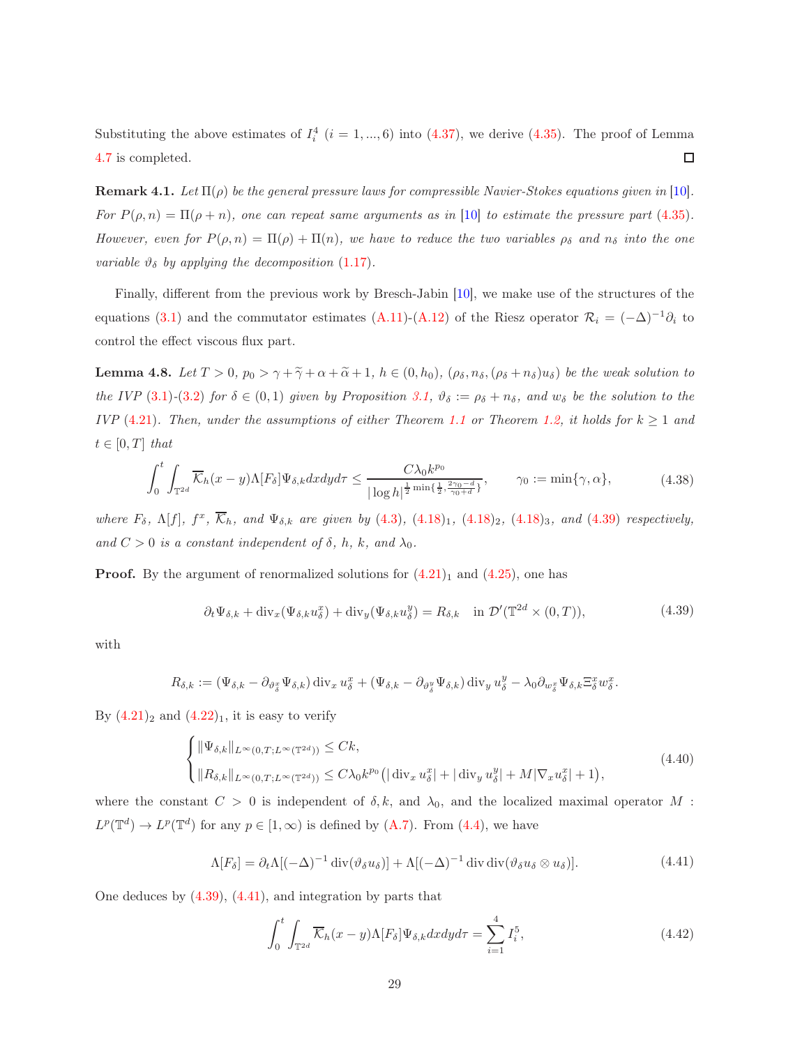Substituting the above estimates of $I_i^4$ $(i=1,...,6)$ into (4.37), we derive (4.35). The proof of Lemma 4.7 is completed. $\square$

**Remark 4.1.** *Let $\Pi(\rho)$ be the general pressure laws for compressible Navier-Stokes equations given in [10]. For $P(\rho,n)=\Pi(\rho+n)$, one can repeat same arguments as in [10] to estimate the pressure part (4.35). However, even for $P(\rho,n)=\Pi(\rho)+\Pi(n)$, we have to reduce the two variables $\rho_\delta$ and $n_\delta$ into the one variable $\vartheta_\delta$ by applying the decomposition (1.17).*

Finally, different from the previous work by Bresch-Jabin [10], we make use of the structures of the equations (3.1) and the commutator estimates (A.11)-(A.12) of the Riesz operator $\mathcal{R}_i=(-\Delta)^{-1}\partial_i$ to control the effect viscous flux part.

**Lemma 4.8.** *Let $T>0$, $p_0>\gamma+\widetilde{\gamma}+\alpha+\widetilde{\alpha}+1$, $h\in(0,h_0)$, $(\rho_\delta,n_\delta,(\rho_\delta+n_\delta)u_\delta)$ be the weak solution to the IVP (3.1)-(3.2) for $\delta\in(0,1)$ given by Proposition 3.1, $\vartheta_\delta:=\rho_\delta+n_\delta$, and $w_\delta$ be the solution to the IVP (4.21). Then, under the assumptions of either Theorem 1.1 or Theorem 1.2, it holds for $k\geq 1$ and $t\in[0,T]$ that*

$$
\int_0^t\int_{\mathbb{T}^{2d}}\overline{\mathcal{K}}_h(x-y)\Lambda[F_\delta]\Psi_{\delta,k}dxdyd\tau\leq\frac{C\lambda_0k^{p_0}}{|\log h|^{\frac{1}{2}\min\{\frac{1}{2},\frac{2\gamma_0-d}{\gamma_0+d}\}}},\qquad \gamma_0:=\min\{\gamma,\alpha\},\tag{4.38}
$$

*where $F_\delta$, $\Lambda[f]$, $f^x$, $\overline{\mathcal{K}}_h$, and $\Psi_{\delta,k}$ are given by (4.3), $(4.18)_1$, $(4.18)_2$, $(4.18)_3$, and (4.39) respectively, and $C>0$ is a constant independent of $\delta$, $h$, $k$, and $\lambda_0$.*

**Proof.** By the argument of renormalized solutions for $(4.21)_1$ and (4.25), one has

$$
\partial_t\Psi_{\delta,k}+\operatorname{div}_x(\Psi_{\delta,k}u_\delta^x)+\operatorname{div}_y(\Psi_{\delta,k}u_\delta^y)=R_{\delta,k}\quad\text{in }\mathcal{D}'(\mathbb{T}^{2d}\times(0,T)),\tag{4.39}
$$

with

$$
R_{\delta,k}:=(\Psi_{\delta,k}-\partial_{\vartheta_\delta^x}\Psi_{\delta,k})\operatorname{div}_x u_\delta^x+(\Psi_{\delta,k}-\partial_{\vartheta_\delta^y}\Psi_{\delta,k})\operatorname{div}_y u_\delta^y-\lambda_0\partial_{w_\delta^x}\Psi_{\delta,k}\Xi_\delta^x w_\delta^x.
$$

By $(4.21)_2$ and $(4.22)_1$, it is easy to verify

$$
\begin{cases}
\|\Psi_{\delta,k}\|_{L^\infty(0,T;L^\infty(\mathbb{T}^{2d}))}\leq Ck,\\
\|R_{\delta,k}\|_{L^\infty(0,T;L^\infty(\mathbb{T}^{2d}))}\leq C\lambda_0k^{p_0}\big(|\operatorname{div}_x u_\delta^x|+|\operatorname{div}_y u_\delta^y|+M|\nabla_x u_\delta^x|+1\big),
\end{cases}\tag{4.40}
$$

where the constant $C>0$ is independent of $\delta,k$, and $\lambda_0$, and the localized maximal operator $M: L^p(\mathbb{T}^d)\to L^p(\mathbb{T}^d)$ for any $p\in[1,\infty)$ is defined by (A.7). From (4.4), we have

$$
\Lambda[F_\delta]=\partial_t\Lambda[(-\Delta)^{-1}\operatorname{div}(\vartheta_\delta u_\delta)]+\Lambda[(-\Delta)^{-1}\operatorname{div}\operatorname{div}(\vartheta_\delta u_\delta\otimes u_\delta)].\tag{4.41}
$$

One deduces by (4.39), (4.41), and integration by parts that

$$
\int_0^t\int_{\mathbb{T}^{2d}}\overline{\mathcal{K}}_h(x-y)\Lambda[F_\delta]\Psi_{\delta,k}dxdyd\tau=\sum_{i=1}^4 I_i^5,\tag{4.42}
$$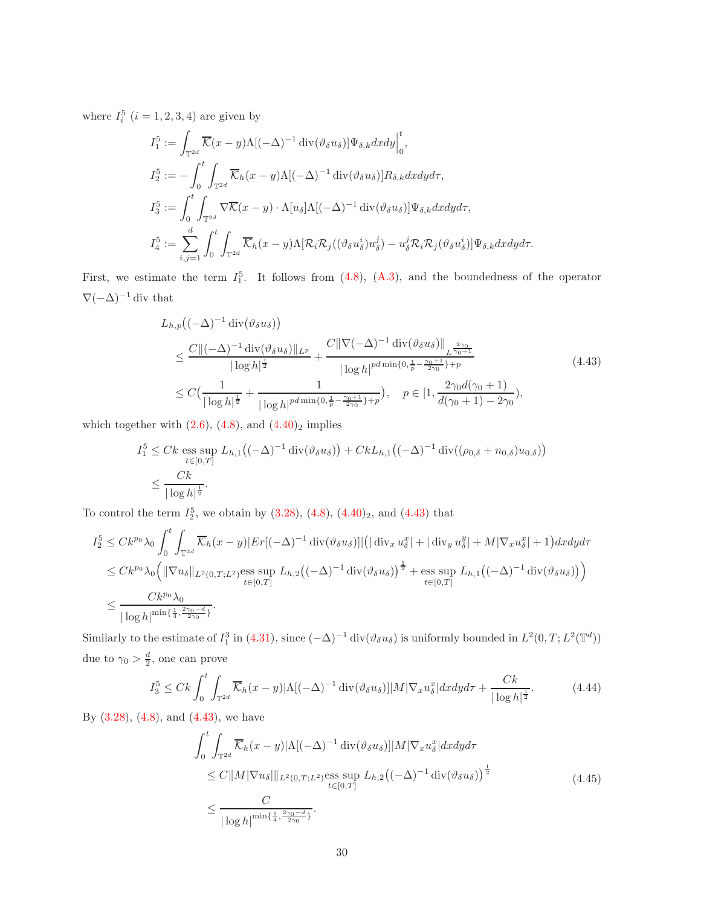where $I_i^5$ $(i=1,2,3,4)$ are given by

$$
\begin{aligned}
I_1^5 &:= \int_{\mathbb{T}^{2d}} \overline{\mathcal{K}}(x-y)\Lambda[(-\Delta)^{-1}\operatorname{div}(\vartheta_\delta u_\delta)]\Psi_{\delta,k}dxdy\Big|_0^t,\\
I_2^5 &:= -\int_0^t\int_{\mathbb{T}^{2d}} \overline{\mathcal{K}}_h(x-y)\Lambda[(-\Delta)^{-1}\operatorname{div}(\vartheta_\delta u_\delta)]R_{\delta,k}dxdyd\tau,\\
I_3^5 &:= \int_0^t\int_{\mathbb{T}^{2d}} \nabla\overline{\mathcal{K}}(x-y)\cdot\Lambda[u_\delta]\Lambda[(-\Delta)^{-1}\operatorname{div}(\vartheta_\delta u_\delta)]\Psi_{\delta,k}dxdyd\tau,\\
I_4^5 &:= \sum_{i,j=1}^d\int_0^t\int_{\mathbb{T}^{2d}} \overline{\mathcal{K}}_h(x-y)\Lambda[\mathcal{R}_i\mathcal{R}_j((\vartheta_\delta u_\delta^i)u_\delta^j)-u_\delta^j\mathcal{R}_i\mathcal{R}_j(\vartheta_\delta u_\delta^i)]\Psi_{\delta,k}dxdyd\tau.
\end{aligned}
$$

First, we estimate the term $I_1^5$. It follows from (4.8), (A.3), and the boundedness of the operator $\nabla(-\Delta)^{-1}\operatorname{div}$ that

$$
\begin{aligned}
&L_{h,p}\big((-\Delta)^{-1}\operatorname{div}(\vartheta_\delta u_\delta)\big)\\
&\leq \frac{C\|(-\Delta)^{-1}\operatorname{div}(\vartheta_\delta u_\delta)\|_{L^p}}{|\log h|^{\frac12}}+\frac{C\|\nabla(-\Delta)^{-1}\operatorname{div}(\vartheta_\delta u_\delta)\|_{L^{\frac{2\gamma_0}{\gamma_0+1}}}}{|\log h|^{pd\min\{0,\frac1p-\frac{\gamma_0+1}{2\gamma_0}\}+p}}\\
&\leq C\Big(\frac{1}{|\log h|^{\frac12}}+\frac{1}{|\log h|^{pd\min\{0,\frac1p-\frac{\gamma_0+1}{2\gamma_0}\}+p}}\Big),\quad p\in[1,\frac{2\gamma_0 d(\gamma_0+1)}{d(\gamma_0+1)-2\gamma_0}),
\end{aligned}
\tag{4.43}
$$

which together with (2.6), (4.8), and $(4.40)_2$ implies

$$
\begin{aligned}
I_1^5 &\leq Ck\operatorname*{ess\,sup}_{t\in[0,T]} L_{h,1}\big((-\Delta)^{-1}\operatorname{div}(\vartheta_\delta u_\delta)\big)+CkL_{h,1}\big((-\Delta)^{-1}\operatorname{div}((\rho_{0,\delta}+n_{0,\delta})u_{0,\delta})\big)\\
&\leq \frac{Ck}{|\log h|^{\frac12}}.
\end{aligned}
$$

To control the term $I_2^5$, we obtain by (3.28), (4.8), $(4.40)_2$, and (4.43) that

$$
\begin{aligned}
I_2^5 &\leq Ck^{p_0}\lambda_0\int_0^t\int_{\mathbb{T}^{2d}}\overline{\mathcal{K}}_h(x-y)|Er[(-\Delta)^{-1}\operatorname{div}(\vartheta_\delta u_\delta)]|\big(|\operatorname{div}_x u_\delta^x|+|\operatorname{div}_y u_\delta^y|+M|\nabla_x u_\delta^x|+1\big)dxdyd\tau\\
&\leq Ck^{p_0}\lambda_0\Big(\|\nabla u_\delta\|_{L^2(0,T;L^2)}\operatorname*{ess\,sup}_{t\in[0,T]} L_{h,2}\big((-\Delta)^{-1}\operatorname{div}(\vartheta_\delta u_\delta)\big)^{\frac12}+\operatorname*{ess\,sup}_{t\in[0,T]} L_{h,1}\big((-\Delta)^{-1}\operatorname{div}(\vartheta_\delta u_\delta)\big)\Big)\\
&\leq \frac{Ck^{p_0}\lambda_0}{|\log h|^{\min\{\frac14,\frac{2\gamma_0-d}{2\gamma_0}\}}}.
\end{aligned}
$$

Similarly to the estimate of $I_1^3$ in (4.31), since $(-\Delta)^{-1}\operatorname{div}(\vartheta_\delta u_\delta)$ is uniformly bounded in $L^2(0,T;L^2(\mathbb{T}^d))$ due to $\gamma_0>\frac d2$, one can prove

$$
I_3^5\leq Ck\int_0^t\int_{\mathbb{T}^{2d}}\overline{\mathcal{K}}_h(x-y)|\Lambda[(-\Delta)^{-1}\operatorname{div}(\vartheta_\delta u_\delta)]|M|\nabla_x u_\delta^x|dxdyd\tau+\frac{Ck}{|\log h|^{\frac12}}.
\tag{4.44}
$$

By (3.28), (4.8), and (4.43), we have

$$
\begin{aligned}
&\int_0^t\int_{\mathbb{T}^{2d}}\overline{\mathcal{K}}_h(x-y)|\Lambda[(-\Delta)^{-1}\operatorname{div}(\vartheta_\delta u_\delta)]|M|\nabla_x u_\delta^x|dxdyd\tau\\
&\leq C\|M|\nabla u_\delta|\|_{L^2(0,T;L^2)}\operatorname*{ess\,sup}_{t\in[0,T]} L_{h,2}\big((-\Delta)^{-1}\operatorname{div}(\vartheta_\delta u_\delta)\big)^{\frac12}\\
&\leq \frac{C}{|\log h|^{\min\{\frac14,\frac{2\gamma_0-d}{2\gamma_0}\}}}.
\end{aligned}
\tag{4.45}
$$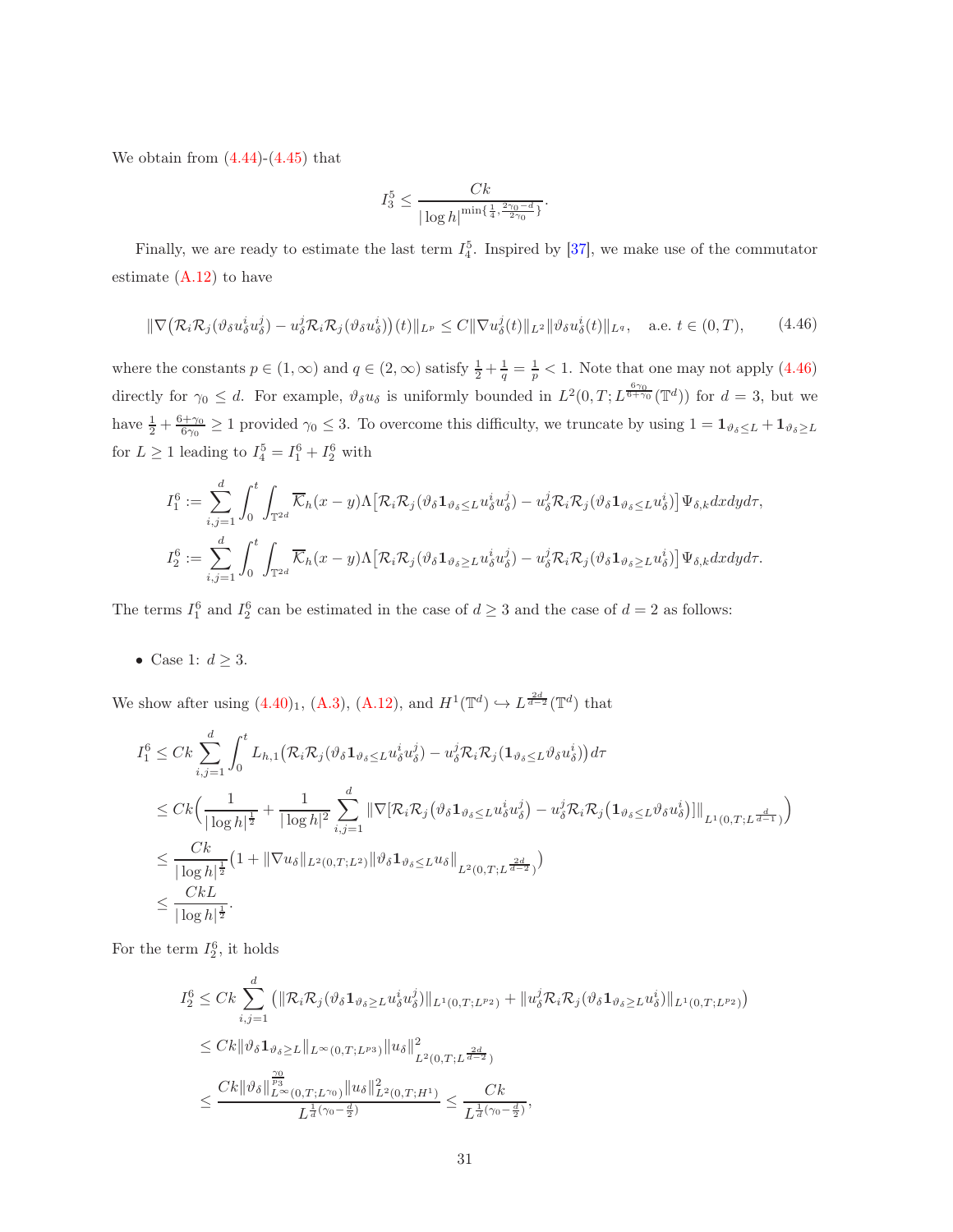We obtain from (4.44)-(4.45) that

$$I_3^5 \leq \frac{Ck}{|\log h|^{\min\{\frac{1}{4},\frac{2\gamma_0-d}{2\gamma_0}\}}}.$$

Finally, we are ready to estimate the last term $I_4^5$. Inspired by [37], we make use of the commutator estimate (A.12) to have

$$\|\nabla\big(\mathcal{R}_i\mathcal{R}_j(\vartheta_\delta u_\delta^i u_\delta^j) - u_\delta^j \mathcal{R}_i\mathcal{R}_j(\vartheta_\delta u_\delta^i)\big)(t)\|_{L^p} \leq C\|\nabla u_\delta^j(t)\|_{L^2}\|\vartheta_\delta u_\delta^i(t)\|_{L^q}, \quad \text{a.e. } t\in(0,T), \tag{4.46}$$

where the constants $p\in(1,\infty)$ and $q\in(2,\infty)$ satisfy $\frac{1}{2}+\frac{1}{q}=\frac{1}{p}<1$. Note that one may not apply (4.46) directly for $\gamma_0\leq d$. For example, $\vartheta_\delta u_\delta$ is uniformly bounded in $L^2(0,T;L^{\frac{6\gamma_0}{6+\gamma_0}}(\mathbb{T}^d))$ for $d=3$, but we have $\frac{1}{2}+\frac{6+\gamma_0}{6\gamma_0}\geq 1$ provided $\gamma_0\leq 3$. To overcome this difficulty, we truncate by using $1=\mathbf{1}_{\vartheta_\delta\leq L}+\mathbf{1}_{\vartheta_\delta\geq L}$ for $L\geq 1$ leading to $I_4^5=I_1^6+I_2^6$ with

$$I_1^6 := \sum_{i,j=1}^d \int_0^t \int_{\mathbb{T}^{2d}} \overline{\mathcal{K}}_h(x-y)\Lambda\big[\mathcal{R}_i\mathcal{R}_j(\vartheta_\delta \mathbf{1}_{\vartheta_\delta\leq L} u_\delta^i u_\delta^j) - u_\delta^j\mathcal{R}_i\mathcal{R}_j(\vartheta_\delta \mathbf{1}_{\vartheta_\delta\leq L} u_\delta^i)\big]\Psi_{\delta,k}dxdyd\tau,$$

$$I_2^6 := \sum_{i,j=1}^d \int_0^t \int_{\mathbb{T}^{2d}} \overline{\mathcal{K}}_h(x-y)\Lambda\big[\mathcal{R}_i\mathcal{R}_j(\vartheta_\delta \mathbf{1}_{\vartheta_\delta\geq L} u_\delta^i u_\delta^j) - u_\delta^j\mathcal{R}_i\mathcal{R}_j(\vartheta_\delta \mathbf{1}_{\vartheta_\delta\geq L} u_\delta^i)\big]\Psi_{\delta,k}dxdyd\tau.$$

The terms $I_1^6$ and $I_2^6$ can be estimated in the case of $d\geq 3$ and the case of $d=2$ as follows:

- Case 1: $d\geq 3$.

We show after using $(4.40)_1$, (A.3), (A.12), and $H^1(\mathbb{T}^d)\hookrightarrow L^{\frac{2d}{d-2}}(\mathbb{T}^d)$ that

$$\begin{aligned}
I_1^6 &\leq Ck\sum_{i,j=1}^d \int_0^t L_{h,1}\big(\mathcal{R}_i\mathcal{R}_j(\vartheta_\delta\mathbf{1}_{\vartheta_\delta\leq L}u_\delta^i u_\delta^j) - u_\delta^j\mathcal{R}_i\mathcal{R}_j(\mathbf{1}_{\vartheta_\delta\leq L}\vartheta_\delta u_\delta^i)\big)d\tau\\
&\leq Ck\Big(\frac{1}{|\log h|^{\frac{1}{2}}}+\frac{1}{|\log h|^2}\sum_{i,j=1}^d \|\nabla[\mathcal{R}_i\mathcal{R}_j(\vartheta_\delta\mathbf{1}_{\vartheta_\delta\leq L}u_\delta^i u_\delta^j) - u_\delta^j\mathcal{R}_i\mathcal{R}_j(\mathbf{1}_{\vartheta_\delta\leq L}\vartheta_\delta u_\delta^i)]\|_{L^1(0,T;L^{\frac{d}{d-1}})}\Big)\\
&\leq \frac{Ck}{|\log h|^{\frac{1}{2}}}\big(1+\|\nabla u_\delta\|_{L^2(0,T;L^2)}\|\vartheta_\delta\mathbf{1}_{\vartheta_\delta\leq L}u_\delta\|_{L^2(0,T;L^{\frac{2d}{d-2}})}\big)\\
&\leq \frac{CkL}{|\log h|^{\frac{1}{2}}}.
\end{aligned}$$

For the term $I_2^6$, it holds

$$\begin{aligned}
I_2^6 &\leq Ck\sum_{i,j=1}^d \big(\|\mathcal{R}_i\mathcal{R}_j(\vartheta_\delta\mathbf{1}_{\vartheta_\delta\geq L}u_\delta^i u_\delta^j)\|_{L^1(0,T;L^{p_2})} + \|u_\delta^j\mathcal{R}_i\mathcal{R}_j(\vartheta_\delta\mathbf{1}_{\vartheta_\delta\geq L}u_\delta^i)\|_{L^1(0,T;L^{p_2})}\big)\\
&\leq Ck\|\vartheta_\delta\mathbf{1}_{\vartheta_\delta\geq L}\|_{L^\infty(0,T;L^{p_3})}\|u_\delta\|^2_{L^2(0,T;L^{\frac{2d}{d-2}})}\\
&\leq \frac{Ck\|\vartheta_\delta\|^{\frac{\gamma_0}{p_3}}_{L^\infty(0,T;L^{\gamma_0})}\|u_\delta\|^2_{L^2(0,T;H^1)}}{L^{\frac{1}{d}(\gamma_0-\frac{d}{2})}} \leq \frac{Ck}{L^{\frac{1}{d}(\gamma_0-\frac{d}{2})}},
\end{aligned}$$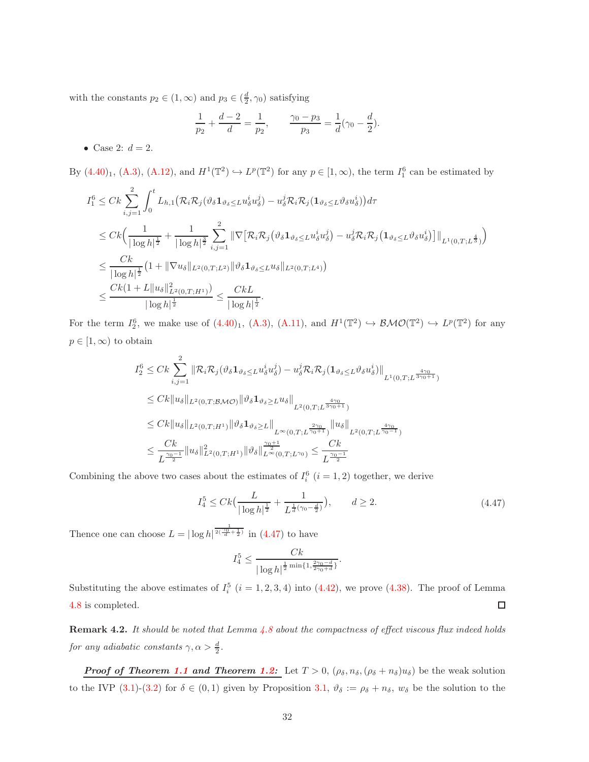with the constants $p_2 \in (1,\infty)$ and $p_3 \in (\frac{d}{2}, \gamma_0)$ satisfying

$$\frac{1}{p_2} + \frac{d-2}{d} = \frac{1}{p_2}, \qquad \frac{\gamma_0 - p_3}{p_3} = \frac{1}{d}(\gamma_0 - \frac{d}{2}).$$

- Case 2: $d = 2$.

By (4.40)$_1$, (A.3), (A.12), and $H^1(\mathbb{T}^2) \hookrightarrow L^p(\mathbb{T}^2)$ for any $p \in [1,\infty)$, the term $I_1^6$ can be estimated by

$$\begin{aligned}
I_1^6 &\leq Ck \sum_{i,j=1}^{2} \int_0^t L_{h,1}\big(\mathcal{R}_i\mathcal{R}_j(\vartheta_\delta \mathbf{1}_{\vartheta_\delta \leq L} u_\delta^i u_\delta^j) - u_\delta^j \mathcal{R}_i\mathcal{R}_j(\mathbf{1}_{\vartheta_\delta \leq L}\vartheta_\delta u_\delta^i)\big) d\tau \\
&\leq Ck\Big(\frac{1}{|\log h|^{\frac{1}{2}}} + \frac{1}{|\log h|^{\frac{3}{2}}} \sum_{i,j=1}^{2} \|\nabla\big[\mathcal{R}_i\mathcal{R}_j\big(\vartheta_\delta \mathbf{1}_{\vartheta_\delta \leq L} u_\delta^i u_\delta^j\big) - u_\delta^j \mathcal{R}_i\mathcal{R}_j\big(\mathbf{1}_{\vartheta_\delta \leq L}\vartheta_\delta u_\delta^i\big)\big]\|_{L^1(0,T;L^{\frac{4}{3}})}\Big) \\
&\leq \frac{Ck}{|\log h|^{\frac{1}{2}}}\big(1 + \|\nabla u_\delta\|_{L^2(0,T;L^2)} \|\vartheta_\delta \mathbf{1}_{\vartheta_\delta \leq L} u_\delta\|_{L^2(0,T;L^4)}\big) \\
&\leq \frac{Ck(1 + L\|u_\delta\|_{L^2(0,T;H^1)}^2)}{|\log h|^{\frac{1}{2}}} \leq \frac{CkL}{|\log h|^{\frac{1}{2}}}.
\end{aligned}$$

For the term $I_2^6$, we make use of (4.40)$_1$, (A.3), (A.11), and $H^1(\mathbb{T}^2) \hookrightarrow \mathcal{BMO}(\mathbb{T}^2) \hookrightarrow L^p(\mathbb{T}^2)$ for any $p \in [1,\infty)$ to obtain

$$\begin{aligned}
I_2^6 &\leq Ck \sum_{i,j=1}^{2} \|\mathcal{R}_i\mathcal{R}_j(\vartheta_\delta \mathbf{1}_{\vartheta_\delta \leq L} u_\delta^i u_\delta^j) - u_\delta^j \mathcal{R}_i\mathcal{R}_j(\mathbf{1}_{\vartheta_\delta \leq L}\vartheta_\delta u_\delta^i)\|_{L^1(0,T;L^{\frac{4\gamma_0}{3\gamma_0+1}})} \\
&\leq Ck\|u_\delta\|_{L^2(0,T;\mathcal{BMO})} \|\vartheta_\delta \mathbf{1}_{\vartheta_\delta \geq L} u_\delta\|_{L^2(0,T;L^{\frac{4\gamma_0}{3\gamma_0+1}})} \\
&\leq Ck\|u_\delta\|_{L^2(0,T;H^1)} \|\vartheta_\delta \mathbf{1}_{\vartheta_\delta \geq L}\|_{L^\infty(0,T;L^{\frac{2\gamma_0}{\gamma_0+1}})} \|u_\delta\|_{L^2(0,T;L^{\frac{4\gamma_0}{\gamma_0-1}})} \\
&\leq \frac{Ck}{L^{\frac{\gamma_0-1}{2}}} \|u_\delta\|_{L^2(0,T;H^1)}^2 \|\vartheta_\delta\|_{L^\infty(0,T;L^{\gamma_0})}^{\frac{\gamma_0+1}{2}} \leq \frac{Ck}{L^{\frac{\gamma_0-1}{2}}}
\end{aligned}$$

Combining the above two cases about the estimates of $I_i^6$ $(i = 1,2)$ together, we derive

$$I_4^5 \leq Ck\Big(\frac{L}{|\log h|^{\frac{1}{2}}} + \frac{1}{L^{\frac{1}{d}(\gamma_0 - \frac{d}{2})}}\Big), \qquad d \geq 2. \tag{4.47}$$

Thence one can choose $L = |\log h|^{\frac{1}{2(\frac{\gamma_0}{d}+\frac{1}{2})}}$ in (4.47) to have

$$I_4^5 \leq \frac{Ck}{|\log h|^{\frac{1}{2}\min\{1,\frac{2\gamma_0-d}{2\gamma_0+d}\}}}.$$

Substituting the above estimates of $I_i^5$ $(i = 1,2,3,4)$ into (4.42), we prove (4.38). The proof of Lemma 4.8 is completed. $\square$

**Remark 4.2.** *It should be noted that Lemma 4.8 about the compactness of effect viscous flux indeed holds for any adiabatic constants $\gamma, \alpha > \frac{d}{2}$.*

***Proof of Theorem 1.1 and Theorem 1.2:*** Let $T > 0$, $(\rho_\delta, n_\delta, (\rho_\delta + n_\delta)u_\delta)$ be the weak solution to the IVP (3.1)-(3.2) for $\delta \in (0,1)$ given by Proposition 3.1, $\vartheta_\delta := \rho_\delta + n_\delta$, $w_\delta$ be the solution to the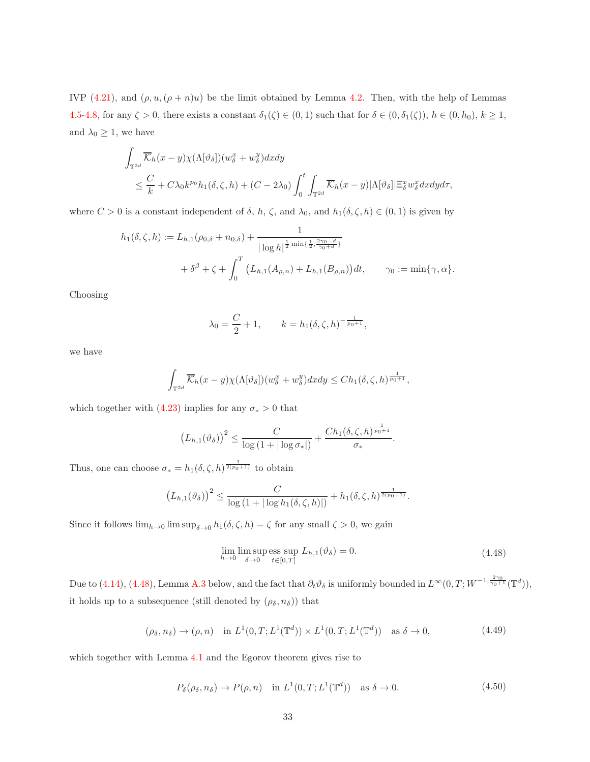IVP (4.21), and $(\rho, u, (\rho+n)u)$ be the limit obtained by Lemma 4.2. Then, with the help of Lemmas 4.5-4.8, for any $\zeta > 0$, there exists a constant $\delta_1(\zeta) \in (0,1)$ such that for $\delta \in (0, \delta_1(\zeta))$, $h \in (0, h_0)$, $k \geq 1$, and $\lambda_0 \geq 1$, we have

$$
\begin{aligned}
&\int_{\mathbb{T}^{2d}} \overline{\mathcal{K}}_h(x-y)\chi(\Lambda[\vartheta_\delta])(w_\delta^x + w_\delta^y)dxdy \\
&\quad \leq \frac{C}{k} + C\lambda_0 k^{p_0} h_1(\delta,\zeta,h) + (C - 2\lambda_0)\int_0^t \int_{\mathbb{T}^{2d}} \overline{\mathcal{K}}_h(x-y)|\Lambda[\vartheta_\delta]|\Xi_\delta^x w_\delta^x dxdyd\tau,
\end{aligned}
$$

where $C > 0$ is a constant independent of $\delta$, $h$, $\zeta$, and $\lambda_0$, and $h_1(\delta,\zeta,h) \in (0,1)$ is given by

$$
\begin{aligned}
h_1(\delta,\zeta,h) &:= L_{h,1}(\rho_{0,\delta} + n_{0,\delta}) + \frac{1}{|\log h|^{\frac{1}{2}\min\{\frac{1}{2},\frac{2\gamma_0 - d}{\gamma_0 + d}\}}} \\
&\quad + \delta^\beta + \zeta + \int_0^T \big(L_{h,1}(A_{\rho,n}) + L_{h,1}(B_{\rho,n})\big)dt, \qquad \gamma_0 := \min\{\gamma, \alpha\}.
\end{aligned}
$$

Choosing

$$
\lambda_0 = \frac{C}{2} + 1, \qquad k = h_1(\delta,\zeta,h)^{-\frac{1}{p_0+1}},
$$

we have

$$
\int_{\mathbb{T}^{2d}} \overline{\mathcal{K}}_h(x-y)\chi(\Lambda[\vartheta_\delta])(w_\delta^x + w_\delta^y)dxdy \leq C h_1(\delta,\zeta,h)^{\frac{1}{p_0+1}},
$$

which together with (4.23) implies for any $\sigma_* > 0$ that

$$
\big(L_{h,1}(\vartheta_\delta)\big)^2 \leq \frac{C}{\log\big(1 + |\log \sigma_*|\big)} + \frac{C h_1(\delta,\zeta,h)^{\frac{1}{p_0+1}}}{\sigma_*}.
$$

Thus, one can choose $\sigma_* = h_1(\delta,\zeta,h)^{\frac{1}{2(p_0+1)}}$ to obtain

$$
\big(L_{h,1}(\vartheta_\delta)\big)^2 \leq \frac{C}{\log\big(1 + |\log h_1(\delta,\zeta,h)|\big)} + h_1(\delta,\zeta,h)^{\frac{1}{2(p_0+1)}}.
$$

Since it follows $\lim_{h\to 0}\limsup_{\delta \to 0} h_1(\delta,\zeta,h) = \zeta$ for any small $\zeta > 0$, we gain

$$
\lim_{h\to 0}\limsup_{\delta\to 0} \operatorname*{ess\,sup}_{t\in[0,T]} L_{h,1}(\vartheta_\delta) = 0. \tag{4.48}
$$

Due to (4.14), (4.48), Lemma A.3 below, and the fact that $\partial_t \vartheta_\delta$ is uniformly bounded in $L^\infty(0,T;W^{-1,\frac{2\gamma_0}{\gamma_0+1}}(\mathbb{T}^d))$, it holds up to a subsequence (still denoted by $(\rho_\delta, n_\delta)$) that

$$
(\rho_\delta, n_\delta) \to (\rho, n) \quad \text{in } L^1(0,T;L^1(\mathbb{T}^d)) \times L^1(0,T;L^1(\mathbb{T}^d)) \quad \text{as } \delta \to 0, \tag{4.49}
$$

which together with Lemma 4.1 and the Egorov theorem gives rise to

$$
P_\delta(\rho_\delta, n_\delta) \to P(\rho, n) \quad \text{in } L^1(0,T;L^1(\mathbb{T}^d)) \quad \text{as } \delta \to 0. \tag{4.50}
$$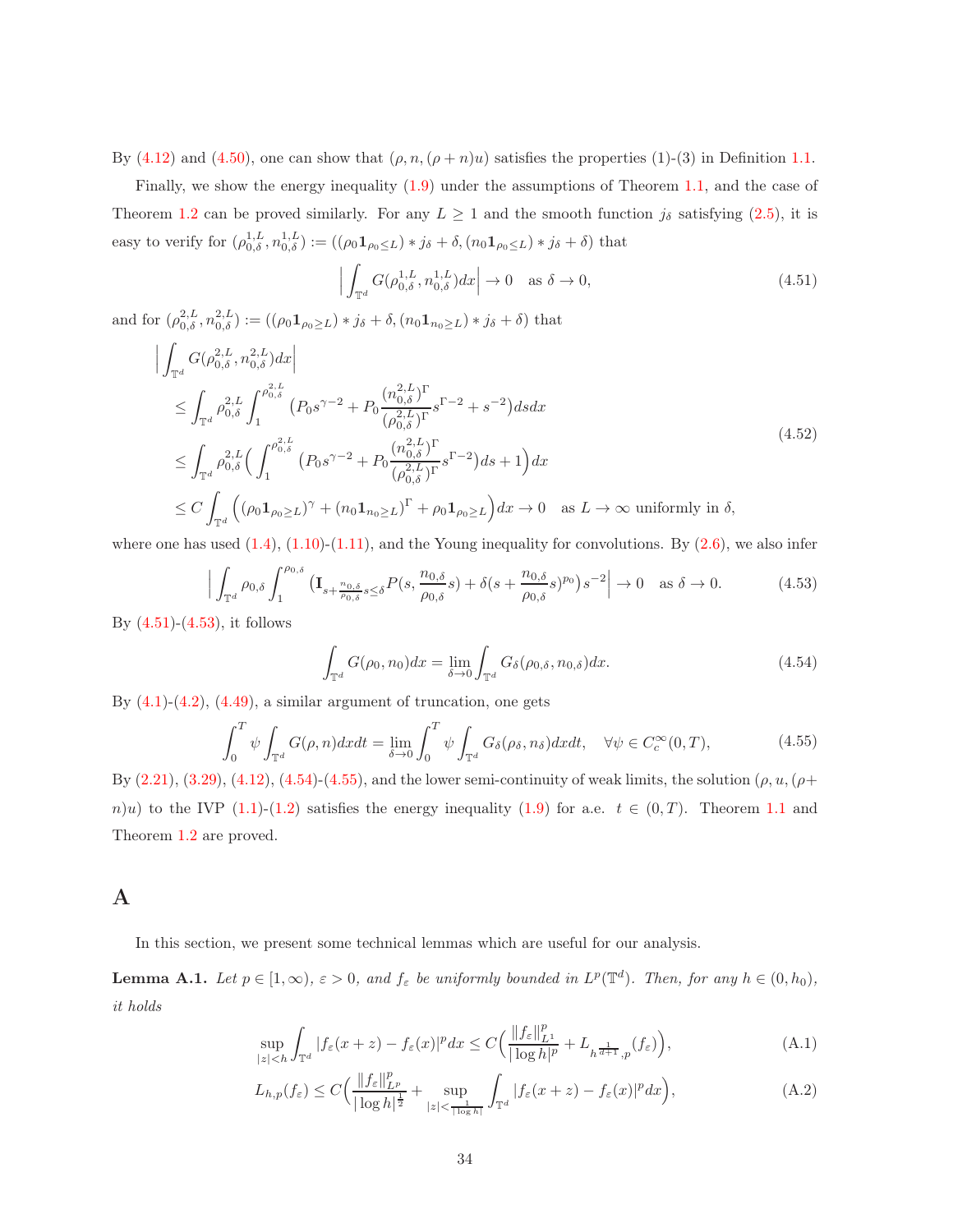By (4.12) and (4.50), one can show that $(\rho, n, (\rho+n)u)$ satisfies the properties (1)-(3) in Definition 1.1.

Finally, we show the energy inequality (1.9) under the assumptions of Theorem 1.1, and the case of Theorem 1.2 can be proved similarly. For any $L \geq 1$ and the smooth function $j_\delta$ satisfying (2.5), it is easy to verify for $(\rho_{0,\delta}^{1,L}, n_{0,\delta}^{1,L}) := ((\rho_0 \mathbf{1}_{\rho_0 \leq L}) * j_\delta + \delta, (n_0 \mathbf{1}_{\rho_0 \leq L}) * j_\delta + \delta)$ that

$$\Big| \int_{\mathbb{T}^d} G(\rho_{0,\delta}^{1,L}, n_{0,\delta}^{1,L}) dx \Big| \to 0 \quad \text{as } \delta \to 0, \tag{4.51}$$

and for $(\rho_{0,\delta}^{2,L}, n_{0,\delta}^{2,L}) := ((\rho_0 \mathbf{1}_{\rho_0 \geq L}) * j_\delta + \delta, (n_0 \mathbf{1}_{n_0 \geq L}) * j_\delta + \delta)$ that

$$\begin{aligned}
&\Big| \int_{\mathbb{T}^d} G(\rho_{0,\delta}^{2,L}, n_{0,\delta}^{2,L}) dx \Big| \\
&\leq \int_{\mathbb{T}^d} \rho_{0,\delta}^{2,L} \int_1^{\rho_{0,\delta}^{2,L}} \big( P_0 s^{\gamma-2} + P_0 \frac{(n_{0,\delta}^{2,L})^\Gamma}{(\rho_{0,\delta}^{2,L})^\Gamma} s^{\Gamma-2} + s^{-2} \big) ds dx \\
&\leq \int_{\mathbb{T}^d} \rho_{0,\delta}^{2,L} \Big( \int_1^{\rho_{0,\delta}^{2,L}} \big( P_0 s^{\gamma-2} + P_0 \frac{(n_{0,\delta}^{2,L})^\Gamma}{(\rho_{0,\delta}^{2,L})^\Gamma} s^{\Gamma-2} \big) ds + 1 \Big) dx \\
&\leq C \int_{\mathbb{T}^d} \Big( (\rho_0 \mathbf{1}_{\rho_0 \geq L})^\gamma + (n_0 \mathbf{1}_{n_0 \geq L})^\Gamma + \rho_0 \mathbf{1}_{\rho_0 \geq L} \Big) dx \to 0 \quad \text{as } L \to \infty \text{ uniformly in } \delta,
\end{aligned} \tag{4.52}$$

where one has used (1.4), (1.10)-(1.11), and the Young inequality for convolutions. By (2.6), we also infer

$$\Big| \int_{\mathbb{T}^d} \rho_{0,\delta} \int_1^{\rho_{0,\delta}} \big( \mathbf{I}_{s + \frac{n_{0,\delta}}{\rho_{0,\delta}} s \leq \delta} P(s, \frac{n_{0,\delta}}{\rho_{0,\delta}} s) + \delta (s + \frac{n_{0,\delta}}{\rho_{0,\delta}} s)^{p_0} \big) s^{-2} \Big| \to 0 \quad \text{as } \delta \to 0. \tag{4.53}$$

By (4.51)-(4.53), it follows

$$\int_{\mathbb{T}^d} G(\rho_0, n_0) dx = \lim_{\delta \to 0} \int_{\mathbb{T}^d} G_\delta(\rho_{0,\delta}, n_{0,\delta}) dx. \tag{4.54}$$

By (4.1)-(4.2), (4.49), a similar argument of truncation, one gets

$$\int_0^T \psi \int_{\mathbb{T}^d} G(\rho, n) dx dt = \lim_{\delta \to 0} \int_0^T \psi \int_{\mathbb{T}^d} G_\delta(\rho_\delta, n_\delta) dx dt, \quad \forall \psi \in C_c^\infty(0, T), \tag{4.55}$$

By (2.21), (3.29), (4.12), (4.54)-(4.55), and the lower semi-continuity of weak limits, the solution $(\rho, u, (\rho + n)u)$ to the IVP (1.1)-(1.2) satisfies the energy inequality (1.9) for a.e. $t \in (0, T)$. Theorem 1.1 and Theorem 1.2 are proved.

# A

In this section, we present some technical lemmas which are useful for our analysis.

**Lemma A.1.** *Let $p \in [1, \infty)$, $\varepsilon > 0$, and $f_\varepsilon$ be uniformly bounded in $L^p(\mathbb{T}^d)$. Then, for any $h \in (0, h_0)$, it holds*

$$\sup_{|z| < h} \int_{\mathbb{T}^d} |f_\varepsilon(x + z) - f_\varepsilon(x)|^p dx \leq C \Big( \frac{\|f_\varepsilon\|_{L^1}^p}{|\log h|^p} + L_{h^{\frac{1}{d+1}}, p}(f_\varepsilon) \Big), \tag{A.1}$$

$$L_{h,p}(f_\varepsilon) \leq C \Big( \frac{\|f_\varepsilon\|_{L^p}^p}{|\log h|^{\frac{1}{2}}} + \sup_{|z| < \frac{1}{|\log h|}} \int_{\mathbb{T}^d} |f_\varepsilon(x + z) - f_\varepsilon(x)|^p dx \Big), \tag{A.2}$$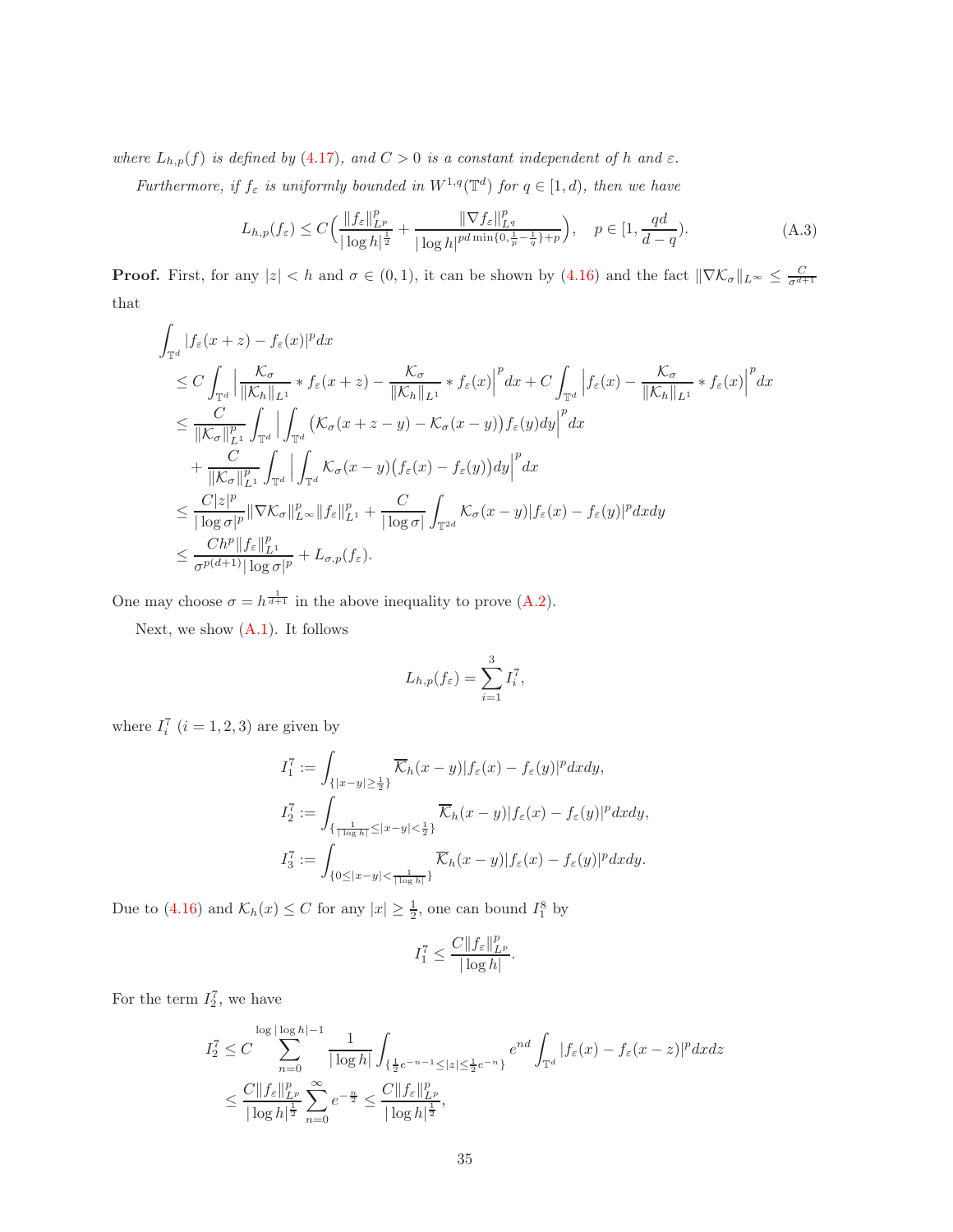*where $L_{h,p}(f)$ is defined by (4.17), and $C > 0$ is a constant independent of $h$ and $\varepsilon$.*

*Furthermore, if $f_\varepsilon$ is uniformly bounded in $W^{1,q}(\mathbb{T}^d)$ for $q \in [1, d)$, then we have*

$$
L_{h,p}(f_\varepsilon) \leq C\Big(\frac{\|f_\varepsilon\|_{L^p}^p}{|\log h|^{\frac{1}{2}}} + \frac{\|\nabla f_\varepsilon\|_{L^q}^p}{|\log h|^{pd\min\{0,\frac{1}{p}-\frac{1}{q}\}+p}}\Big), \quad p \in [1, \frac{qd}{d-q}). \tag{A.3}
$$

**Proof.** First, for any $|z| < h$ and $\sigma \in (0, 1)$, it can be shown by (4.16) and the fact $\|\nabla \mathcal{K}_\sigma\|_{L^\infty} \leq \frac{C}{\sigma^{d+1}}$ that

$$
\begin{aligned}
&\int_{\mathbb{T}^d} |f_\varepsilon(x+z) - f_\varepsilon(x)|^p dx \\
&\leq C \int_{\mathbb{T}^d} \Big| \frac{\mathcal{K}_\sigma}{\|\mathcal{K}_h\|_{L^1}} * f_\varepsilon(x+z) - \frac{\mathcal{K}_\sigma}{\|\mathcal{K}_h\|_{L^1}} * f_\varepsilon(x)\Big|^p dx + C\int_{\mathbb{T}^d} \Big| f_\varepsilon(x) - \frac{\mathcal{K}_\sigma}{\|\mathcal{K}_h\|_{L^1}} * f_\varepsilon(x)\Big|^p dx \\
&\leq \frac{C}{\|\mathcal{K}_\sigma\|_{L^1}^p} \int_{\mathbb{T}^d} \Big| \int_{\mathbb{T}^d} \big(\mathcal{K}_\sigma(x+z-y) - \mathcal{K}_\sigma(x-y)\big) f_\varepsilon(y) dy\Big|^p dx \\
&\quad + \frac{C}{\|\mathcal{K}_\sigma\|_{L^1}^p} \int_{\mathbb{T}^d} \Big| \int_{\mathbb{T}^d} \mathcal{K}_\sigma(x-y)\big(f_\varepsilon(x) - f_\varepsilon(y)\big) dy\Big|^p dx \\
&\leq \frac{C|z|^p}{|\log \sigma|^p} \|\nabla \mathcal{K}_\sigma\|_{L^\infty}^p \|f_\varepsilon\|_{L^1}^p + \frac{C}{|\log \sigma|} \int_{\mathbb{T}^{2d}} \mathcal{K}_\sigma(x-y)|f_\varepsilon(x) - f_\varepsilon(y)|^p dx dy \\
&\leq \frac{Ch^p \|f_\varepsilon\|_{L^1}^p}{\sigma^{p(d+1)}|\log \sigma|^p} + L_{\sigma,p}(f_\varepsilon).
\end{aligned}
$$

One may choose $\sigma = h^{\frac{1}{d+1}}$ in the above inequality to prove (A.2).

Next, we show (A.1). It follows

$$
L_{h,p}(f_\varepsilon) = \sum_{i=1}^{3} I_i^7,
$$

where $I_i^7$ $(i = 1, 2, 3)$ are given by

$$
\begin{aligned}
I_1^7 &:= \int_{\{|x-y| \geq \frac{1}{2}\}} \overline{\mathcal{K}}_h(x-y)|f_\varepsilon(x) - f_\varepsilon(y)|^p dx dy, \\
I_2^7 &:= \int_{\{\frac{1}{|\log h|} \leq |x-y| < \frac{1}{2}\}} \overline{\mathcal{K}}_h(x-y)|f_\varepsilon(x) - f_\varepsilon(y)|^p dx dy, \\
I_3^7 &:= \int_{\{0 \leq |x-y| < \frac{1}{|\log h|}\}} \overline{\mathcal{K}}_h(x-y)|f_\varepsilon(x) - f_\varepsilon(y)|^p dx dy.
\end{aligned}
$$

Due to (4.16) and $\mathcal{K}_h(x) \leq C$ for any $|x| \geq \frac{1}{2}$, one can bound $I_1^8$ by

$$
I_1^7 \leq \frac{C\|f_\varepsilon\|_{L^p}^p}{|\log h|}.
$$

For the term $I_2^7$, we have

$$
\begin{aligned}
I_2^7 &\leq C \sum_{n=0}^{\log|\log h|-1} \frac{1}{|\log h|} \int_{\{\frac{1}{2}e^{-n-1} \leq |z| \leq \frac{1}{2}e^{-n}\}} e^{nd} \int_{\mathbb{T}^d} |f_\varepsilon(x) - f_\varepsilon(x-z)|^p dx dz \\
&\leq \frac{C\|f_\varepsilon\|_{L^p}^p}{|\log h|^{\frac{1}{2}}} \sum_{n=0}^{\infty} e^{-\frac{n}{2}} \leq \frac{C\|f_\varepsilon\|_{L^p}^p}{|\log h|^{\frac{1}{2}}},
\end{aligned}
$$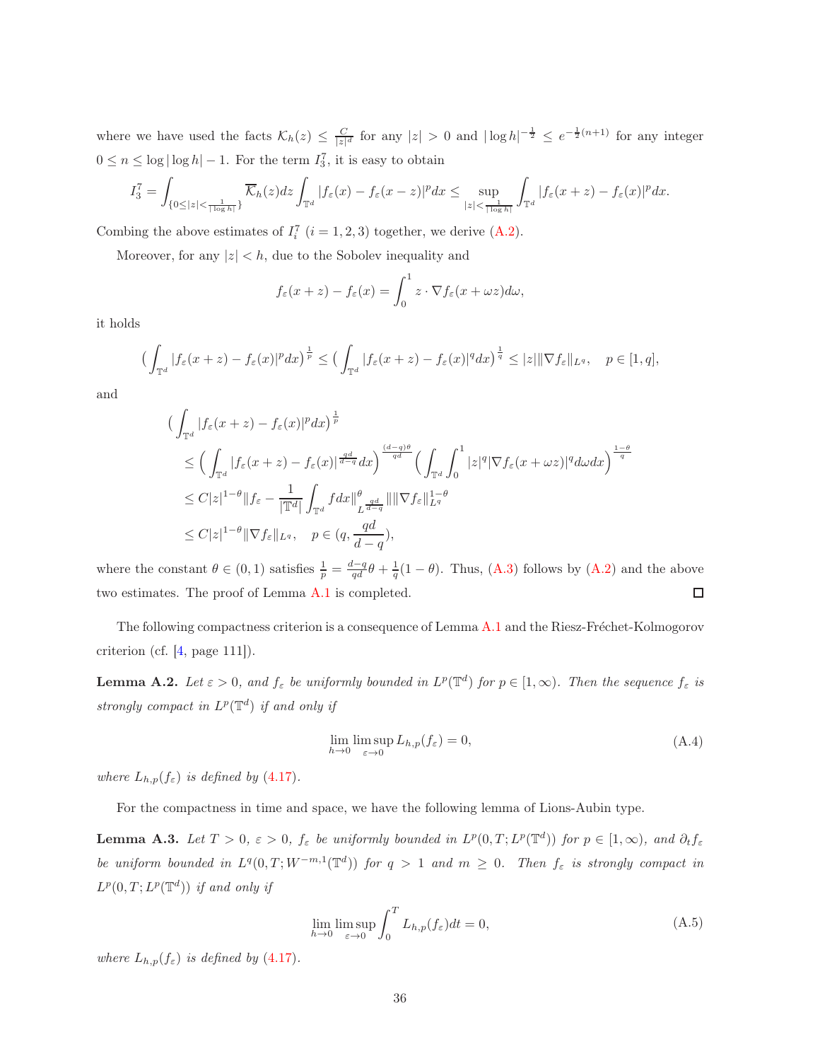where we have used the facts $\mathcal{K}_h(z) \le \frac{C}{|z|^d}$ for any $|z| > 0$ and $|\log h|^{-\frac{1}{2}} \le e^{-\frac{1}{2}(n+1)}$ for any integer $0 \le n \le \log|\log h| - 1$. For the term $I_3^7$, it is easy to obtain

$$I_3^7 = \int_{\{0 \le |z| < \frac{1}{|\log h|}\}} \overline{\mathcal{K}}_h(z) dz \int_{\mathbb{T}^d} |f_\varepsilon(x) - f_\varepsilon(x-z)|^p dx \le \sup_{|z| < \frac{1}{|\log h|}} \int_{\mathbb{T}^d} |f_\varepsilon(x+z) - f_\varepsilon(x)|^p dx.$$

Combing the above estimates of $I_i^7$ $(i = 1, 2, 3)$ together, we derive (A.2).

Moreover, for any $|z| < h$, due to the Sobolev inequality and

$$f_\varepsilon(x+z) - f_\varepsilon(x) = \int_0^1 z \cdot \nabla f_\varepsilon(x + \omega z) d\omega,$$

it holds

$$\Big(\int_{\mathbb{T}^d} |f_\varepsilon(x+z) - f_\varepsilon(x)|^p dx\Big)^{\frac{1}{p}} \le \Big(\int_{\mathbb{T}^d} |f_\varepsilon(x+z) - f_\varepsilon(x)|^q dx\Big)^{\frac{1}{q}} \le |z| \|\nabla f_\varepsilon\|_{L^q}, \quad p \in [1, q],$$

and

$$\begin{aligned}
&\Big(\int_{\mathbb{T}^d} |f_\varepsilon(x+z) - f_\varepsilon(x)|^p dx\Big)^{\frac{1}{p}} \\
&\le \Big(\int_{\mathbb{T}^d} |f_\varepsilon(x+z) - f_\varepsilon(x)|^{\frac{qd}{d-q}} dx\Big)^{\frac{(d-q)\theta}{qd}} \Big(\int_{\mathbb{T}^d} \int_0^1 |z|^q |\nabla f_\varepsilon(x+\omega z)|^q d\omega dx\Big)^{\frac{1-\theta}{q}} \\
&\le C|z|^{1-\theta} \|f_\varepsilon - \frac{1}{|\mathbb{T}^d|} \int_{\mathbb{T}^d} f dx\|^\theta_{L^{\frac{qd}{d-q}}} \| \|\nabla f_\varepsilon\|^{1-\theta}_{L^q} \\
&\le C|z|^{1-\theta} \|\nabla f_\varepsilon\|_{L^q}, \quad p \in (q, \frac{qd}{d-q}),
\end{aligned}$$

where the constant $\theta \in (0,1)$ satisfies $\frac{1}{p} = \frac{d-q}{qd}\theta + \frac{1}{q}(1-\theta)$. Thus, (A.3) follows by (A.2) and the above two estimates. The proof of Lemma A.1 is completed. $\square$

The following compactness criterion is a consequence of Lemma A.1 and the Riesz-Fréchet-Kolmogorov criterion (cf. [4, page 111]).

**Lemma A.2.** *Let $\varepsilon > 0$, and $f_\varepsilon$ be uniformly bounded in $L^p(\mathbb{T}^d)$ for $p \in [1, \infty)$. Then the sequence $f_\varepsilon$ is strongly compact in $L^p(\mathbb{T}^d)$ if and only if*

$$\lim_{h \to 0} \limsup_{\varepsilon \to 0} L_{h,p}(f_\varepsilon) = 0, \tag{A.4}$$

*where $L_{h,p}(f_\varepsilon)$ is defined by (4.17).*

For the compactness in time and space, we have the following lemma of Lions-Aubin type.

**Lemma A.3.** *Let $T > 0$, $\varepsilon > 0$, $f_\varepsilon$ be uniformly bounded in $L^p(0,T; L^p(\mathbb{T}^d))$ for $p \in [1, \infty)$, and $\partial_t f_\varepsilon$ be uniform bounded in $L^q(0,T; W^{-m,1}(\mathbb{T}^d))$ for $q > 1$ and $m \ge 0$. Then $f_\varepsilon$ is strongly compact in $L^p(0,T; L^p(\mathbb{T}^d))$ if and only if*

$$\lim_{h \to 0} \limsup_{\varepsilon \to 0} \int_0^T L_{h,p}(f_\varepsilon) dt = 0, \tag{A.5}$$

*where $L_{h,p}(f_\varepsilon)$ is defined by (4.17).*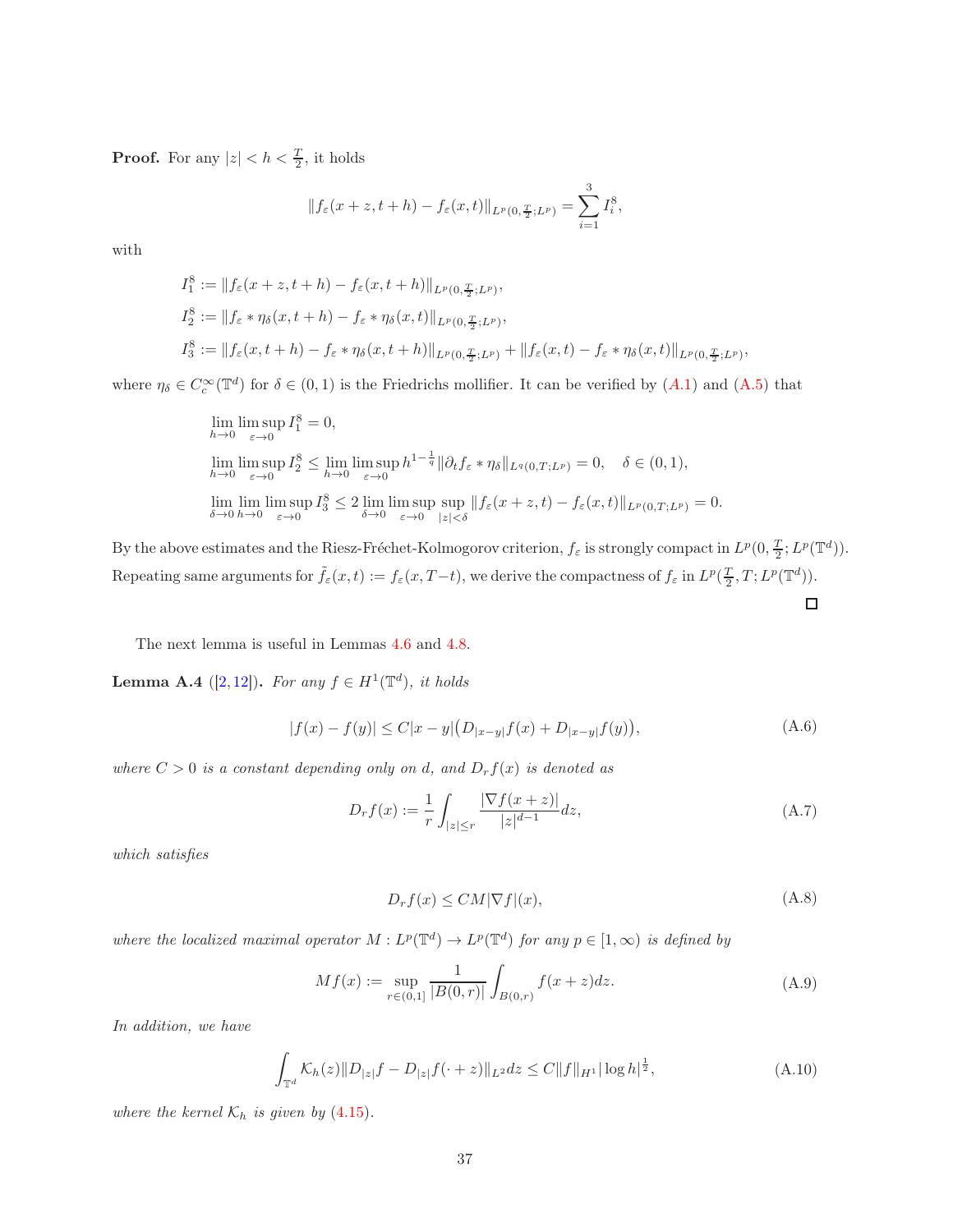**Proof.** For any $|z| < h < \frac{T}{2}$, it holds

$$\|f_\varepsilon(x+z,t+h) - f_\varepsilon(x,t)\|_{L^p(0,\frac{T}{2};L^p)} = \sum_{i=1}^{3} I_i^8,$$

with

$$
\begin{aligned}
I_1^8 &:= \|f_\varepsilon(x+z,t+h) - f_\varepsilon(x,t+h)\|_{L^p(0,\frac{T}{2};L^p)},\\
I_2^8 &:= \|f_\varepsilon * \eta_\delta(x,t+h) - f_\varepsilon * \eta_\delta(x,t)\|_{L^p(0,\frac{T}{2};L^p)},\\
I_3^8 &:= \|f_\varepsilon(x,t+h) - f_\varepsilon * \eta_\delta(x,t+h)\|_{L^p(0,\frac{T}{2};L^p)} + \|f_\varepsilon(x,t) - f_\varepsilon * \eta_\delta(x,t)\|_{L^p(0,\frac{T}{2};L^p)},
\end{aligned}
$$

where $\eta_\delta \in C_c^\infty(\mathbb{T}^d)$ for $\delta \in (0,1)$ is the Friedrichs mollifier. It can be verified by (A.1) and (A.5) that

$$
\begin{aligned}
&\lim_{h\to 0}\limsup_{\varepsilon\to 0} I_1^8 = 0,\\
&\lim_{h\to 0}\limsup_{\varepsilon\to 0} I_2^8 \le \lim_{h\to 0}\limsup_{\varepsilon\to 0} h^{1-\frac{1}{q}} \|\partial_t f_\varepsilon * \eta_\delta\|_{L^q(0,T;L^p)} = 0, \quad \delta\in(0,1),\\
&\lim_{\delta\to 0}\lim_{h\to 0}\limsup_{\varepsilon\to 0} I_3^8 \le 2\lim_{\delta\to 0}\limsup_{\varepsilon\to 0}\sup_{|z|<\delta} \|f_\varepsilon(x+z,t) - f_\varepsilon(x,t)\|_{L^p(0,T;L^p)} = 0.
\end{aligned}
$$

By the above estimates and the Riesz-Fréchet-Kolmogorov criterion, $f_\varepsilon$ is strongly compact in $L^p(0,\frac{T}{2};L^p(\mathbb{T}^d))$. Repeating same arguments for $\tilde{f}_\varepsilon(x,t) := f_\varepsilon(x,T-t)$, we derive the compactness of $f_\varepsilon$ in $L^p(\frac{T}{2},T;L^p(\mathbb{T}^d))$. □

The next lemma is useful in Lemmas 4.6 and 4.8.

**Lemma A.4** ([2, 12]). *For any $f \in H^1(\mathbb{T}^d)$, it holds*

$$|f(x) - f(y)| \le C|x-y|\big(D_{|x-y|}f(x) + D_{|x-y|}f(y)\big), \tag{A.6}$$

*where $C > 0$ is a constant depending only on d, and $D_r f(x)$ is denoted as*

$$D_r f(x) := \frac{1}{r}\int_{|z|\le r} \frac{|\nabla f(x+z)|}{|z|^{d-1}} dz, \tag{A.7}$$

*which satisfies*

$$D_r f(x) \le CM|\nabla f|(x), \tag{A.8}$$

*where the localized maximal operator $M : L^p(\mathbb{T}^d) \to L^p(\mathbb{T}^d)$ for any $p \in [1,\infty)$ is defined by*

$$Mf(x) := \sup_{r\in(0,1]} \frac{1}{|B(0,r)|}\int_{B(0,r)} f(x+z)dz. \tag{A.9}$$

*In addition, we have*

$$\int_{\mathbb{T}^d} \mathcal{K}_h(z)\|D_{|z|}f - D_{|z|}f(\cdot+z)\|_{L^2} dz \le C\|f\|_{H^1}|\log h|^{\frac{1}{2}}, \tag{A.10}$$

*where the kernel $\mathcal{K}_h$ is given by (4.15).*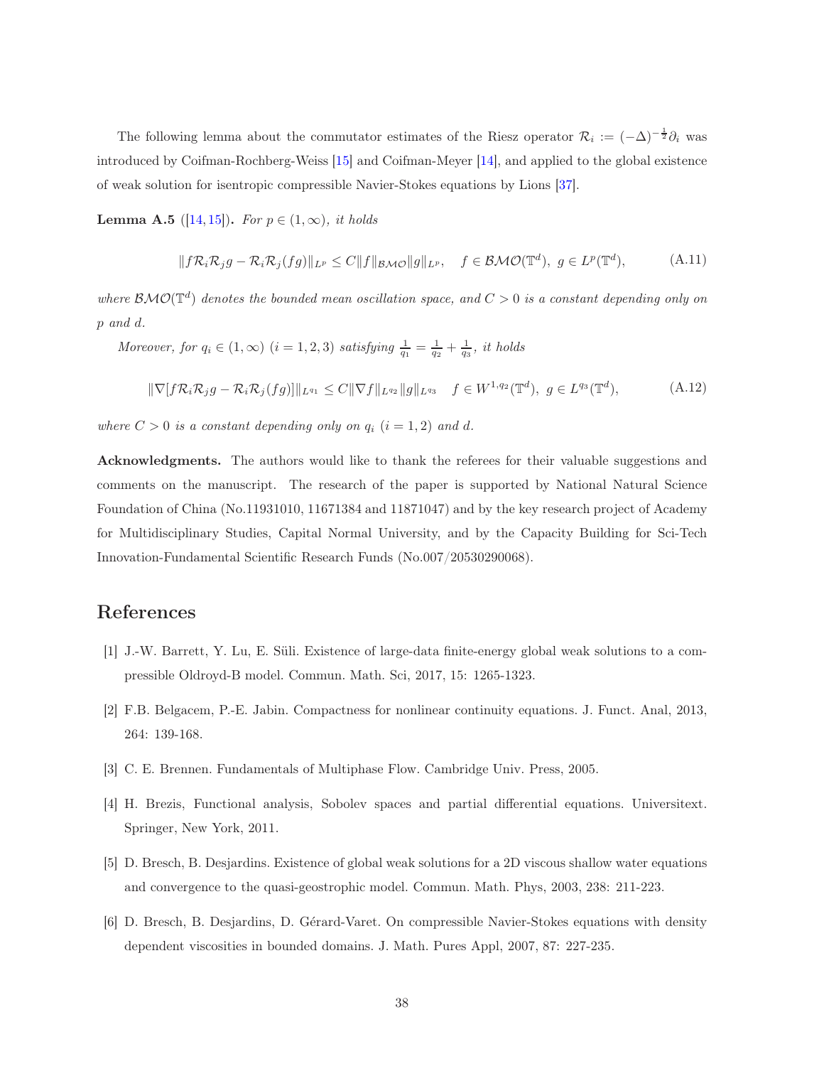The following lemma about the commutator estimates of the Riesz operator $\mathcal{R}_i := (-\Delta)^{-\frac{1}{2}}\partial_i$ was introduced by Coifman-Rochberg-Weiss [15] and Coifman-Meyer [14], and applied to the global existence of weak solution for isentropic compressible Navier-Stokes equations by Lions [37].

**Lemma A.5** ([14, 15]). *For $p \in (1, \infty)$, it holds*

$$\|f\mathcal{R}_i\mathcal{R}_j g - \mathcal{R}_i\mathcal{R}_j(fg)\|_{L^p} \leq C\|f\|_{\mathcal{BMO}}\|g\|_{L^p}, \quad f \in \mathcal{BMO}(\mathbb{T}^d),\ g \in L^p(\mathbb{T}^d), \tag{A.11}$$

*where $\mathcal{BMO}(\mathbb{T}^d)$ denotes the bounded mean oscillation space, and $C > 0$ is a constant depending only on $p$ and $d$.*

*Moreover, for $q_i \in (1, \infty)$ $(i = 1, 2, 3)$ satisfying $\frac{1}{q_1} = \frac{1}{q_2} + \frac{1}{q_3}$, it holds*

$$\|\nabla[f\mathcal{R}_i\mathcal{R}_j g - \mathcal{R}_i\mathcal{R}_j(fg)]\|_{L^{q_1}} \leq C\|\nabla f\|_{L^{q_2}}\|g\|_{L^{q_3}} \quad f \in W^{1,q_2}(\mathbb{T}^d),\ g \in L^{q_3}(\mathbb{T}^d), \tag{A.12}$$

*where $C > 0$ is a constant depending only on $q_i$ $(i = 1, 2)$ and $d$.*

**Acknowledgments.** The authors would like to thank the referees for their valuable suggestions and comments on the manuscript. The research of the paper is supported by National Natural Science Foundation of China (No.11931010, 11671384 and 11871047) and by the key research project of Academy for Multidisciplinary Studies, Capital Normal University, and by the Capacity Building for Sci-Tech Innovation-Fundamental Scientific Research Funds (No.007/20530290068).

# References

[1] J.-W. Barrett, Y. Lu, E. Süli. Existence of large-data finite-energy global weak solutions to a compressible Oldroyd-B model. Commun. Math. Sci, 2017, 15: 1265-1323.

[2] F.B. Belgacem, P.-E. Jabin. Compactness for nonlinear continuity equations. J. Funct. Anal, 2013, 264: 139-168.

[3] C. E. Brennen. Fundamentals of Multiphase Flow. Cambridge Univ. Press, 2005.

[4] H. Brezis, Functional analysis, Sobolev spaces and partial differential equations. Universitext. Springer, New York, 2011.

[5] D. Bresch, B. Desjardins. Existence of global weak solutions for a 2D viscous shallow water equations and convergence to the quasi-geostrophic model. Commun. Math. Phys, 2003, 238: 211-223.

[6] D. Bresch, B. Desjardins, D. Gérard-Varet. On compressible Navier-Stokes equations with density dependent viscosities in bounded domains. J. Math. Pures Appl, 2007, 87: 227-235.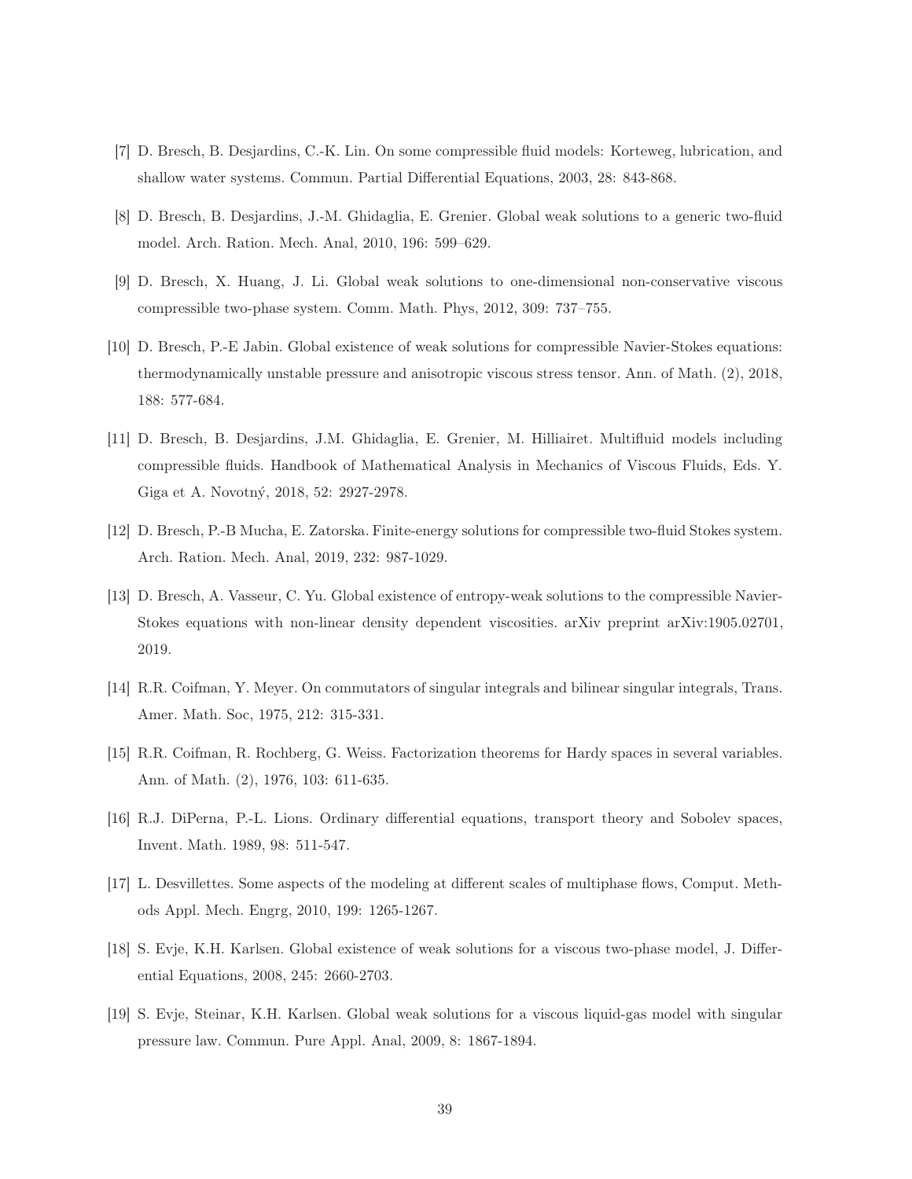[7] D. Bresch, B. Desjardins, C.-K. Lin. On some compressible fluid models: Korteweg, lubrication, and shallow water systems. Commun. Partial Differential Equations, 2003, 28: 843-868.

[8] D. Bresch, B. Desjardins, J.-M. Ghidaglia, E. Grenier. Global weak solutions to a generic two-fluid model. Arch. Ration. Mech. Anal, 2010, 196: 599–629.

[9] D. Bresch, X. Huang, J. Li. Global weak solutions to one-dimensional non-conservative viscous compressible two-phase system. Comm. Math. Phys, 2012, 309: 737–755.

[10] D. Bresch, P.-E Jabin. Global existence of weak solutions for compressible Navier-Stokes equations: thermodynamically unstable pressure and anisotropic viscous stress tensor. Ann. of Math. (2), 2018, 188: 577-684.

[11] D. Bresch, B. Desjardins, J.M. Ghidaglia, E. Grenier, M. Hilliairet. Multifluid models including compressible fluids. Handbook of Mathematical Analysis in Mechanics of Viscous Fluids, Eds. Y. Giga et A. Novotný, 2018, 52: 2927-2978.

[12] D. Bresch, P.-B Mucha, E. Zatorska. Finite-energy solutions for compressible two-fluid Stokes system. Arch. Ration. Mech. Anal, 2019, 232: 987-1029.

[13] D. Bresch, A. Vasseur, C. Yu. Global existence of entropy-weak solutions to the compressible Navier-Stokes equations with non-linear density dependent viscosities. arXiv preprint arXiv:1905.02701, 2019.

[14] R.R. Coifman, Y. Meyer. On commutators of singular integrals and bilinear singular integrals, Trans. Amer. Math. Soc, 1975, 212: 315-331.

[15] R.R. Coifman, R. Rochberg, G. Weiss. Factorization theorems for Hardy spaces in several variables. Ann. of Math. (2), 1976, 103: 611-635.

[16] R.J. DiPerna, P.-L. Lions. Ordinary differential equations, transport theory and Sobolev spaces, Invent. Math. 1989, 98: 511-547.

[17] L. Desvillettes. Some aspects of the modeling at different scales of multiphase flows, Comput. Methods Appl. Mech. Engrg, 2010, 199: 1265-1267.

[18] S. Evje, K.H. Karlsen. Global existence of weak solutions for a viscous two-phase model, J. Differential Equations, 2008, 245: 2660-2703.

[19] S. Evje, Steinar, K.H. Karlsen. Global weak solutions for a viscous liquid-gas model with singular pressure law. Commun. Pure Appl. Anal, 2009, 8: 1867-1894.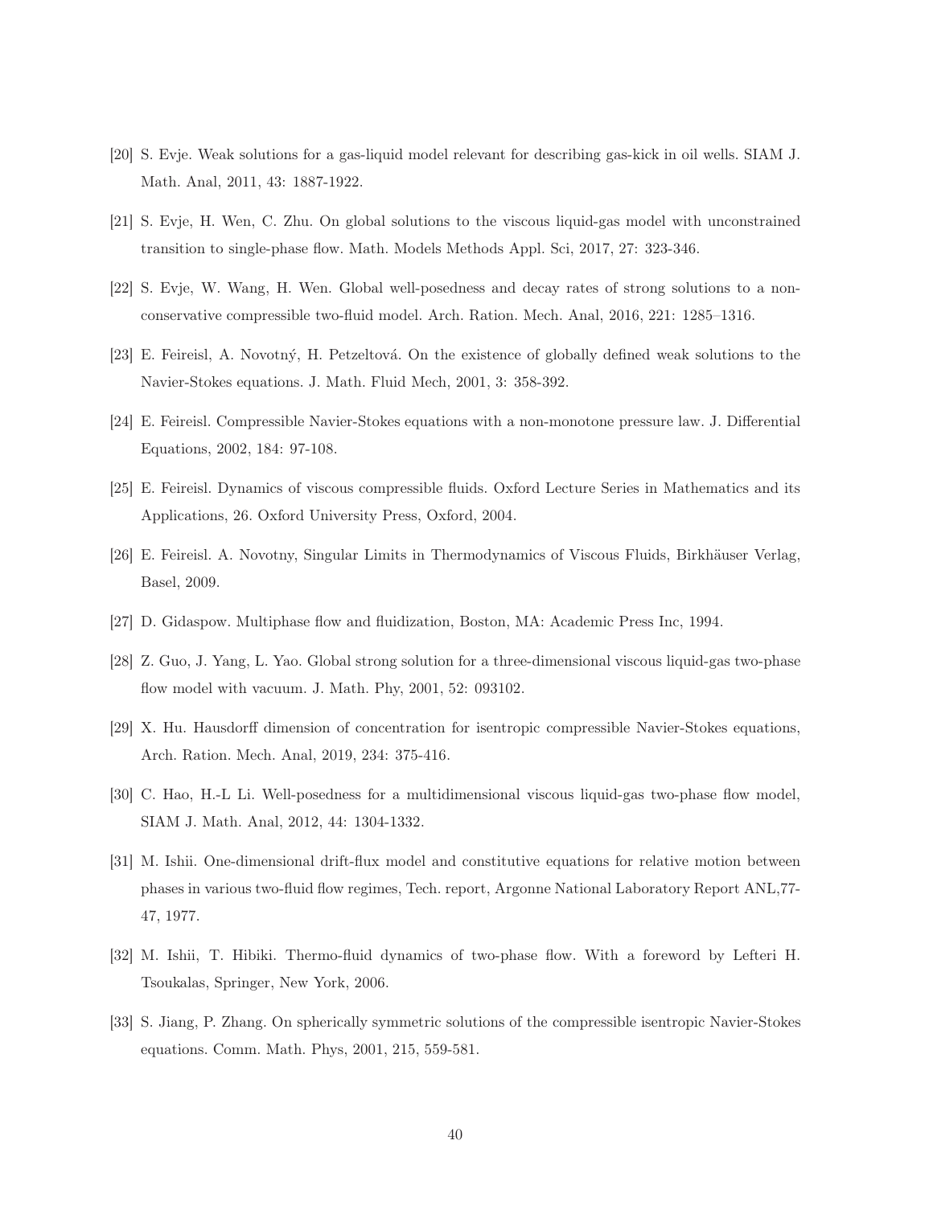[20] S. Evje. Weak solutions for a gas-liquid model relevant for describing gas-kick in oil wells. SIAM J. Math. Anal, 2011, 43: 1887-1922.

[21] S. Evje, H. Wen, C. Zhu. On global solutions to the viscous liquid-gas model with unconstrained transition to single-phase flow. Math. Models Methods Appl. Sci, 2017, 27: 323-346.

[22] S. Evje, W. Wang, H. Wen. Global well-posedness and decay rates of strong solutions to a non-conservative compressible two-fluid model. Arch. Ration. Mech. Anal, 2016, 221: 1285–1316.

[23] E. Feireisl, A. Novotný, H. Petzeltová. On the existence of globally defined weak solutions to the Navier-Stokes equations. J. Math. Fluid Mech, 2001, 3: 358-392.

[24] E. Feireisl. Compressible Navier-Stokes equations with a non-monotone pressure law. J. Differential Equations, 2002, 184: 97-108.

[25] E. Feireisl. Dynamics of viscous compressible fluids. Oxford Lecture Series in Mathematics and its Applications, 26. Oxford University Press, Oxford, 2004.

[26] E. Feireisl. A. Novotny, Singular Limits in Thermodynamics of Viscous Fluids, Birkhäuser Verlag, Basel, 2009.

[27] D. Gidaspow. Multiphase flow and fluidization, Boston, MA: Academic Press Inc, 1994.

[28] Z. Guo, J. Yang, L. Yao. Global strong solution for a three-dimensional viscous liquid-gas two-phase flow model with vacuum. J. Math. Phy, 2001, 52: 093102.

[29] X. Hu. Hausdorff dimension of concentration for isentropic compressible Navier-Stokes equations, Arch. Ration. Mech. Anal, 2019, 234: 375-416.

[30] C. Hao, H.-L Li. Well-posedness for a multidimensional viscous liquid-gas two-phase flow model, SIAM J. Math. Anal, 2012, 44: 1304-1332.

[31] M. Ishii. One-dimensional drift-flux model and constitutive equations for relative motion between phases in various two-fluid flow regimes, Tech. report, Argonne National Laboratory Report ANL,77-47, 1977.

[32] M. Ishii, T. Hibiki. Thermo-fluid dynamics of two-phase flow. With a foreword by Lefteri H. Tsoukalas, Springer, New York, 2006.

[33] S. Jiang, P. Zhang. On spherically symmetric solutions of the compressible isentropic Navier-Stokes equations. Comm. Math. Phys, 2001, 215, 559-581.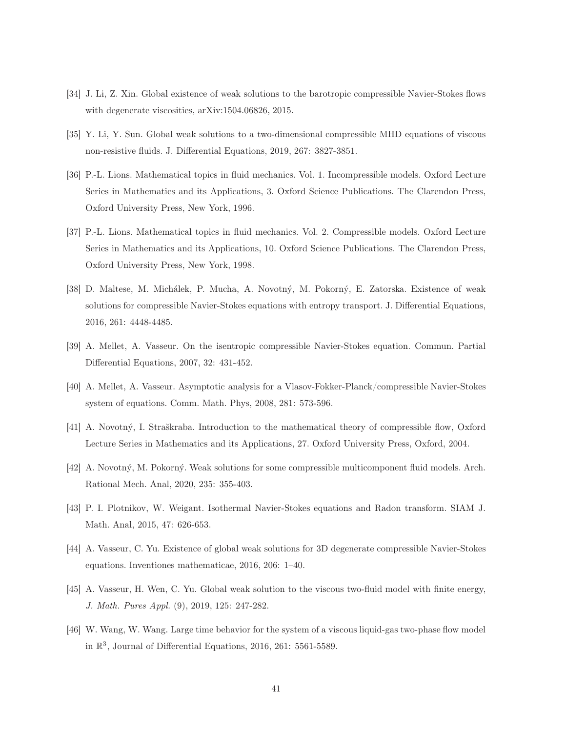[34] J. Li, Z. Xin. Global existence of weak solutions to the barotropic compressible Navier-Stokes flows with degenerate viscosities, arXiv:1504.06826, 2015.

[35] Y. Li, Y. Sun. Global weak solutions to a two-dimensional compressible MHD equations of viscous non-resistive fluids. J. Differential Equations, 2019, 267: 3827-3851.

[36] P.-L. Lions. Mathematical topics in fluid mechanics. Vol. 1. Incompressible models. Oxford Lecture Series in Mathematics and its Applications, 3. Oxford Science Publications. The Clarendon Press, Oxford University Press, New York, 1996.

[37] P.-L. Lions. Mathematical topics in fluid mechanics. Vol. 2. Compressible models. Oxford Lecture Series in Mathematics and its Applications, 10. Oxford Science Publications. The Clarendon Press, Oxford University Press, New York, 1998.

[38] D. Maltese, M. Michálek, P. Mucha, A. Novotný, M. Pokorný, E. Zatorska. Existence of weak solutions for compressible Navier-Stokes equations with entropy transport. J. Differential Equations, 2016, 261: 4448-4485.

[39] A. Mellet, A. Vasseur. On the isentropic compressible Navier-Stokes equation. Commun. Partial Differential Equations, 2007, 32: 431-452.

[40] A. Mellet, A. Vasseur. Asymptotic analysis for a Vlasov-Fokker-Planck/compressible Navier-Stokes system of equations. Comm. Math. Phys, 2008, 281: 573-596.

[41] A. Novotný, I. Straškraba. Introduction to the mathematical theory of compressible flow, Oxford Lecture Series in Mathematics and its Applications, 27. Oxford University Press, Oxford, 2004.

[42] A. Novotný, M. Pokorný. Weak solutions for some compressible multicomponent fluid models. Arch. Rational Mech. Anal, 2020, 235: 355-403.

[43] P. I. Plotnikov, W. Weigant. Isothermal Navier-Stokes equations and Radon transform. SIAM J. Math. Anal, 2015, 47: 626-653.

[44] A. Vasseur, C. Yu. Existence of global weak solutions for 3D degenerate compressible Navier-Stokes equations. Inventiones mathematicae, 2016, 206: 1–40.

[45] A. Vasseur, H. Wen, C. Yu. Global weak solution to the viscous two-fluid model with finite energy, *J. Math. Pures Appl.* (9), 2019, 125: 247-282.

[46] W. Wang, W. Wang. Large time behavior for the system of a viscous liquid-gas two-phase flow model in $\mathbb{R}^3$, Journal of Differential Equations, 2016, 261: 5561-5589.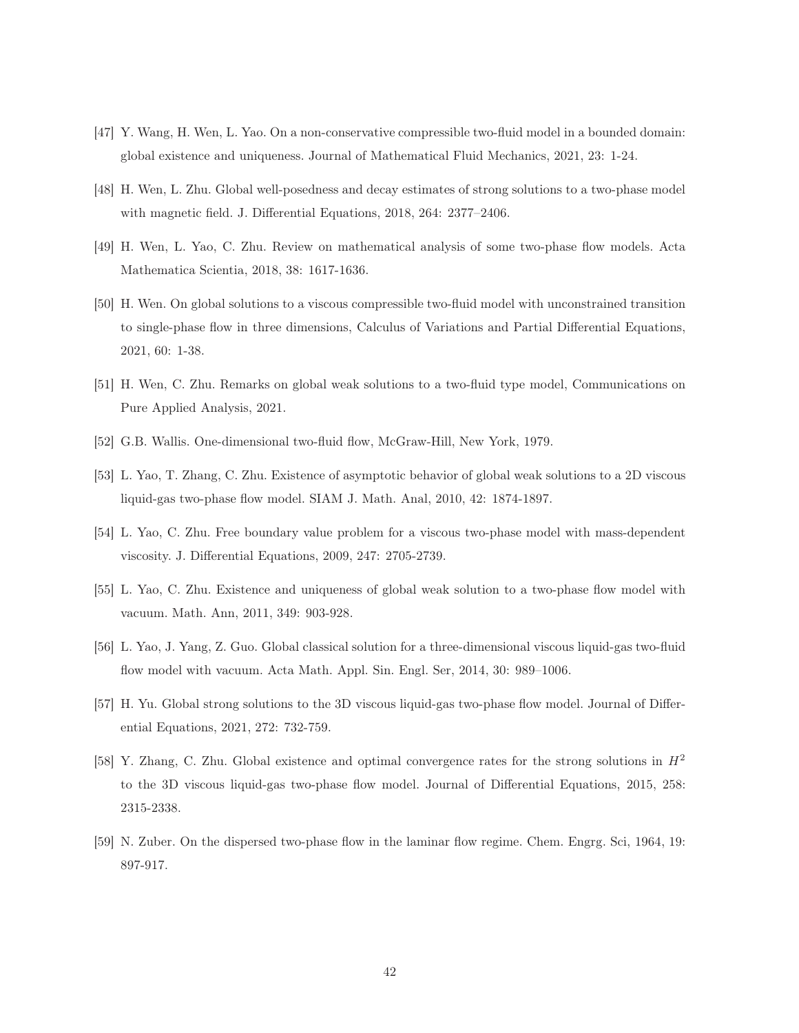[47] Y. Wang, H. Wen, L. Yao. On a non-conservative compressible two-fluid model in a bounded domain: global existence and uniqueness. Journal of Mathematical Fluid Mechanics, 2021, 23: 1-24.

[48] H. Wen, L. Zhu. Global well-posedness and decay estimates of strong solutions to a two-phase model with magnetic field. J. Differential Equations, 2018, 264: 2377–2406.

[49] H. Wen, L. Yao, C. Zhu. Review on mathematical analysis of some two-phase flow models. Acta Mathematica Scientia, 2018, 38: 1617-1636.

[50] H. Wen. On global solutions to a viscous compressible two-fluid model with unconstrained transition to single-phase flow in three dimensions, Calculus of Variations and Partial Differential Equations, 2021, 60: 1-38.

[51] H. Wen, C. Zhu. Remarks on global weak solutions to a two-fluid type model, Communications on Pure Applied Analysis, 2021.

[52] G.B. Wallis. One-dimensional two-fluid flow, McGraw-Hill, New York, 1979.

[53] L. Yao, T. Zhang, C. Zhu. Existence of asymptotic behavior of global weak solutions to a 2D viscous liquid-gas two-phase flow model. SIAM J. Math. Anal, 2010, 42: 1874-1897.

[54] L. Yao, C. Zhu. Free boundary value problem for a viscous two-phase model with mass-dependent viscosity. J. Differential Equations, 2009, 247: 2705-2739.

[55] L. Yao, C. Zhu. Existence and uniqueness of global weak solution to a two-phase flow model with vacuum. Math. Ann, 2011, 349: 903-928.

[56] L. Yao, J. Yang, Z. Guo. Global classical solution for a three-dimensional viscous liquid-gas two-fluid flow model with vacuum. Acta Math. Appl. Sin. Engl. Ser, 2014, 30: 989–1006.

[57] H. Yu. Global strong solutions to the 3D viscous liquid-gas two-phase flow model. Journal of Differential Equations, 2021, 272: 732-759.

[58] Y. Zhang, C. Zhu. Global existence and optimal convergence rates for the strong solutions in $H^2$ to the 3D viscous liquid-gas two-phase flow model. Journal of Differential Equations, 2015, 258: 2315-2338.

[59] N. Zuber. On the dispersed two-phase flow in the laminar flow regime. Chem. Engrg. Sci, 1964, 19: 897-917.